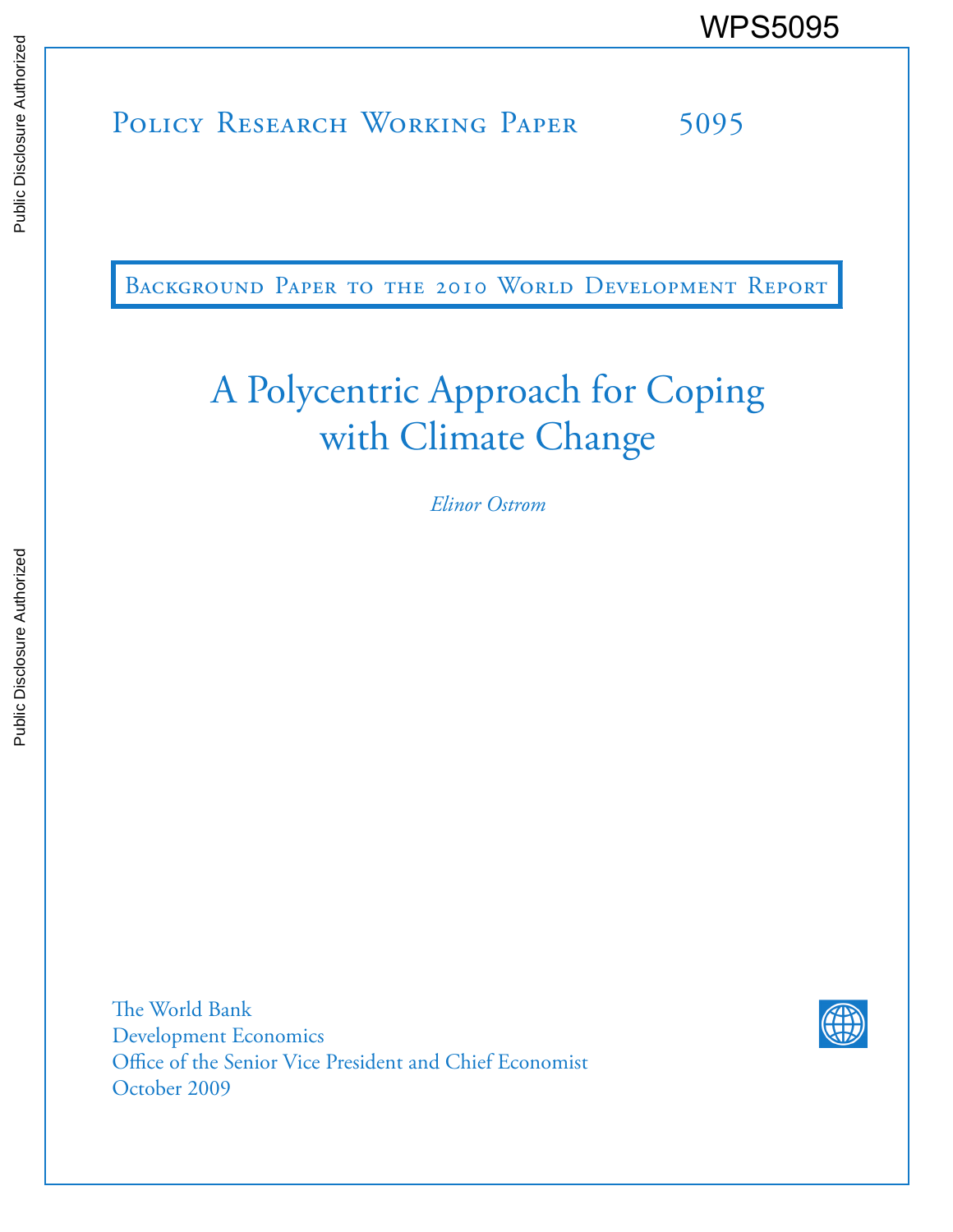WPS5095

Policy Research Working Paper 5095

Background Paper to the 2010 World Development Report

# A Polycentric Approach for Coping with Climate Change

*Elinor Ostrom*

The World Bank
Development Economics
Office of the Senior Vice President and Chief Economist
October 2009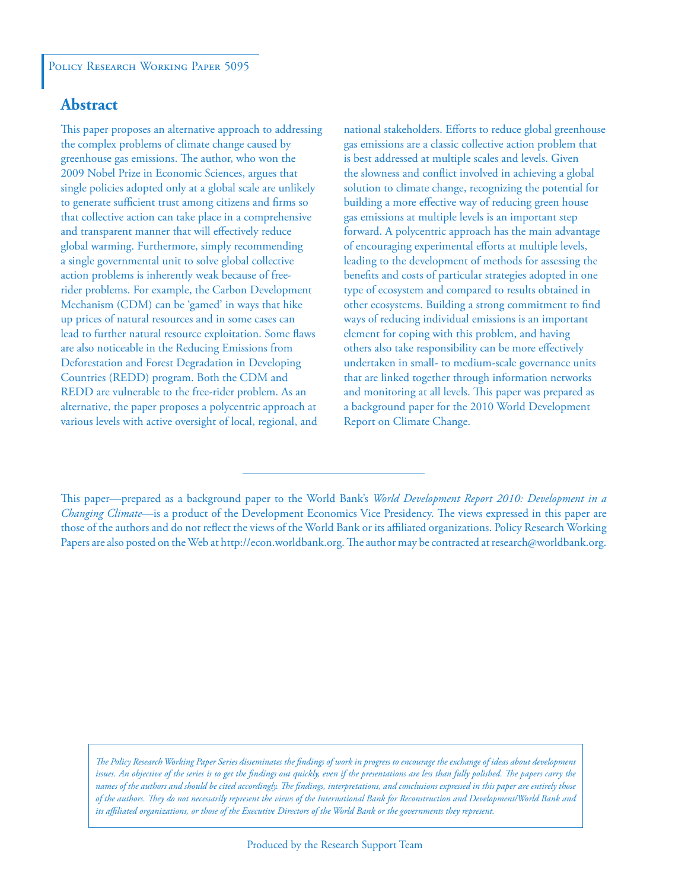Policy Research Working Paper 5095

## Abstract

This paper proposes an alternative approach to addressing the complex problems of climate change caused by greenhouse gas emissions. The author, who won the 2009 Nobel Prize in Economic Sciences, argues that single policies adopted only at a global scale are unlikely to generate sufficient trust among citizens and firms so that collective action can take place in a comprehensive and transparent manner that will effectively reduce global warming. Furthermore, simply recommending a single governmental unit to solve global collective action problems is inherently weak because of free-rider problems. For example, the Carbon Development Mechanism (CDM) can be 'gamed' in ways that hike up prices of natural resources and in some cases can lead to further natural resource exploitation. Some flaws are also noticeable in the Reducing Emissions from Deforestation and Forest Degradation in Developing Countries (REDD) program. Both the CDM and REDD are vulnerable to the free-rider problem. As an alternative, the paper proposes a polycentric approach at various levels with active oversight of local, regional, and national stakeholders. Efforts to reduce global greenhouse gas emissions are a classic collective action problem that is best addressed at multiple scales and levels. Given the slowness and conflict involved in achieving a global solution to climate change, recognizing the potential for building a more effective way of reducing green house gas emissions at multiple levels is an important step forward. A polycentric approach has the main advantage of encouraging experimental efforts at multiple levels, leading to the development of methods for assessing the benefits and costs of particular strategies adopted in one type of ecosystem and compared to results obtained in other ecosystems. Building a strong commitment to find ways of reducing individual emissions is an important element for coping with this problem, and having others also take responsibility can be more effectively undertaken in small- to medium-scale governance units that are linked together through information networks and monitoring at all levels. This paper was prepared as a background paper for the 2010 World Development Report on Climate Change.

---

This paper—prepared as a background paper to the World Bank's *World Development Report 2010: Development in a Changing Climate*—is a product of the Development Economics Vice Presidency. The views expressed in this paper are those of the authors and do not reflect the views of the World Bank or its affiliated organizations. Policy Research Working Papers are also posted on the Web at http://econ.worldbank.org. The author may be contracted at research@worldbank.org.

*The Policy Research Working Paper Series disseminates the findings of work in progress to encourage the exchange of ideas about development issues. An objective of the series is to get the findings out quickly, even if the presentations are less than fully polished. The papers carry the names of the authors and should be cited accordingly. The findings, interpretations, and conclusions expressed in this paper are entirely those of the authors. They do not necessarily represent the views of the International Bank for Reconstruction and Development/World Bank and its affiliated organizations, or those of the Executive Directors of the World Bank or the governments they represent.*

Produced by the Research Support Team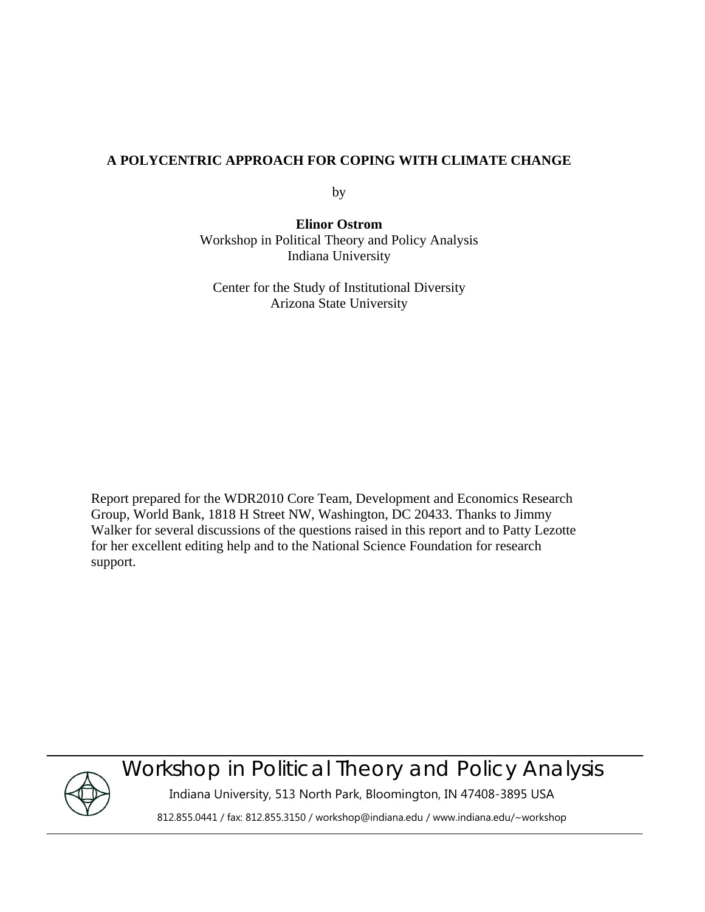# A POLYCENTRIC APPROACH FOR COPING WITH CLIMATE CHANGE

by

**Elinor Ostrom**

Workshop in Political Theory and Policy Analysis
Indiana University

Center for the Study of Institutional Diversity
Arizona State University

Report prepared for the WDR2010 Core Team, Development and Economics Research Group, World Bank, 1818 H Street NW, Washington, DC 20433. Thanks to Jimmy Walker for several discussions of the questions raised in this report and to Patty Lezotte for her excellent editing help and to the National Science Foundation for research support.

Workshop in Political Theory and Policy Analysis

Indiana University, 513 North Park, Bloomington, IN 47408-3895 USA

812.855.0441 / fax: 812.855.3150 / workshop@indiana.edu / www.indiana.edu/~workshop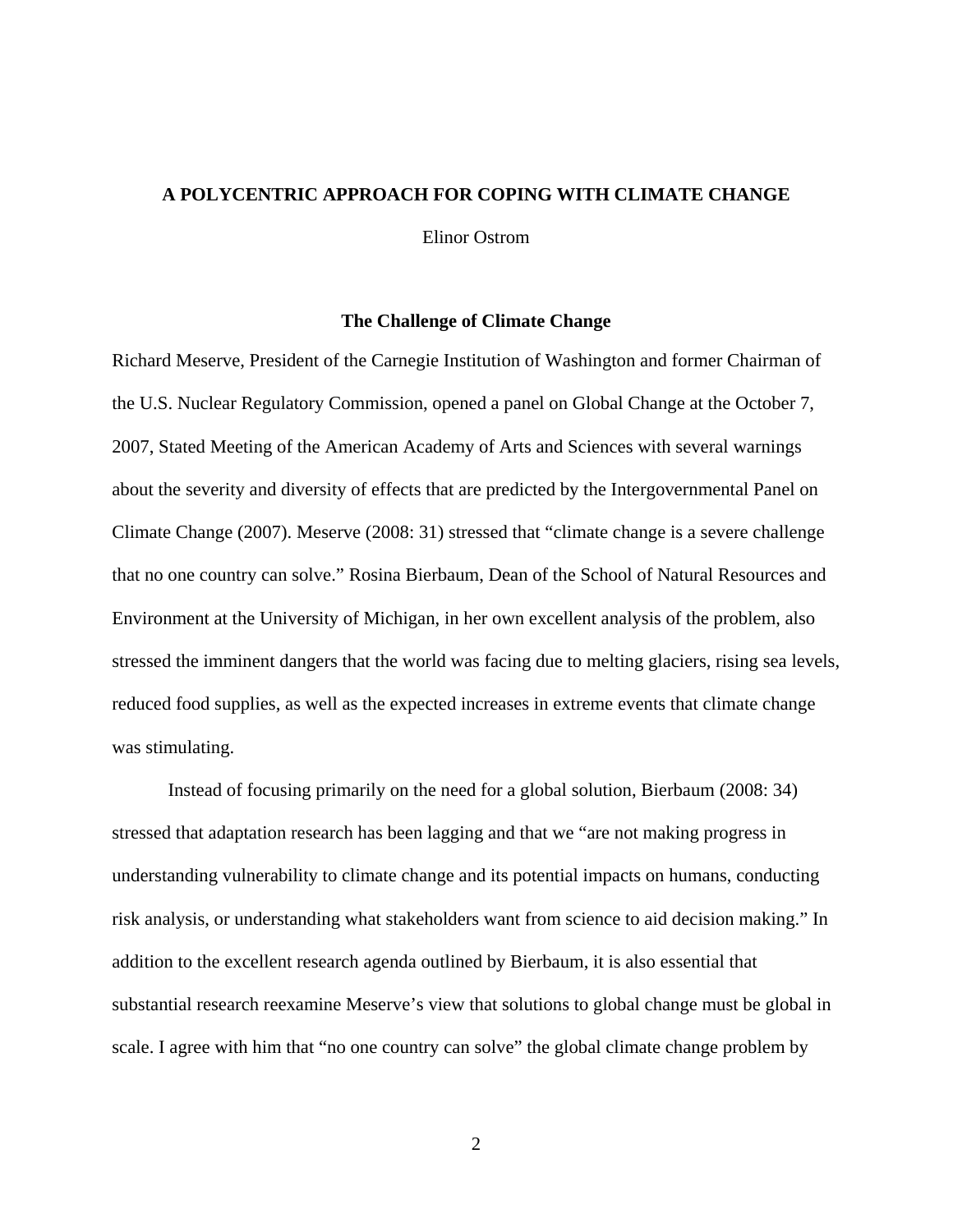# A POLYCENTRIC APPROACH FOR COPING WITH CLIMATE CHANGE

Elinor Ostrom

## The Challenge of Climate Change

Richard Meserve, President of the Carnegie Institution of Washington and former Chairman of the U.S. Nuclear Regulatory Commission, opened a panel on Global Change at the October 7, 2007, Stated Meeting of the American Academy of Arts and Sciences with several warnings about the severity and diversity of effects that are predicted by the Intergovernmental Panel on Climate Change (2007). Meserve (2008: 31) stressed that "climate change is a severe challenge that no one country can solve." Rosina Bierbaum, Dean of the School of Natural Resources and Environment at the University of Michigan, in her own excellent analysis of the problem, also stressed the imminent dangers that the world was facing due to melting glaciers, rising sea levels, reduced food supplies, as well as the expected increases in extreme events that climate change was stimulating.

Instead of focusing primarily on the need for a global solution, Bierbaum (2008: 34) stressed that adaptation research has been lagging and that we "are not making progress in understanding vulnerability to climate change and its potential impacts on humans, conducting risk analysis, or understanding what stakeholders want from science to aid decision making." In addition to the excellent research agenda outlined by Bierbaum, it is also essential that substantial research reexamine Meserve's view that solutions to global change must be global in scale. I agree with him that "no one country can solve" the global climate change problem by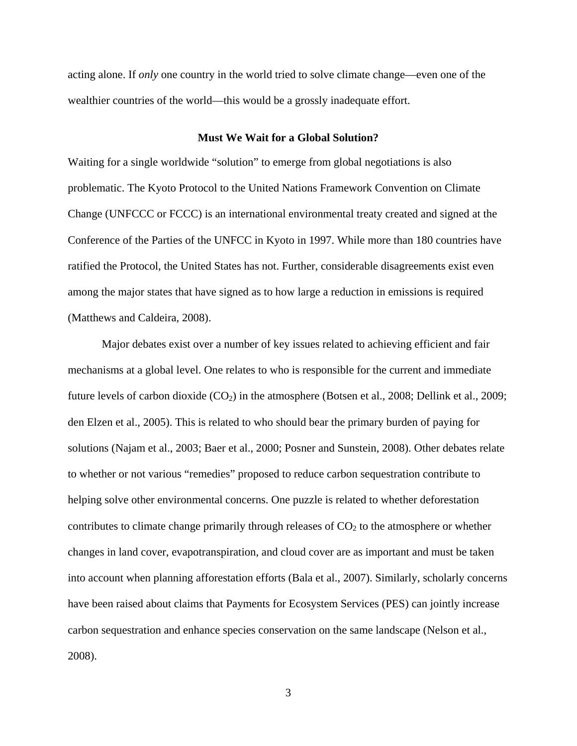acting alone. If *only* one country in the world tried to solve climate change—even one of the wealthier countries of the world—this would be a grossly inadequate effort.

## Must We Wait for a Global Solution?

Waiting for a single worldwide "solution" to emerge from global negotiations is also problematic. The Kyoto Protocol to the United Nations Framework Convention on Climate Change (UNFCCC or FCCC) is an international environmental treaty created and signed at the Conference of the Parties of the UNFCC in Kyoto in 1997. While more than 180 countries have ratified the Protocol, the United States has not. Further, considerable disagreements exist even among the major states that have signed as to how large a reduction in emissions is required (Matthews and Caldeira, 2008).

Major debates exist over a number of key issues related to achieving efficient and fair mechanisms at a global level. One relates to who is responsible for the current and immediate future levels of carbon dioxide ($CO_2$) in the atmosphere (Botsen et al., 2008; Dellink et al., 2009; den Elzen et al., 2005). This is related to who should bear the primary burden of paying for solutions (Najam et al., 2003; Baer et al., 2000; Posner and Sunstein, 2008). Other debates relate to whether or not various "remedies" proposed to reduce carbon sequestration contribute to helping solve other environmental concerns. One puzzle is related to whether deforestation contributes to climate change primarily through releases of $CO_2$ to the atmosphere or whether changes in land cover, evapotranspiration, and cloud cover are as important and must be taken into account when planning afforestation efforts (Bala et al., 2007). Similarly, scholarly concerns have been raised about claims that Payments for Ecosystem Services (PES) can jointly increase carbon sequestration and enhance species conservation on the same landscape (Nelson et al., 2008).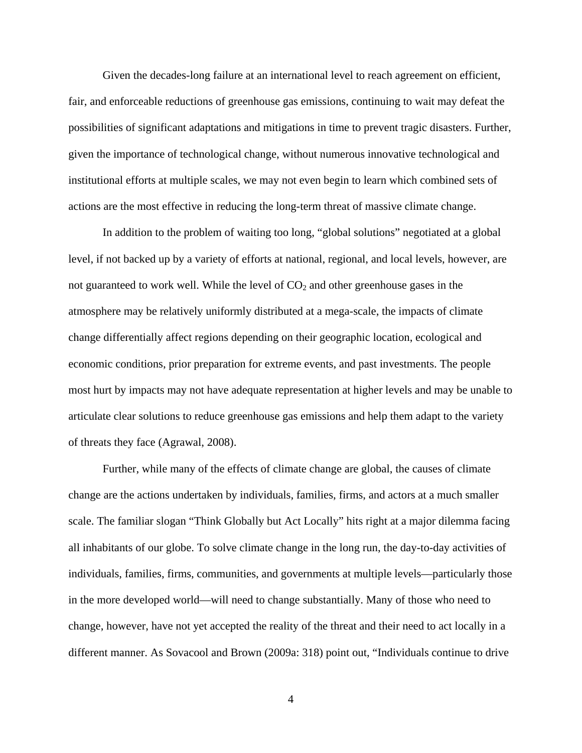Given the decades-long failure at an international level to reach agreement on efficient, fair, and enforceable reductions of greenhouse gas emissions, continuing to wait may defeat the possibilities of significant adaptations and mitigations in time to prevent tragic disasters. Further, given the importance of technological change, without numerous innovative technological and institutional efforts at multiple scales, we may not even begin to learn which combined sets of actions are the most effective in reducing the long-term threat of massive climate change.

In addition to the problem of waiting too long, "global solutions" negotiated at a global level, if not backed up by a variety of efforts at national, regional, and local levels, however, are not guaranteed to work well. While the level of $CO_2$ and other greenhouse gases in the atmosphere may be relatively uniformly distributed at a mega-scale, the impacts of climate change differentially affect regions depending on their geographic location, ecological and economic conditions, prior preparation for extreme events, and past investments. The people most hurt by impacts may not have adequate representation at higher levels and may be unable to articulate clear solutions to reduce greenhouse gas emissions and help them adapt to the variety of threats they face (Agrawal, 2008).

Further, while many of the effects of climate change are global, the causes of climate change are the actions undertaken by individuals, families, firms, and actors at a much smaller scale. The familiar slogan "Think Globally but Act Locally" hits right at a major dilemma facing all inhabitants of our globe. To solve climate change in the long run, the day-to-day activities of individuals, families, firms, communities, and governments at multiple levels—particularly those in the more developed world—will need to change substantially. Many of those who need to change, however, have not yet accepted the reality of the threat and their need to act locally in a different manner. As Sovacool and Brown (2009a: 318) point out, "Individuals continue to drive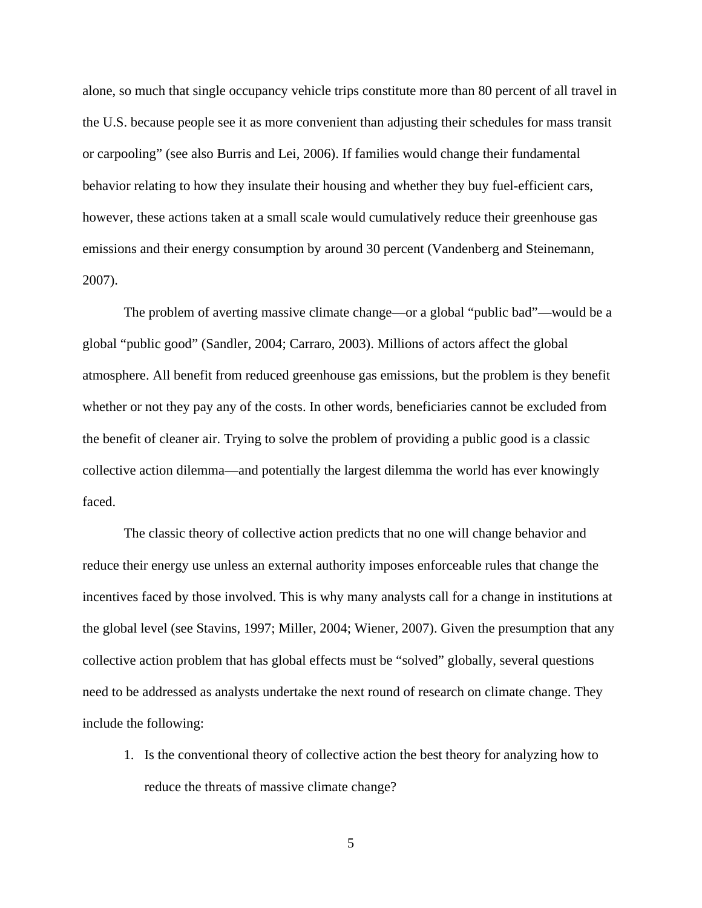alone, so much that single occupancy vehicle trips constitute more than 80 percent of all travel in the U.S. because people see it as more convenient than adjusting their schedules for mass transit or carpooling" (see also Burris and Lei, 2006). If families would change their fundamental behavior relating to how they insulate their housing and whether they buy fuel-efficient cars, however, these actions taken at a small scale would cumulatively reduce their greenhouse gas emissions and their energy consumption by around 30 percent (Vandenberg and Steinemann, 2007).

The problem of averting massive climate change—or a global "public bad"—would be a global "public good" (Sandler, 2004; Carraro, 2003). Millions of actors affect the global atmosphere. All benefit from reduced greenhouse gas emissions, but the problem is they benefit whether or not they pay any of the costs. In other words, beneficiaries cannot be excluded from the benefit of cleaner air. Trying to solve the problem of providing a public good is a classic collective action dilemma—and potentially the largest dilemma the world has ever knowingly faced.

The classic theory of collective action predicts that no one will change behavior and reduce their energy use unless an external authority imposes enforceable rules that change the incentives faced by those involved. This is why many analysts call for a change in institutions at the global level (see Stavins, 1997; Miller, 2004; Wiener, 2007). Given the presumption that any collective action problem that has global effects must be "solved" globally, several questions need to be addressed as analysts undertake the next round of research on climate change. They include the following:

1. Is the conventional theory of collective action the best theory for analyzing how to reduce the threats of massive climate change?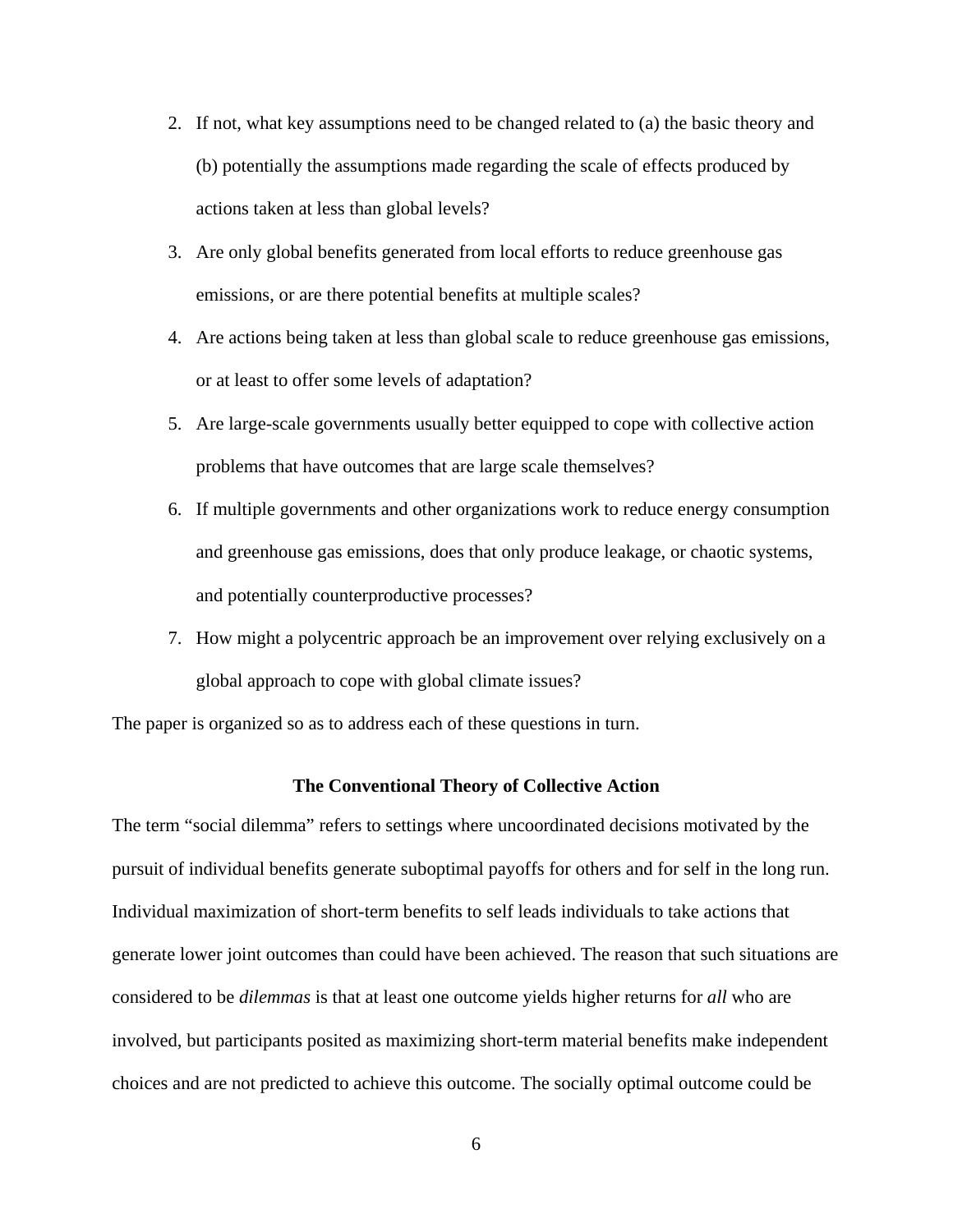2. If not, what key assumptions need to be changed related to (a) the basic theory and (b) potentially the assumptions made regarding the scale of effects produced by actions taken at less than global levels?
3. Are only global benefits generated from local efforts to reduce greenhouse gas emissions, or are there potential benefits at multiple scales?
4. Are actions being taken at less than global scale to reduce greenhouse gas emissions, or at least to offer some levels of adaptation?
5. Are large-scale governments usually better equipped to cope with collective action problems that have outcomes that are large scale themselves?
6. If multiple governments and other organizations work to reduce energy consumption and greenhouse gas emissions, does that only produce leakage, or chaotic systems, and potentially counterproductive processes?
7. How might a polycentric approach be an improvement over relying exclusively on a global approach to cope with global climate issues?

The paper is organized so as to address each of these questions in turn.

## The Conventional Theory of Collective Action

The term "social dilemma" refers to settings where uncoordinated decisions motivated by the pursuit of individual benefits generate suboptimal payoffs for others and for self in the long run. Individual maximization of short-term benefits to self leads individuals to take actions that generate lower joint outcomes than could have been achieved. The reason that such situations are considered to be *dilemmas* is that at least one outcome yields higher returns for *all* who are involved, but participants posited as maximizing short-term material benefits make independent choices and are not predicted to achieve this outcome. The socially optimal outcome could be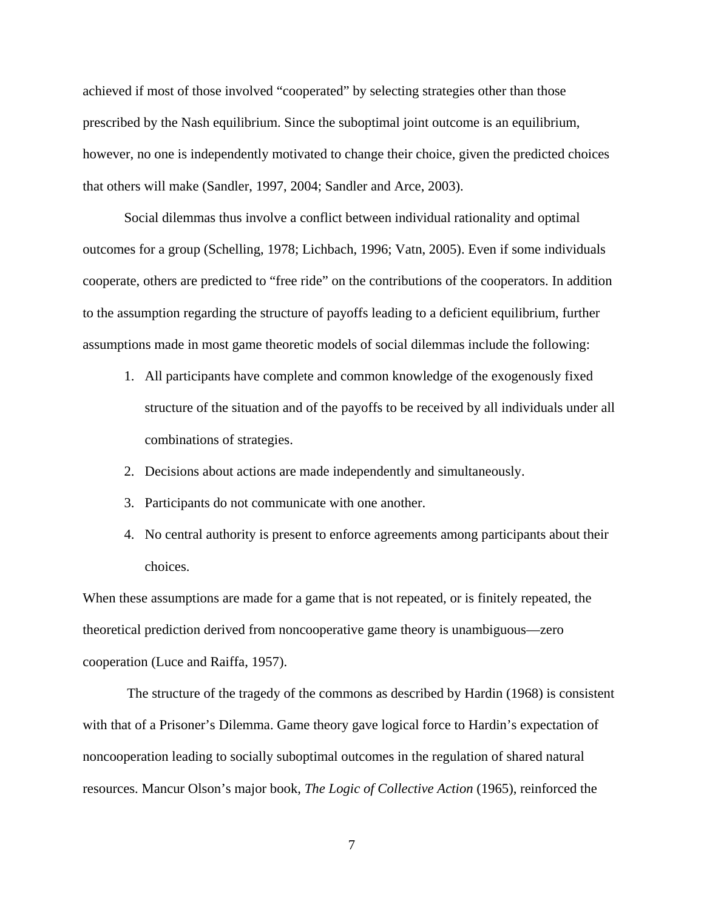achieved if most of those involved “cooperated” by selecting strategies other than those prescribed by the Nash equilibrium. Since the suboptimal joint outcome is an equilibrium, however, no one is independently motivated to change their choice, given the predicted choices that others will make (Sandler, 1997, 2004; Sandler and Arce, 2003).

Social dilemmas thus involve a conflict between individual rationality and optimal outcomes for a group (Schelling, 1978; Lichbach, 1996; Vatn, 2005). Even if some individuals cooperate, others are predicted to “free ride” on the contributions of the cooperators. In addition to the assumption regarding the structure of payoffs leading to a deficient equilibrium, further assumptions made in most game theoretic models of social dilemmas include the following:

1. All participants have complete and common knowledge of the exogenously fixed structure of the situation and of the payoffs to be received by all individuals under all combinations of strategies.
2. Decisions about actions are made independently and simultaneously.
3. Participants do not communicate with one another.
4. No central authority is present to enforce agreements among participants about their choices.

When these assumptions are made for a game that is not repeated, or is finitely repeated, the theoretical prediction derived from noncooperative game theory is unambiguous—zero cooperation (Luce and Raiffa, 1957).

The structure of the tragedy of the commons as described by Hardin (1968) is consistent with that of a Prisoner’s Dilemma. Game theory gave logical force to Hardin’s expectation of noncooperation leading to socially suboptimal outcomes in the regulation of shared natural resources. Mancur Olson’s major book, *The Logic of Collective Action* (1965), reinforced the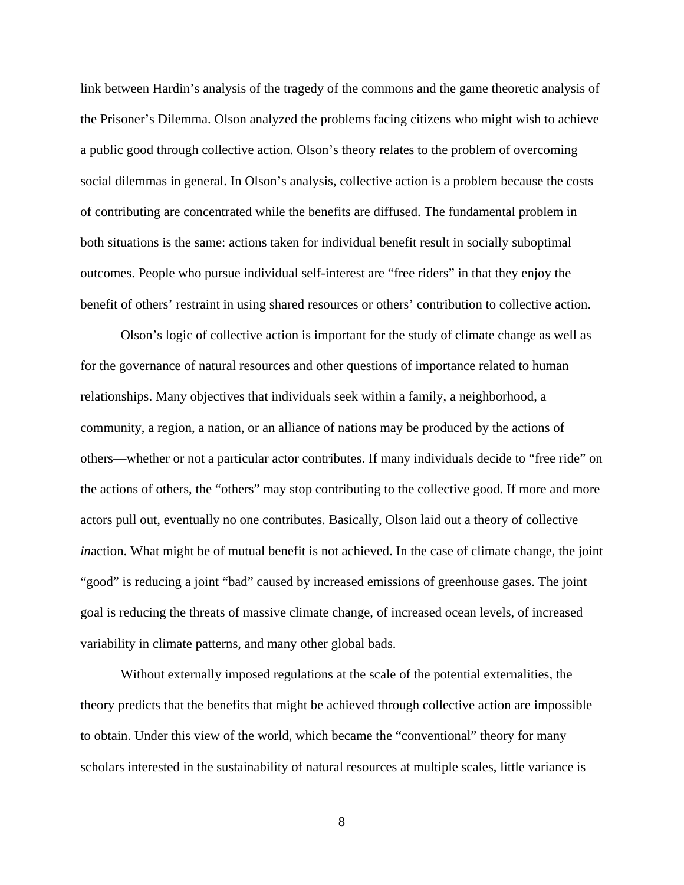link between Hardin's analysis of the tragedy of the commons and the game theoretic analysis of the Prisoner's Dilemma. Olson analyzed the problems facing citizens who might wish to achieve a public good through collective action. Olson's theory relates to the problem of overcoming social dilemmas in general. In Olson's analysis, collective action is a problem because the costs of contributing are concentrated while the benefits are diffused. The fundamental problem in both situations is the same: actions taken for individual benefit result in socially suboptimal outcomes. People who pursue individual self-interest are "free riders" in that they enjoy the benefit of others' restraint in using shared resources or others' contribution to collective action.

Olson's logic of collective action is important for the study of climate change as well as for the governance of natural resources and other questions of importance related to human relationships. Many objectives that individuals seek within a family, a neighborhood, a community, a region, a nation, or an alliance of nations may be produced by the actions of others—whether or not a particular actor contributes. If many individuals decide to "free ride" on the actions of others, the "others" may stop contributing to the collective good. If more and more actors pull out, eventually no one contributes. Basically, Olson laid out a theory of collective *in*action. What might be of mutual benefit is not achieved. In the case of climate change, the joint "good" is reducing a joint "bad" caused by increased emissions of greenhouse gases. The joint goal is reducing the threats of massive climate change, of increased ocean levels, of increased variability in climate patterns, and many other global bads.

Without externally imposed regulations at the scale of the potential externalities, the theory predicts that the benefits that might be achieved through collective action are impossible to obtain. Under this view of the world, which became the "conventional" theory for many scholars interested in the sustainability of natural resources at multiple scales, little variance is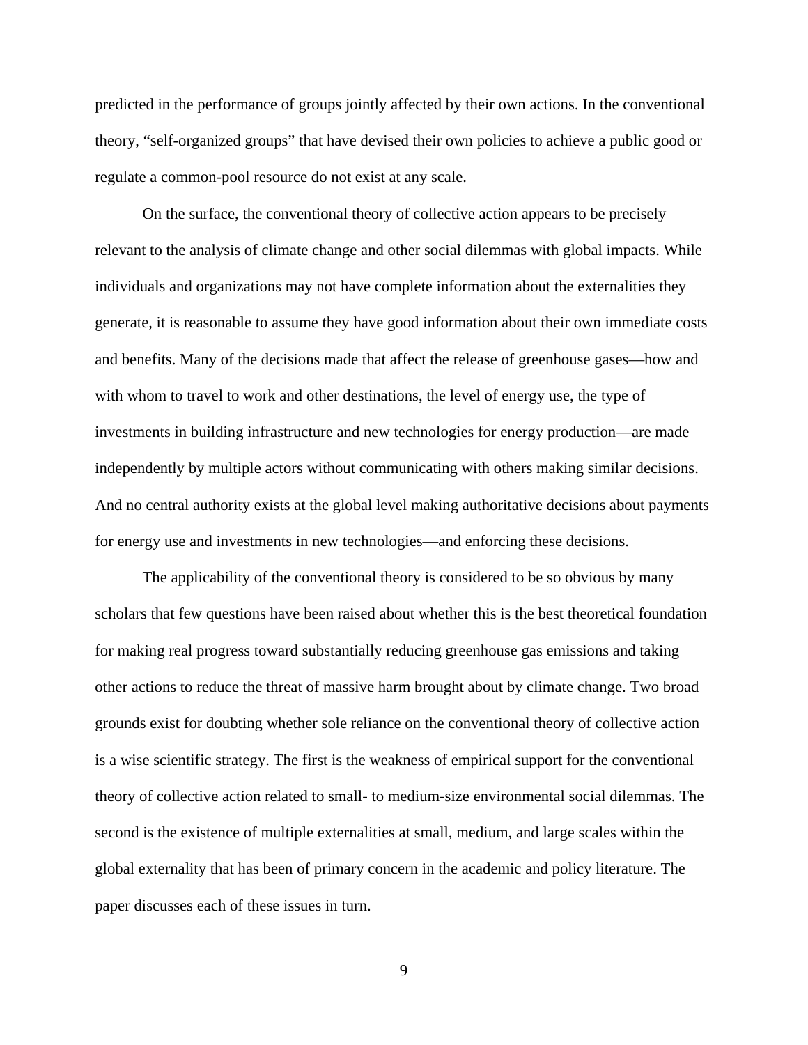predicted in the performance of groups jointly affected by their own actions. In the conventional theory, “self-organized groups” that have devised their own policies to achieve a public good or regulate a common-pool resource do not exist at any scale.

On the surface, the conventional theory of collective action appears to be precisely relevant to the analysis of climate change and other social dilemmas with global impacts. While individuals and organizations may not have complete information about the externalities they generate, it is reasonable to assume they have good information about their own immediate costs and benefits. Many of the decisions made that affect the release of greenhouse gases—how and with whom to travel to work and other destinations, the level of energy use, the type of investments in building infrastructure and new technologies for energy production—are made independently by multiple actors without communicating with others making similar decisions. And no central authority exists at the global level making authoritative decisions about payments for energy use and investments in new technologies—and enforcing these decisions.

The applicability of the conventional theory is considered to be so obvious by many scholars that few questions have been raised about whether this is the best theoretical foundation for making real progress toward substantially reducing greenhouse gas emissions and taking other actions to reduce the threat of massive harm brought about by climate change. Two broad grounds exist for doubting whether sole reliance on the conventional theory of collective action is a wise scientific strategy. The first is the weakness of empirical support for the conventional theory of collective action related to small- to medium-size environmental social dilemmas. The second is the existence of multiple externalities at small, medium, and large scales within the global externality that has been of primary concern in the academic and policy literature. The paper discusses each of these issues in turn.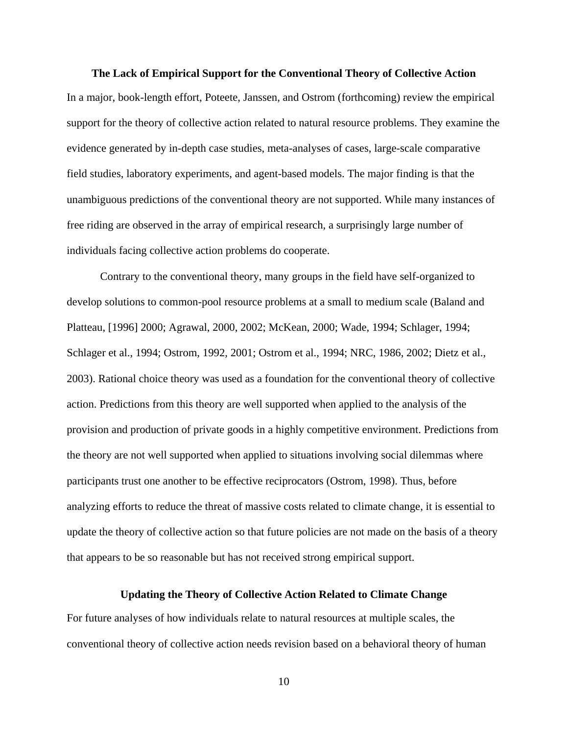### The Lack of Empirical Support for the Conventional Theory of Collective Action

In a major, book-length effort, Poteete, Janssen, and Ostrom (forthcoming) review the empirical support for the theory of collective action related to natural resource problems. They examine the evidence generated by in-depth case studies, meta-analyses of cases, large-scale comparative field studies, laboratory experiments, and agent-based models. The major finding is that the unambiguous predictions of the conventional theory are not supported. While many instances of free riding are observed in the array of empirical research, a surprisingly large number of individuals facing collective action problems do cooperate.

Contrary to the conventional theory, many groups in the field have self-organized to develop solutions to common-pool resource problems at a small to medium scale (Baland and Platteau, [1996] 2000; Agrawal, 2000, 2002; McKean, 2000; Wade, 1994; Schlager, 1994; Schlager et al., 1994; Ostrom, 1992, 2001; Ostrom et al., 1994; NRC, 1986, 2002; Dietz et al., 2003). Rational choice theory was used as a foundation for the conventional theory of collective action. Predictions from this theory are well supported when applied to the analysis of the provision and production of private goods in a highly competitive environment. Predictions from the theory are not well supported when applied to situations involving social dilemmas where participants trust one another to be effective reciprocators (Ostrom, 1998). Thus, before analyzing efforts to reduce the threat of massive costs related to climate change, it is essential to update the theory of collective action so that future policies are not made on the basis of a theory that appears to be so reasonable but has not received strong empirical support.

### Updating the Theory of Collective Action Related to Climate Change

For future analyses of how individuals relate to natural resources at multiple scales, the conventional theory of collective action needs revision based on a behavioral theory of human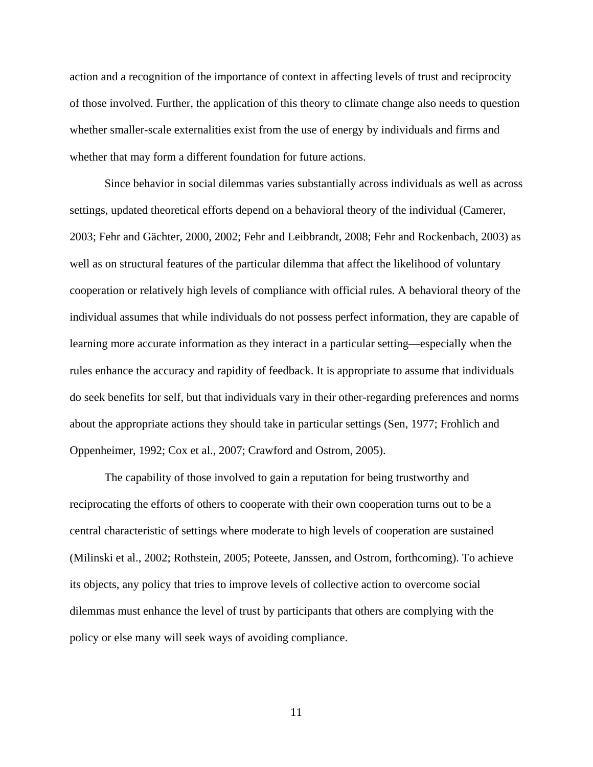action and a recognition of the importance of context in affecting levels of trust and reciprocity of those involved. Further, the application of this theory to climate change also needs to question whether smaller-scale externalities exist from the use of energy by individuals and firms and whether that may form a different foundation for future actions.

Since behavior in social dilemmas varies substantially across individuals as well as across settings, updated theoretical efforts depend on a behavioral theory of the individual (Camerer, 2003; Fehr and Gächter, 2000, 2002; Fehr and Leibbrandt, 2008; Fehr and Rockenbach, 2003) as well as on structural features of the particular dilemma that affect the likelihood of voluntary cooperation or relatively high levels of compliance with official rules. A behavioral theory of the individual assumes that while individuals do not possess perfect information, they are capable of learning more accurate information as they interact in a particular setting—especially when the rules enhance the accuracy and rapidity of feedback. It is appropriate to assume that individuals do seek benefits for self, but that individuals vary in their other-regarding preferences and norms about the appropriate actions they should take in particular settings (Sen, 1977; Frohlich and Oppenheimer, 1992; Cox et al., 2007; Crawford and Ostrom, 2005).

The capability of those involved to gain a reputation for being trustworthy and reciprocating the efforts of others to cooperate with their own cooperation turns out to be a central characteristic of settings where moderate to high levels of cooperation are sustained (Milinski et al., 2002; Rothstein, 2005; Poteete, Janssen, and Ostrom, forthcoming). To achieve its objects, any policy that tries to improve levels of collective action to overcome social dilemmas must enhance the level of trust by participants that others are complying with the policy or else many will seek ways of avoiding compliance.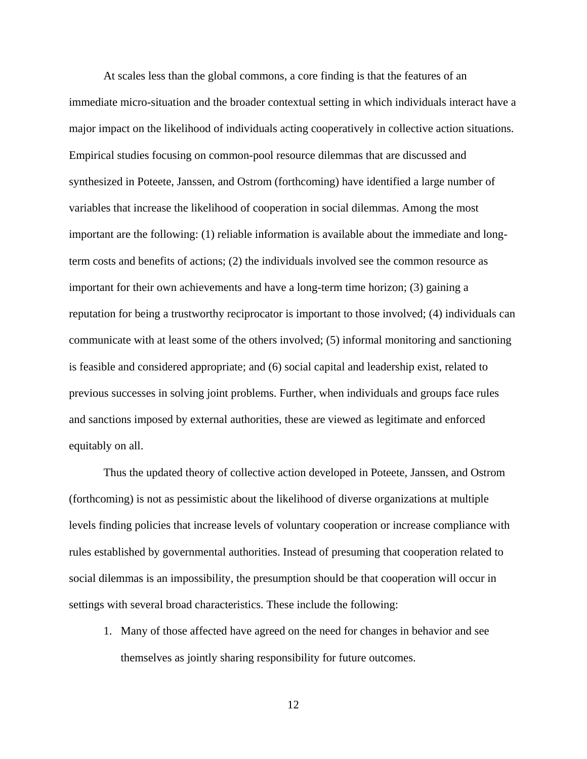At scales less than the global commons, a core finding is that the features of an immediate micro-situation and the broader contextual setting in which individuals interact have a major impact on the likelihood of individuals acting cooperatively in collective action situations. Empirical studies focusing on common-pool resource dilemmas that are discussed and synthesized in Poteete, Janssen, and Ostrom (forthcoming) have identified a large number of variables that increase the likelihood of cooperation in social dilemmas. Among the most important are the following: (1) reliable information is available about the immediate and long-term costs and benefits of actions; (2) the individuals involved see the common resource as important for their own achievements and have a long-term time horizon; (3) gaining a reputation for being a trustworthy reciprocator is important to those involved; (4) individuals can communicate with at least some of the others involved; (5) informal monitoring and sanctioning is feasible and considered appropriate; and (6) social capital and leadership exist, related to previous successes in solving joint problems. Further, when individuals and groups face rules and sanctions imposed by external authorities, these are viewed as legitimate and enforced equitably on all.

Thus the updated theory of collective action developed in Poteete, Janssen, and Ostrom (forthcoming) is not as pessimistic about the likelihood of diverse organizations at multiple levels finding policies that increase levels of voluntary cooperation or increase compliance with rules established by governmental authorities. Instead of presuming that cooperation related to social dilemmas is an impossibility, the presumption should be that cooperation will occur in settings with several broad characteristics. These include the following:

1. Many of those affected have agreed on the need for changes in behavior and see themselves as jointly sharing responsibility for future outcomes.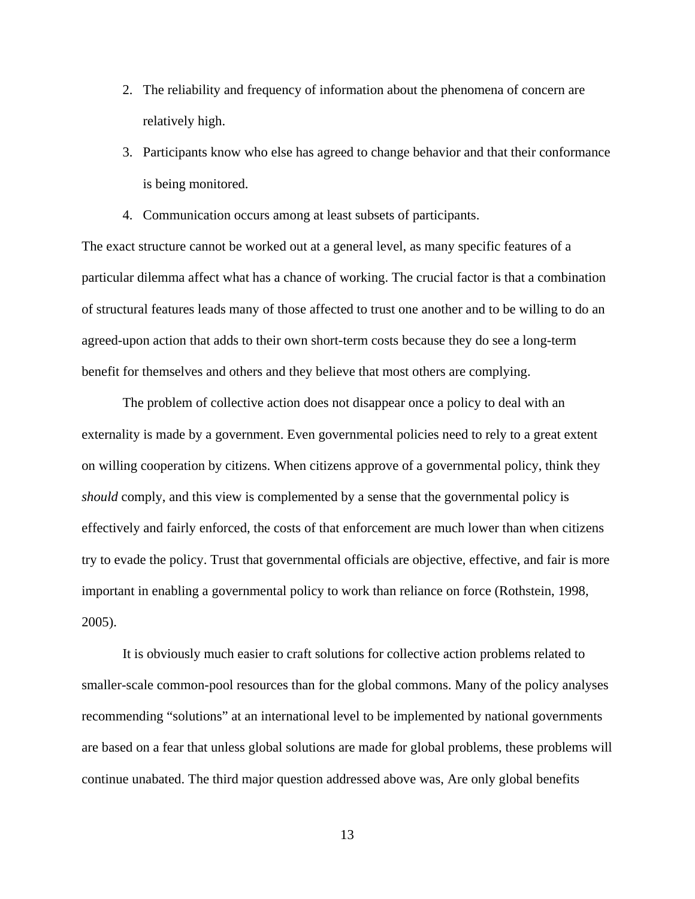2. The reliability and frequency of information about the phenomena of concern are relatively high.
3. Participants know who else has agreed to change behavior and that their conformance is being monitored.
4. Communication occurs among at least subsets of participants.

The exact structure cannot be worked out at a general level, as many specific features of a particular dilemma affect what has a chance of working. The crucial factor is that a combination of structural features leads many of those affected to trust one another and to be willing to do an agreed-upon action that adds to their own short-term costs because they do see a long-term benefit for themselves and others and they believe that most others are complying.

The problem of collective action does not disappear once a policy to deal with an externality is made by a government. Even governmental policies need to rely to a great extent on willing cooperation by citizens. When citizens approve of a governmental policy, think they *should* comply, and this view is complemented by a sense that the governmental policy is effectively and fairly enforced, the costs of that enforcement are much lower than when citizens try to evade the policy. Trust that governmental officials are objective, effective, and fair is more important in enabling a governmental policy to work than reliance on force (Rothstein, 1998, 2005).

It is obviously much easier to craft solutions for collective action problems related to smaller-scale common-pool resources than for the global commons. Many of the policy analyses recommending "solutions" at an international level to be implemented by national governments are based on a fear that unless global solutions are made for global problems, these problems will continue unabated. The third major question addressed above was, Are only global benefits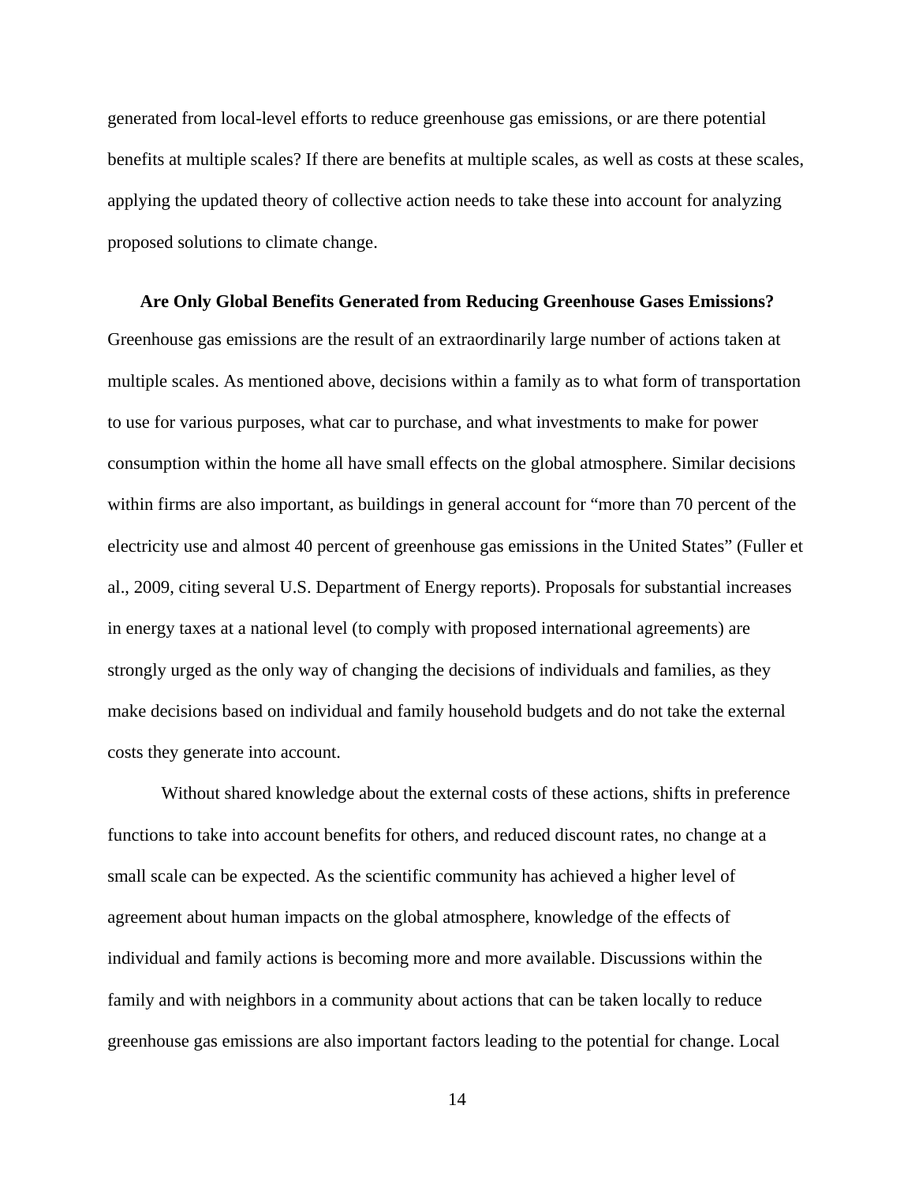generated from local-level efforts to reduce greenhouse gas emissions, or are there potential benefits at multiple scales? If there are benefits at multiple scales, as well as costs at these scales, applying the updated theory of collective action needs to take these into account for analyzing proposed solutions to climate change.

## Are Only Global Benefits Generated from Reducing Greenhouse Gases Emissions?

Greenhouse gas emissions are the result of an extraordinarily large number of actions taken at multiple scales. As mentioned above, decisions within a family as to what form of transportation to use for various purposes, what car to purchase, and what investments to make for power consumption within the home all have small effects on the global atmosphere. Similar decisions within firms are also important, as buildings in general account for "more than 70 percent of the electricity use and almost 40 percent of greenhouse gas emissions in the United States" (Fuller et al., 2009, citing several U.S. Department of Energy reports). Proposals for substantial increases in energy taxes at a national level (to comply with proposed international agreements) are strongly urged as the only way of changing the decisions of individuals and families, as they make decisions based on individual and family household budgets and do not take the external costs they generate into account.

Without shared knowledge about the external costs of these actions, shifts in preference functions to take into account benefits for others, and reduced discount rates, no change at a small scale can be expected. As the scientific community has achieved a higher level of agreement about human impacts on the global atmosphere, knowledge of the effects of individual and family actions is becoming more and more available. Discussions within the family and with neighbors in a community about actions that can be taken locally to reduce greenhouse gas emissions are also important factors leading to the potential for change. Local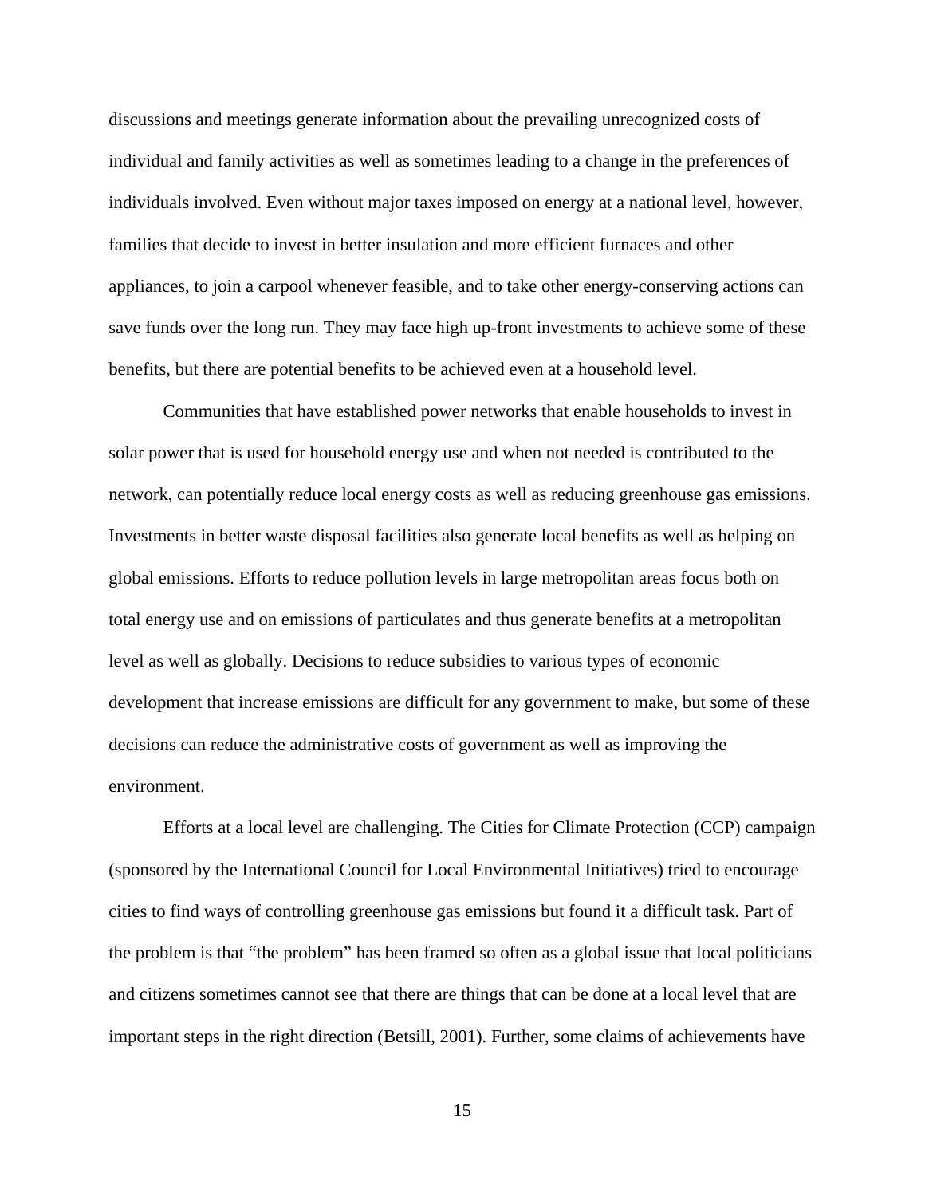discussions and meetings generate information about the prevailing unrecognized costs of individual and family activities as well as sometimes leading to a change in the preferences of individuals involved. Even without major taxes imposed on energy at a national level, however, families that decide to invest in better insulation and more efficient furnaces and other appliances, to join a carpool whenever feasible, and to take other energy-conserving actions can save funds over the long run. They may face high up-front investments to achieve some of these benefits, but there are potential benefits to be achieved even at a household level.

Communities that have established power networks that enable households to invest in solar power that is used for household energy use and when not needed is contributed to the network, can potentially reduce local energy costs as well as reducing greenhouse gas emissions. Investments in better waste disposal facilities also generate local benefits as well as helping on global emissions. Efforts to reduce pollution levels in large metropolitan areas focus both on total energy use and on emissions of particulates and thus generate benefits at a metropolitan level as well as globally. Decisions to reduce subsidies to various types of economic development that increase emissions are difficult for any government to make, but some of these decisions can reduce the administrative costs of government as well as improving the environment.

Efforts at a local level are challenging. The Cities for Climate Protection (CCP) campaign (sponsored by the International Council for Local Environmental Initiatives) tried to encourage cities to find ways of controlling greenhouse gas emissions but found it a difficult task. Part of the problem is that "the problem" has been framed so often as a global issue that local politicians and citizens sometimes cannot see that there are things that can be done at a local level that are important steps in the right direction (Betsill, 2001). Further, some claims of achievements have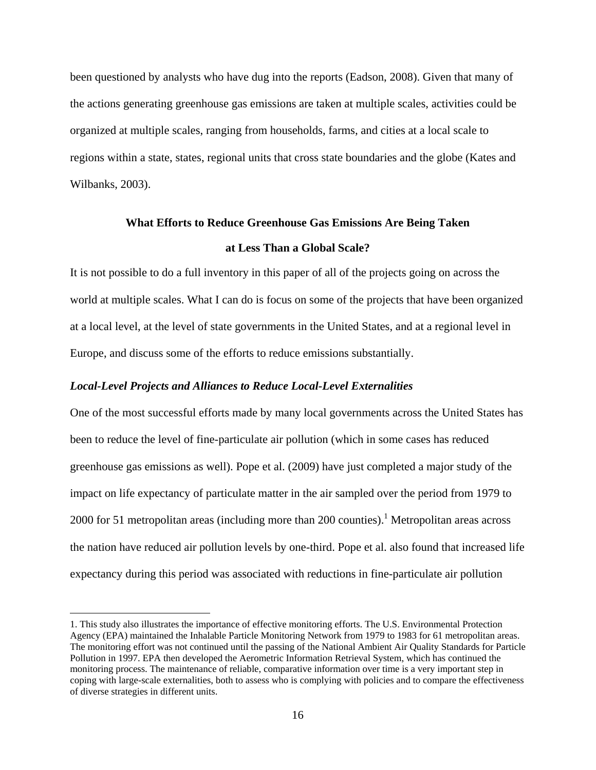been questioned by analysts who have dug into the reports (Eadson, 2008). Given that many of the actions generating greenhouse gas emissions are taken at multiple scales, activities could be organized at multiple scales, ranging from households, farms, and cities at a local scale to regions within a state, states, regional units that cross state boundaries and the globe (Kates and Wilbanks, 2003).

## What Efforts to Reduce Greenhouse Gas Emissions Are Being Taken at Less Than a Global Scale?

It is not possible to do a full inventory in this paper of all of the projects going on across the world at multiple scales. What I can do is focus on some of the projects that have been organized at a local level, at the level of state governments in the United States, and at a regional level in Europe, and discuss some of the efforts to reduce emissions substantially.

### *Local-Level Projects and Alliances to Reduce Local-Level Externalities*

One of the most successful efforts made by many local governments across the United States has been to reduce the level of fine-particulate air pollution (which in some cases has reduced greenhouse gas emissions as well). Pope et al. (2009) have just completed a major study of the impact on life expectancy of particulate matter in the air sampled over the period from 1979 to 2000 for 51 metropolitan areas (including more than 200 counties).[1] Metropolitan areas across the nation have reduced air pollution levels by one-third. Pope et al. also found that increased life expectancy during this period was associated with reductions in fine-particulate air pollution

---

1. This study also illustrates the importance of effective monitoring efforts. The U.S. Environmental Protection Agency (EPA) maintained the Inhalable Particle Monitoring Network from 1979 to 1983 for 61 metropolitan areas. The monitoring effort was not continued until the passing of the National Ambient Air Quality Standards for Particle Pollution in 1997. EPA then developed the Aerometric Information Retrieval System, which has continued the monitoring process. The maintenance of reliable, comparative information over time is a very important step in coping with large-scale externalities, both to assess who is complying with policies and to compare the effectiveness of diverse strategies in different units.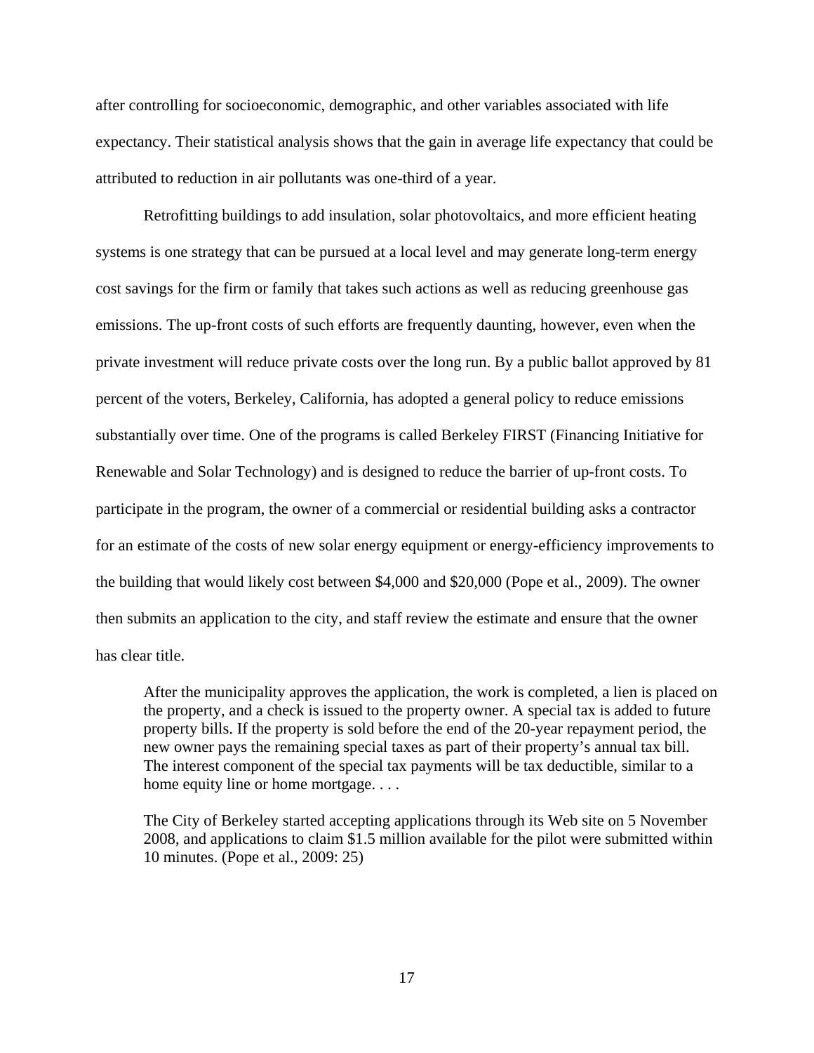after controlling for socioeconomic, demographic, and other variables associated with life expectancy. Their statistical analysis shows that the gain in average life expectancy that could be attributed to reduction in air pollutants was one-third of a year.

Retrofitting buildings to add insulation, solar photovoltaics, and more efficient heating systems is one strategy that can be pursued at a local level and may generate long-term energy cost savings for the firm or family that takes such actions as well as reducing greenhouse gas emissions. The up-front costs of such efforts are frequently daunting, however, even when the private investment will reduce private costs over the long run. By a public ballot approved by 81 percent of the voters, Berkeley, California, has adopted a general policy to reduce emissions substantially over time. One of the programs is called Berkeley FIRST (Financing Initiative for Renewable and Solar Technology) and is designed to reduce the barrier of up-front costs. To participate in the program, the owner of a commercial or residential building asks a contractor for an estimate of the costs of new solar energy equipment or energy-efficiency improvements to the building that would likely cost between $4,000 and $20,000 (Pope et al., 2009). The owner then submits an application to the city, and staff review the estimate and ensure that the owner has clear title.

> After the municipality approves the application, the work is completed, a lien is placed on the property, and a check is issued to the property owner. A special tax is added to future property bills. If the property is sold before the end of the 20-year repayment period, the new owner pays the remaining special taxes as part of their property's annual tax bill. The interest component of the special tax payments will be tax deductible, similar to a home equity line or home mortgage. . . .
>
> The City of Berkeley started accepting applications through its Web site on 5 November 2008, and applications to claim $1.5 million available for the pilot were submitted within 10 minutes. (Pope et al., 2009: 25)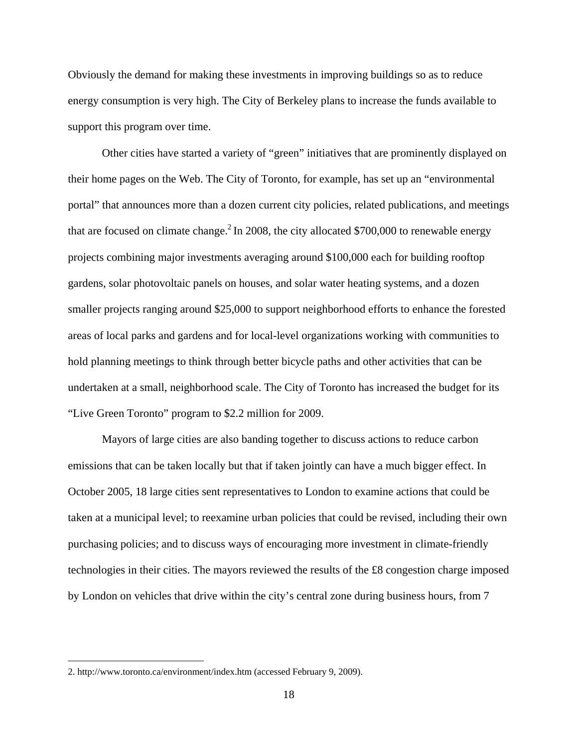Obviously the demand for making these investments in improving buildings so as to reduce energy consumption is very high. The City of Berkeley plans to increase the funds available to support this program over time.

Other cities have started a variety of "green" initiatives that are prominently displayed on their home pages on the Web. The City of Toronto, for example, has set up an "environmental portal" that announces more than a dozen current city policies, related publications, and meetings that are focused on climate change.[2] In 2008, the city allocated $700,000 to renewable energy projects combining major investments averaging around $100,000 each for building rooftop gardens, solar photovoltaic panels on houses, and solar water heating systems, and a dozen smaller projects ranging around $25,000 to support neighborhood efforts to enhance the forested areas of local parks and gardens and for local-level organizations working with communities to hold planning meetings to think through better bicycle paths and other activities that can be undertaken at a small, neighborhood scale. The City of Toronto has increased the budget for its "Live Green Toronto" program to $2.2 million for 2009.

Mayors of large cities are also banding together to discuss actions to reduce carbon emissions that can be taken locally but that if taken jointly can have a much bigger effect. In October 2005, 18 large cities sent representatives to London to examine actions that could be taken at a municipal level; to reexamine urban policies that could be revised, including their own purchasing policies; and to discuss ways of encouraging more investment in climate-friendly technologies in their cities. The mayors reviewed the results of the £8 congestion charge imposed by London on vehicles that drive within the city's central zone during business hours, from 7

---

2. http://www.toronto.ca/environment/index.htm (accessed February 9, 2009).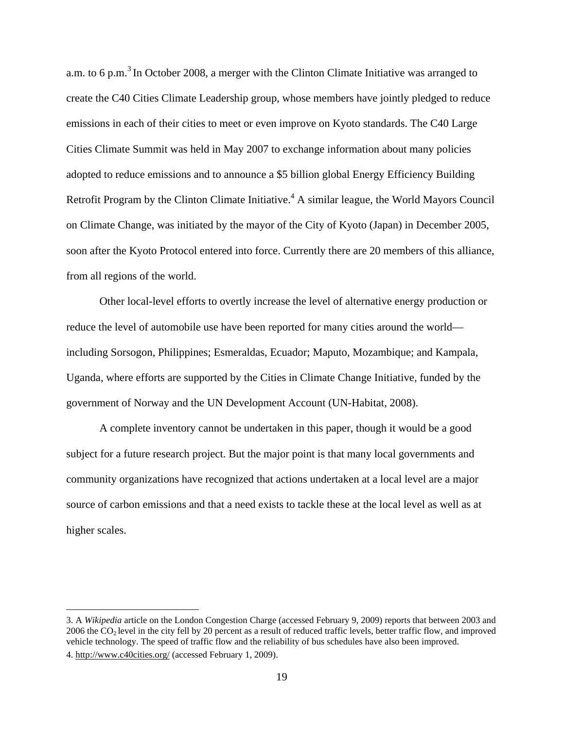a.m. to 6 p.m.[3] In October 2008, a merger with the Clinton Climate Initiative was arranged to create the C40 Cities Climate Leadership group, whose members have jointly pledged to reduce emissions in each of their cities to meet or even improve on Kyoto standards. The C40 Large Cities Climate Summit was held in May 2007 to exchange information about many policies adopted to reduce emissions and to announce a $5 billion global Energy Efficiency Building Retrofit Program by the Clinton Climate Initiative.[4] A similar league, the World Mayors Council on Climate Change, was initiated by the mayor of the City of Kyoto (Japan) in December 2005, soon after the Kyoto Protocol entered into force. Currently there are 20 members of this alliance, from all regions of the world.

Other local-level efforts to overtly increase the level of alternative energy production or reduce the level of automobile use have been reported for many cities around the world—including Sorsogon, Philippines; Esmeraldas, Ecuador; Maputo, Mozambique; and Kampala, Uganda, where efforts are supported by the Cities in Climate Change Initiative, funded by the government of Norway and the UN Development Account (UN-Habitat, 2008).

A complete inventory cannot be undertaken in this paper, though it would be a good subject for a future research project. But the major point is that many local governments and community organizations have recognized that actions undertaken at a local level are a major source of carbon emissions and that a need exists to tackle these at the local level as well as at higher scales.

---

3. A *Wikipedia* article on the London Congestion Charge (accessed February 9, 2009) reports that between 2003 and 2006 the $CO_2$ level in the city fell by 20 percent as a result of reduced traffic levels, better traffic flow, and improved vehicle technology. The speed of traffic flow and the reliability of bus schedules have also been improved.

4. http://www.c40cities.org/ (accessed February 1, 2009).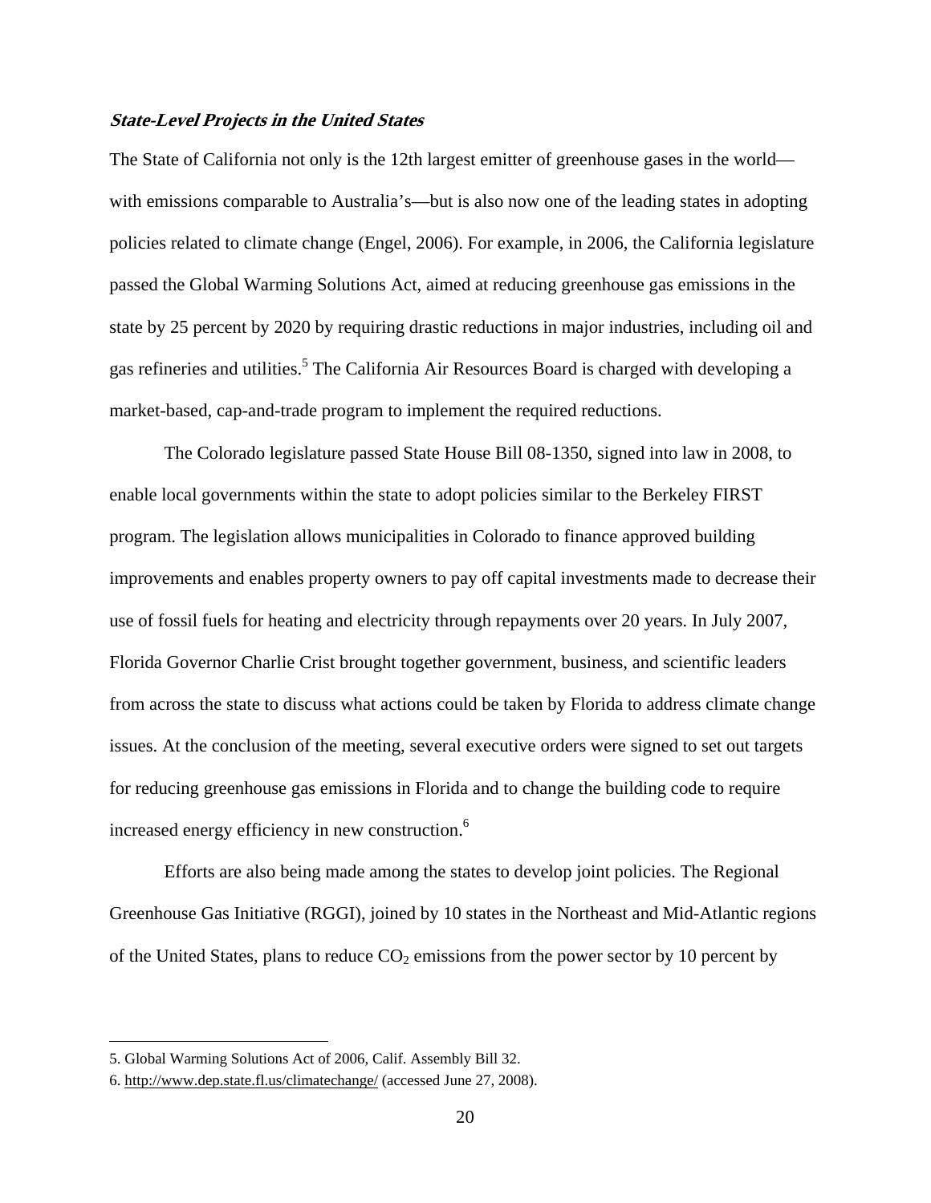### *State-Level Projects in the United States*

The State of California not only is the 12th largest emitter of greenhouse gases in the world—with emissions comparable to Australia's—but is also now one of the leading states in adopting policies related to climate change (Engel, 2006). For example, in 2006, the California legislature passed the Global Warming Solutions Act, aimed at reducing greenhouse gas emissions in the state by 25 percent by 2020 by requiring drastic reductions in major industries, including oil and gas refineries and utilities.[5] The California Air Resources Board is charged with developing a market-based, cap-and-trade program to implement the required reductions.

The Colorado legislature passed State House Bill 08-1350, signed into law in 2008, to enable local governments within the state to adopt policies similar to the Berkeley FIRST program. The legislation allows municipalities in Colorado to finance approved building improvements and enables property owners to pay off capital investments made to decrease their use of fossil fuels for heating and electricity through repayments over 20 years. In July 2007, Florida Governor Charlie Crist brought together government, business, and scientific leaders from across the state to discuss what actions could be taken by Florida to address climate change issues. At the conclusion of the meeting, several executive orders were signed to set out targets for reducing greenhouse gas emissions in Florida and to change the building code to require increased energy efficiency in new construction.[6]

Efforts are also being made among the states to develop joint policies. The Regional Greenhouse Gas Initiative (RGGI), joined by 10 states in the Northeast and Mid-Atlantic regions of the United States, plans to reduce $CO_2$ emissions from the power sector by 10 percent by

---

5. Global Warming Solutions Act of 2006, Calif. Assembly Bill 32.

6. http://www.dep.state.fl.us/climatechange/ (accessed June 27, 2008).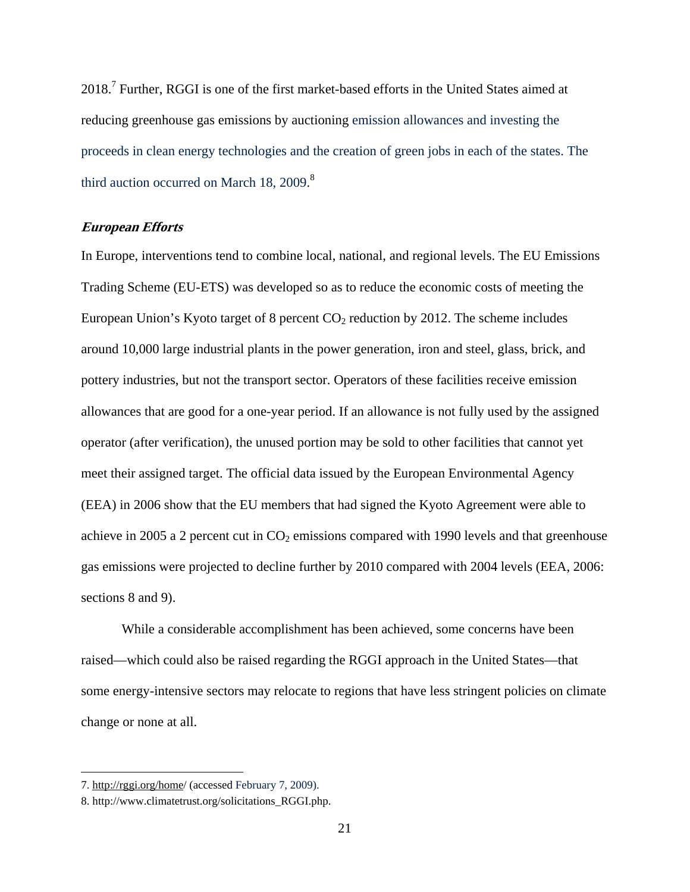2018.[7] Further, RGGI is one of the first market-based efforts in the United States aimed at reducing greenhouse gas emissions by auctioning emission allowances and investing the proceeds in clean energy technologies and the creation of green jobs in each of the states. The third auction occurred on March 18, 2009.[8]

### *European Efforts*

In Europe, interventions tend to combine local, national, and regional levels. The EU Emissions Trading Scheme (EU-ETS) was developed so as to reduce the economic costs of meeting the European Union's Kyoto target of 8 percent $CO_2$ reduction by 2012. The scheme includes around 10,000 large industrial plants in the power generation, iron and steel, glass, brick, and pottery industries, but not the transport sector. Operators of these facilities receive emission allowances that are good for a one-year period. If an allowance is not fully used by the assigned operator (after verification), the unused portion may be sold to other facilities that cannot yet meet their assigned target. The official data issued by the European Environmental Agency (EEA) in 2006 show that the EU members that had signed the Kyoto Agreement were able to achieve in 2005 a 2 percent cut in $CO_2$ emissions compared with 1990 levels and that greenhouse gas emissions were projected to decline further by 2010 compared with 2004 levels (EEA, 2006: sections 8 and 9).

While a considerable accomplishment has been achieved, some concerns have been raised—which could also be raised regarding the RGGI approach in the United States—that some energy-intensive sectors may relocate to regions that have less stringent policies on climate change or none at all.

---

7. http://rggi.org/home/ (accessed February 7, 2009).

8. http://www.climatetrust.org/solicitations_RGGI.php.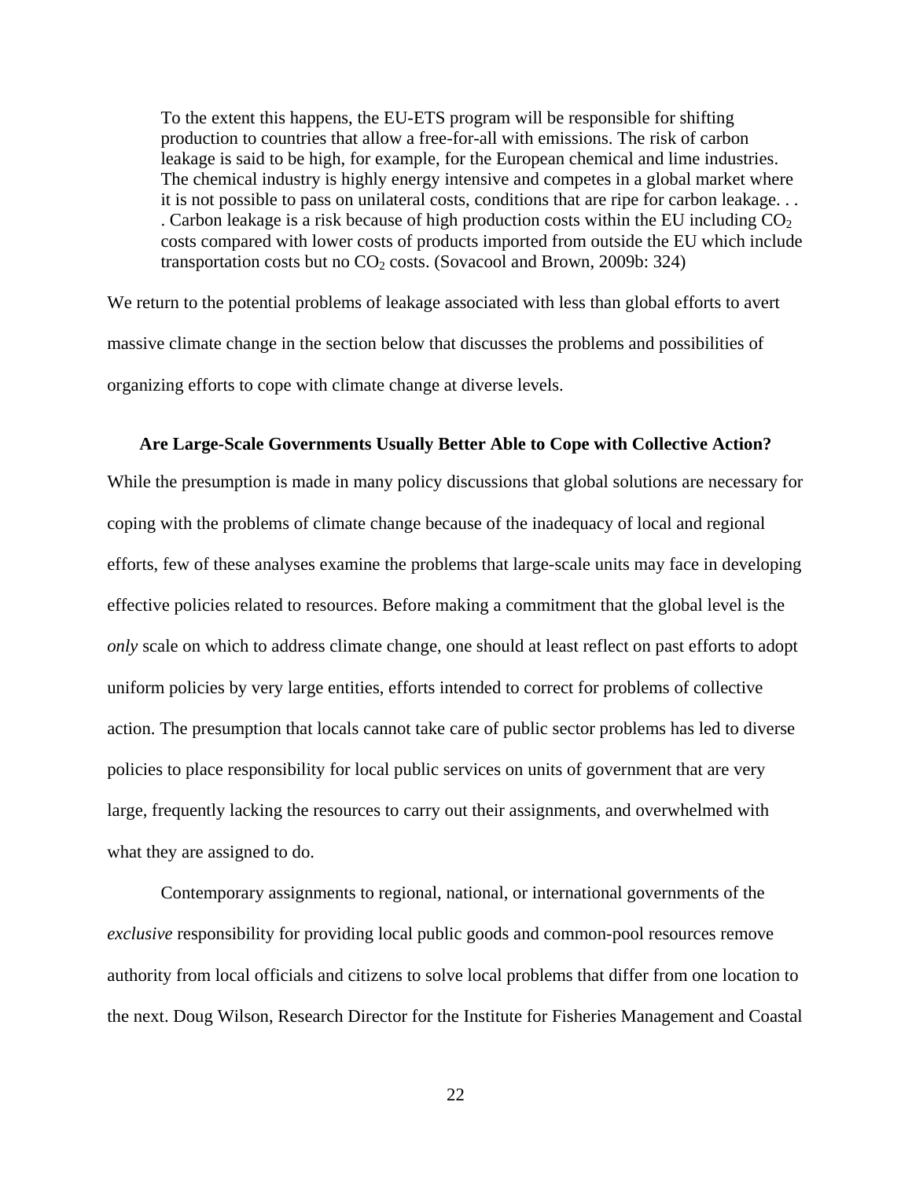> To the extent this happens, the EU-ETS program will be responsible for shifting production to countries that allow a free-for-all with emissions. The risk of carbon leakage is said to be high, for example, for the European chemical and lime industries. The chemical industry is highly energy intensive and competes in a global market where it is not possible to pass on unilateral costs, conditions that are ripe for carbon leakage. . . . Carbon leakage is a risk because of high production costs within the EU including $CO_2$ costs compared with lower costs of products imported from outside the EU which include transportation costs but no $CO_2$ costs. (Sovacool and Brown, 2009b: 324)

We return to the potential problems of leakage associated with less than global efforts to avert massive climate change in the section below that discusses the problems and possibilities of organizing efforts to cope with climate change at diverse levels.

### Are Large-Scale Governments Usually Better Able to Cope with Collective Action?

While the presumption is made in many policy discussions that global solutions are necessary for coping with the problems of climate change because of the inadequacy of local and regional efforts, few of these analyses examine the problems that large-scale units may face in developing effective policies related to resources. Before making a commitment that the global level is the *only* scale on which to address climate change, one should at least reflect on past efforts to adopt uniform policies by very large entities, efforts intended to correct for problems of collective action. The presumption that locals cannot take care of public sector problems has led to diverse policies to place responsibility for local public services on units of government that are very large, frequently lacking the resources to carry out their assignments, and overwhelmed with what they are assigned to do.

Contemporary assignments to regional, national, or international governments of the *exclusive* responsibility for providing local public goods and common-pool resources remove authority from local officials and citizens to solve local problems that differ from one location to the next. Doug Wilson, Research Director for the Institute for Fisheries Management and Coastal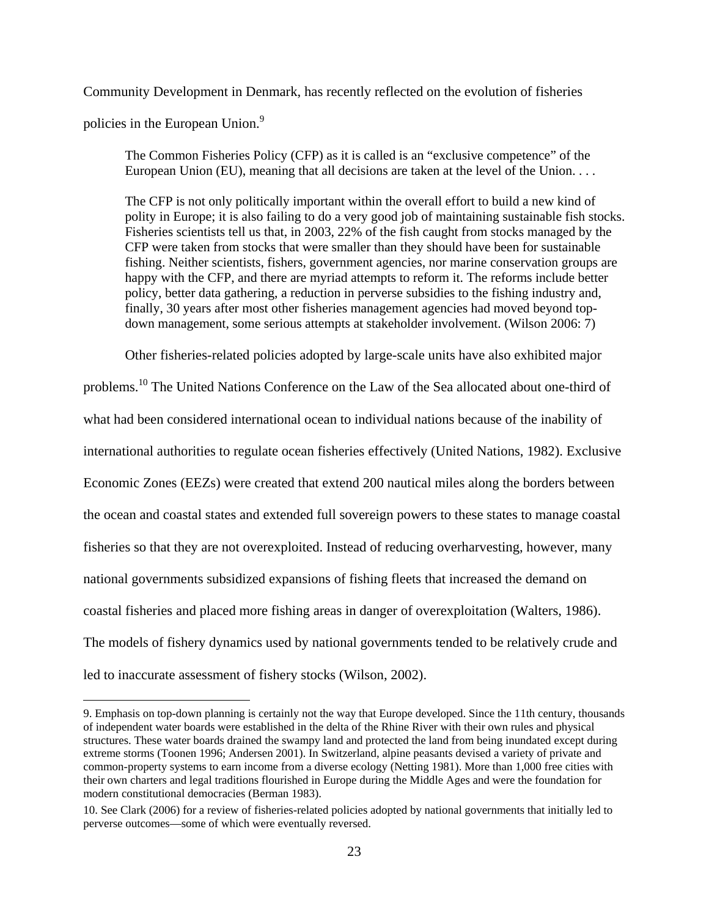Community Development in Denmark, has recently reflected on the evolution of fisheries policies in the European Union.[9]

> The Common Fisheries Policy (CFP) as it is called is an "exclusive competence" of the European Union (EU), meaning that all decisions are taken at the level of the Union. . . .
>
> The CFP is not only politically important within the overall effort to build a new kind of polity in Europe; it is also failing to do a very good job of maintaining sustainable fish stocks. Fisheries scientists tell us that, in 2003, 22% of the fish caught from stocks managed by the CFP were taken from stocks that were smaller than they should have been for sustainable fishing. Neither scientists, fishers, government agencies, nor marine conservation groups are happy with the CFP, and there are myriad attempts to reform it. The reforms include better policy, better data gathering, a reduction in perverse subsidies to the fishing industry and, finally, 30 years after most other fisheries management agencies had moved beyond top-down management, some serious attempts at stakeholder involvement. (Wilson 2006: 7)

Other fisheries-related policies adopted by large-scale units have also exhibited major problems.[10] The United Nations Conference on the Law of the Sea allocated about one-third of what had been considered international ocean to individual nations because of the inability of international authorities to regulate ocean fisheries effectively (United Nations, 1982). Exclusive Economic Zones (EEZs) were created that extend 200 nautical miles along the borders between the ocean and coastal states and extended full sovereign powers to these states to manage coastal fisheries so that they are not overexploited. Instead of reducing overharvesting, however, many national governments subsidized expansions of fishing fleets that increased the demand on coastal fisheries and placed more fishing areas in danger of overexploitation (Walters, 1986). The models of fishery dynamics used by national governments tended to be relatively crude and led to inaccurate assessment of fishery stocks (Wilson, 2002).

---

9. Emphasis on top-down planning is certainly not the way that Europe developed. Since the 11th century, thousands of independent water boards were established in the delta of the Rhine River with their own rules and physical structures. These water boards drained the swampy land and protected the land from being inundated except during extreme storms (Toonen 1996; Andersen 2001). In Switzerland, alpine peasants devised a variety of private and common-property systems to earn income from a diverse ecology (Netting 1981). More than 1,000 free cities with their own charters and legal traditions flourished in Europe during the Middle Ages and were the foundation for modern constitutional democracies (Berman 1983).

10. See Clark (2006) for a review of fisheries-related policies adopted by national governments that initially led to perverse outcomes—some of which were eventually reversed.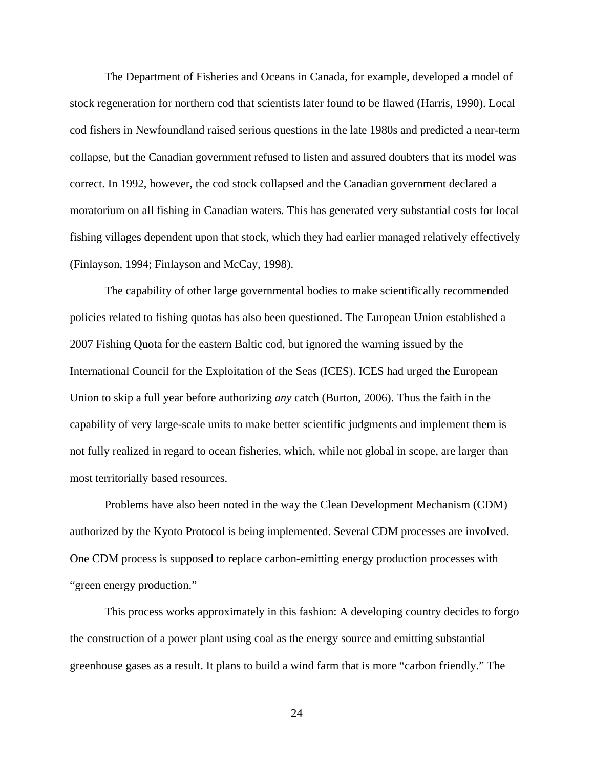The Department of Fisheries and Oceans in Canada, for example, developed a model of stock regeneration for northern cod that scientists later found to be flawed (Harris, 1990). Local cod fishers in Newfoundland raised serious questions in the late 1980s and predicted a near-term collapse, but the Canadian government refused to listen and assured doubters that its model was correct. In 1992, however, the cod stock collapsed and the Canadian government declared a moratorium on all fishing in Canadian waters. This has generated very substantial costs for local fishing villages dependent upon that stock, which they had earlier managed relatively effectively (Finlayson, 1994; Finlayson and McCay, 1998).

The capability of other large governmental bodies to make scientifically recommended policies related to fishing quotas has also been questioned. The European Union established a 2007 Fishing Quota for the eastern Baltic cod, but ignored the warning issued by the International Council for the Exploitation of the Seas (ICES). ICES had urged the European Union to skip a full year before authorizing *any* catch (Burton, 2006). Thus the faith in the capability of very large-scale units to make better scientific judgments and implement them is not fully realized in regard to ocean fisheries, which, while not global in scope, are larger than most territorially based resources.

Problems have also been noted in the way the Clean Development Mechanism (CDM) authorized by the Kyoto Protocol is being implemented. Several CDM processes are involved. One CDM process is supposed to replace carbon-emitting energy production processes with "green energy production."

This process works approximately in this fashion: A developing country decides to forgo the construction of a power plant using coal as the energy source and emitting substantial greenhouse gases as a result. It plans to build a wind farm that is more "carbon friendly." The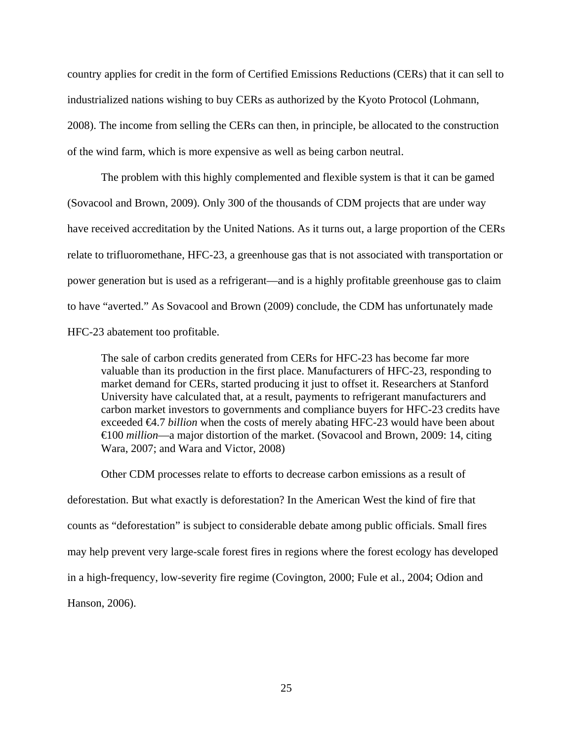country applies for credit in the form of Certified Emissions Reductions (CERs) that it can sell to industrialized nations wishing to buy CERs as authorized by the Kyoto Protocol (Lohmann, 2008). The income from selling the CERs can then, in principle, be allocated to the construction of the wind farm, which is more expensive as well as being carbon neutral.

The problem with this highly complemented and flexible system is that it can be gamed (Sovacool and Brown, 2009). Only 300 of the thousands of CDM projects that are under way have received accreditation by the United Nations. As it turns out, a large proportion of the CERs relate to trifluoromethane, HFC-23, a greenhouse gas that is not associated with transportation or power generation but is used as a refrigerant—and is a highly profitable greenhouse gas to claim to have "averted." As Sovacool and Brown (2009) conclude, the CDM has unfortunately made HFC-23 abatement too profitable.

> The sale of carbon credits generated from CERs for HFC-23 has become far more valuable than its production in the first place. Manufacturers of HFC-23, responding to market demand for CERs, started producing it just to offset it. Researchers at Stanford University have calculated that, at a result, payments to refrigerant manufacturers and carbon market investors to governments and compliance buyers for HFC-23 credits have exceeded €4.7 *billion* when the costs of merely abating HFC-23 would have been about €100 *million*—a major distortion of the market. (Sovacool and Brown, 2009: 14, citing Wara, 2007; and Wara and Victor, 2008)

Other CDM processes relate to efforts to decrease carbon emissions as a result of deforestation. But what exactly is deforestation? In the American West the kind of fire that counts as "deforestation" is subject to considerable debate among public officials. Small fires may help prevent very large-scale forest fires in regions where the forest ecology has developed in a high-frequency, low-severity fire regime (Covington, 2000; Fule et al., 2004; Odion and Hanson, 2006).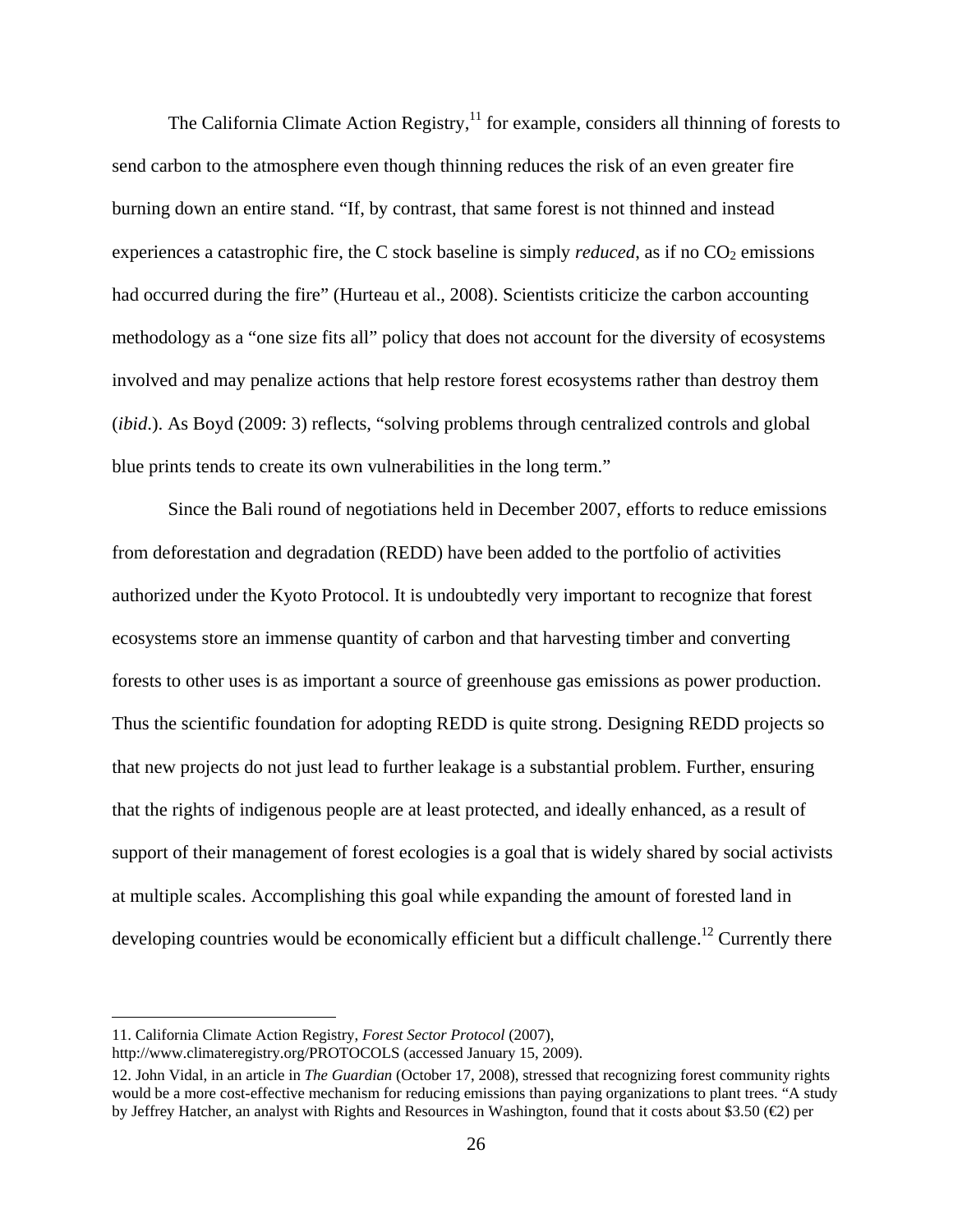The California Climate Action Registry,[11] for example, considers all thinning of forests to send carbon to the atmosphere even though thinning reduces the risk of an even greater fire burning down an entire stand. "If, by contrast, that same forest is not thinned and instead experiences a catastrophic fire, the C stock baseline is simply *reduced*, as if no $CO_2$ emissions had occurred during the fire" (Hurteau et al., 2008). Scientists criticize the carbon accounting methodology as a "one size fits all" policy that does not account for the diversity of ecosystems involved and may penalize actions that help restore forest ecosystems rather than destroy them (*ibid*.). As Boyd (2009: 3) reflects, "solving problems through centralized controls and global blue prints tends to create its own vulnerabilities in the long term."

Since the Bali round of negotiations held in December 2007, efforts to reduce emissions from deforestation and degradation (REDD) have been added to the portfolio of activities authorized under the Kyoto Protocol. It is undoubtedly very important to recognize that forest ecosystems store an immense quantity of carbon and that harvesting timber and converting forests to other uses is as important a source of greenhouse gas emissions as power production. Thus the scientific foundation for adopting REDD is quite strong. Designing REDD projects so that new projects do not just lead to further leakage is a substantial problem. Further, ensuring that the rights of indigenous people are at least protected, and ideally enhanced, as a result of support of their management of forest ecologies is a goal that is widely shared by social activists at multiple scales. Accomplishing this goal while expanding the amount of forested land in developing countries would be economically efficient but a difficult challenge.[12] Currently there

---

11. California Climate Action Registry, *Forest Sector Protocol* (2007), http://www.climateregistry.org/PROTOCOLS (accessed January 15, 2009).

12. John Vidal, in an article in *The Guardian* (October 17, 2008), stressed that recognizing forest community rights would be a more cost-effective mechanism for reducing emissions than paying organizations to plant trees. "A study by Jeffrey Hatcher, an analyst with Rights and Resources in Washington, found that it costs about \$3.50 (€2) per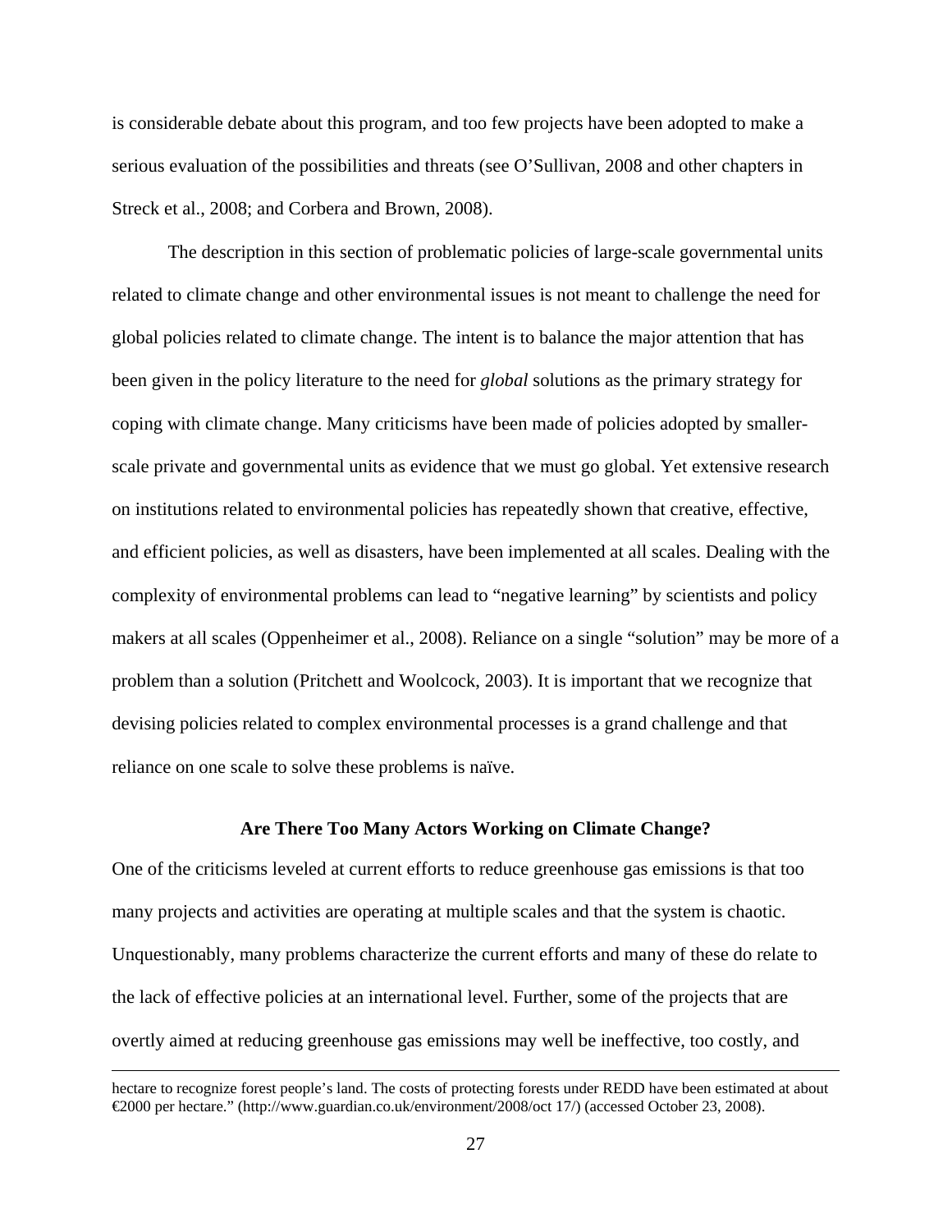is considerable debate about this program, and too few projects have been adopted to make a serious evaluation of the possibilities and threats (see O'Sullivan, 2008 and other chapters in Streck et al., 2008; and Corbera and Brown, 2008).

The description in this section of problematic policies of large-scale governmental units related to climate change and other environmental issues is not meant to challenge the need for global policies related to climate change. The intent is to balance the major attention that has been given in the policy literature to the need for *global* solutions as the primary strategy for coping with climate change. Many criticisms have been made of policies adopted by smaller-scale private and governmental units as evidence that we must go global. Yet extensive research on institutions related to environmental policies has repeatedly shown that creative, effective, and efficient policies, as well as disasters, have been implemented at all scales. Dealing with the complexity of environmental problems can lead to "negative learning" by scientists and policy makers at all scales (Oppenheimer et al., 2008). Reliance on a single "solution" may be more of a problem than a solution (Pritchett and Woolcock, 2003). It is important that we recognize that devising policies related to complex environmental processes is a grand challenge and that reliance on one scale to solve these problems is naïve.

## Are There Too Many Actors Working on Climate Change?

One of the criticisms leveled at current efforts to reduce greenhouse gas emissions is that too many projects and activities are operating at multiple scales and that the system is chaotic. Unquestionably, many problems characterize the current efforts and many of these do relate to the lack of effective policies at an international level. Further, some of the projects that are overtly aimed at reducing greenhouse gas emissions may well be ineffective, too costly, and

hectare to recognize forest people's land. The costs of protecting forests under REDD have been estimated at about €2000 per hectare." (http://www.guardian.co.uk/environment/2008/oct 17/) (accessed October 23, 2008).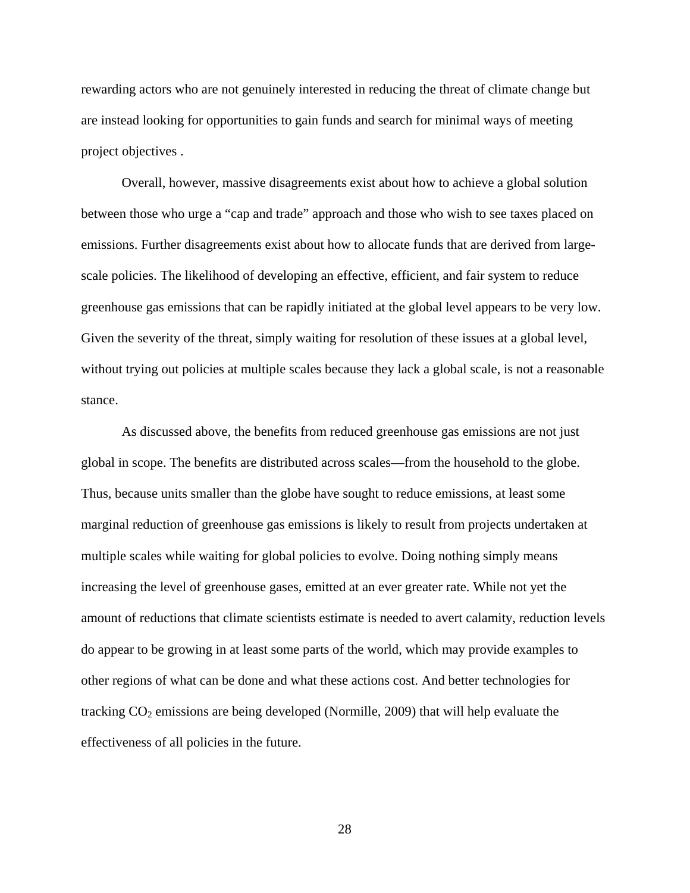rewarding actors who are not genuinely interested in reducing the threat of climate change but are instead looking for opportunities to gain funds and search for minimal ways of meeting project objectives .

Overall, however, massive disagreements exist about how to achieve a global solution between those who urge a “cap and trade” approach and those who wish to see taxes placed on emissions. Further disagreements exist about how to allocate funds that are derived from large-scale policies. The likelihood of developing an effective, efficient, and fair system to reduce greenhouse gas emissions that can be rapidly initiated at the global level appears to be very low. Given the severity of the threat, simply waiting for resolution of these issues at a global level, without trying out policies at multiple scales because they lack a global scale, is not a reasonable stance.

As discussed above, the benefits from reduced greenhouse gas emissions are not just global in scope. The benefits are distributed across scales—from the household to the globe. Thus, because units smaller than the globe have sought to reduce emissions, at least some marginal reduction of greenhouse gas emissions is likely to result from projects undertaken at multiple scales while waiting for global policies to evolve. Doing nothing simply means increasing the level of greenhouse gases, emitted at an ever greater rate. While not yet the amount of reductions that climate scientists estimate is needed to avert calamity, reduction levels do appear to be growing in at least some parts of the world, which may provide examples to other regions of what can be done and what these actions cost. And better technologies for tracking $CO_2$ emissions are being developed (Normille, 2009) that will help evaluate the effectiveness of all policies in the future.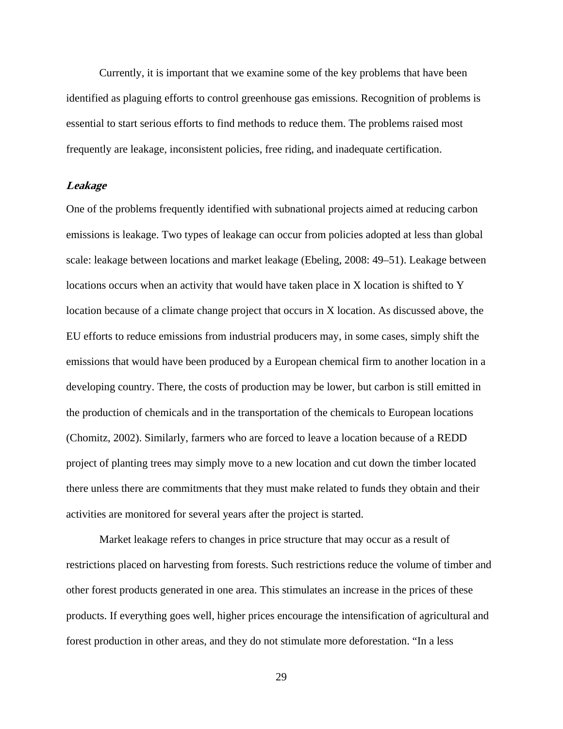Currently, it is important that we examine some of the key problems that have been identified as plaguing efforts to control greenhouse gas emissions. Recognition of problems is essential to start serious efforts to find methods to reduce them. The problems raised most frequently are leakage, inconsistent policies, free riding, and inadequate certification.

### *Leakage*

One of the problems frequently identified with subnational projects aimed at reducing carbon emissions is leakage. Two types of leakage can occur from policies adopted at less than global scale: leakage between locations and market leakage (Ebeling, 2008: 49–51). Leakage between locations occurs when an activity that would have taken place in X location is shifted to Y location because of a climate change project that occurs in X location. As discussed above, the EU efforts to reduce emissions from industrial producers may, in some cases, simply shift the emissions that would have been produced by a European chemical firm to another location in a developing country. There, the costs of production may be lower, but carbon is still emitted in the production of chemicals and in the transportation of the chemicals to European locations (Chomitz, 2002). Similarly, farmers who are forced to leave a location because of a REDD project of planting trees may simply move to a new location and cut down the timber located there unless there are commitments that they must make related to funds they obtain and their activities are monitored for several years after the project is started.

Market leakage refers to changes in price structure that may occur as a result of restrictions placed on harvesting from forests. Such restrictions reduce the volume of timber and other forest products generated in one area. This stimulates an increase in the prices of these products. If everything goes well, higher prices encourage the intensification of agricultural and forest production in other areas, and they do not stimulate more deforestation. "In a less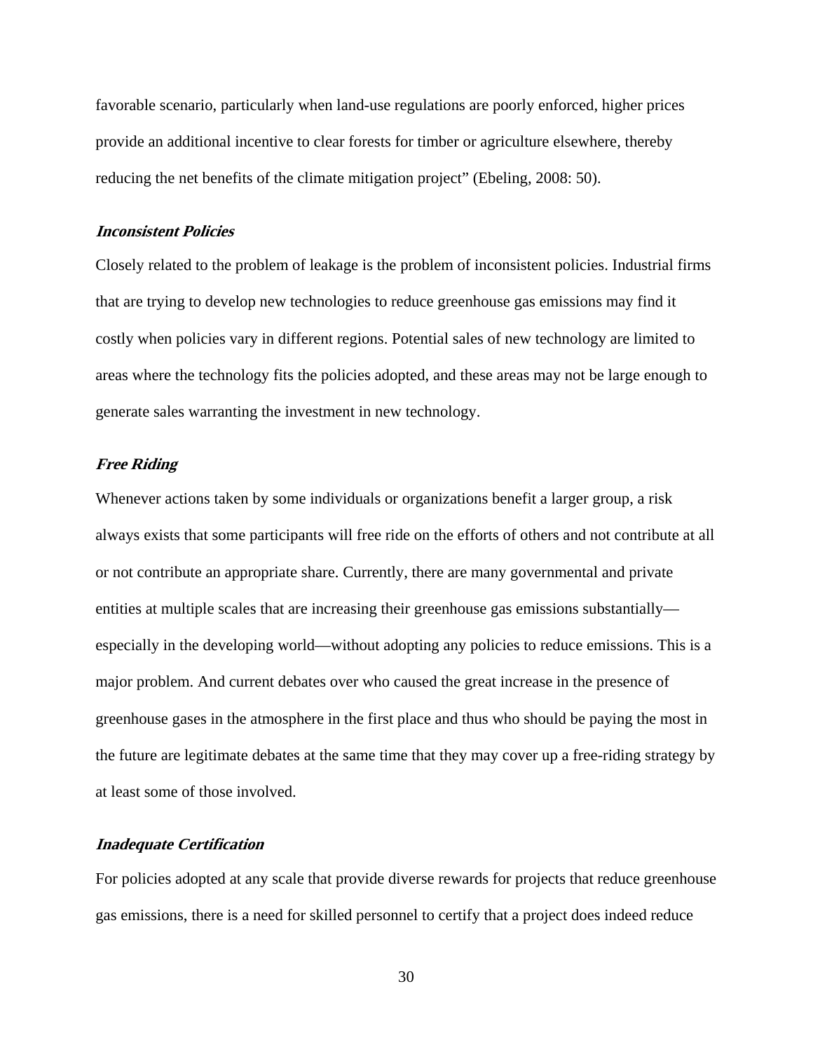favorable scenario, particularly when land-use regulations are poorly enforced, higher prices provide an additional incentive to clear forests for timber or agriculture elsewhere, thereby reducing the net benefits of the climate mitigation project" (Ebeling, 2008: 50).

#### *Inconsistent Policies*

Closely related to the problem of leakage is the problem of inconsistent policies. Industrial firms that are trying to develop new technologies to reduce greenhouse gas emissions may find it costly when policies vary in different regions. Potential sales of new technology are limited to areas where the technology fits the policies adopted, and these areas may not be large enough to generate sales warranting the investment in new technology.

#### *Free Riding*

Whenever actions taken by some individuals or organizations benefit a larger group, a risk always exists that some participants will free ride on the efforts of others and not contribute at all or not contribute an appropriate share. Currently, there are many governmental and private entities at multiple scales that are increasing their greenhouse gas emissions substantially—especially in the developing world—without adopting any policies to reduce emissions. This is a major problem. And current debates over who caused the great increase in the presence of greenhouse gases in the atmosphere in the first place and thus who should be paying the most in the future are legitimate debates at the same time that they may cover up a free-riding strategy by at least some of those involved.

#### *Inadequate Certification*

For policies adopted at any scale that provide diverse rewards for projects that reduce greenhouse gas emissions, there is a need for skilled personnel to certify that a project does indeed reduce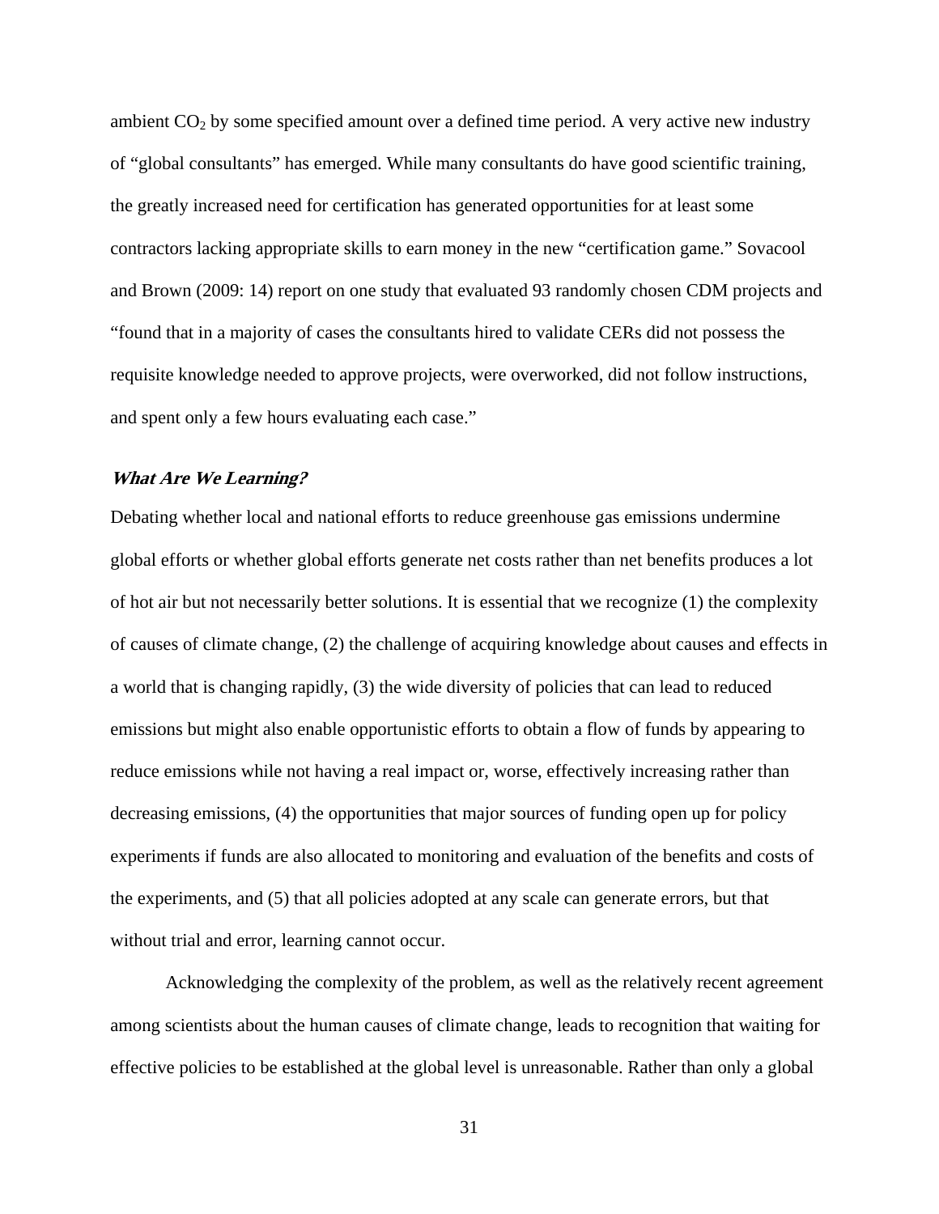ambient $CO_2$ by some specified amount over a defined time period. A very active new industry of "global consultants" has emerged. While many consultants do have good scientific training, the greatly increased need for certification has generated opportunities for at least some contractors lacking appropriate skills to earn money in the new "certification game." Sovacool and Brown (2009: 14) report on one study that evaluated 93 randomly chosen CDM projects and "found that in a majority of cases the consultants hired to validate CERs did not possess the requisite knowledge needed to approve projects, were overworked, did not follow instructions, and spent only a few hours evaluating each case."

### *What Are We Learning?*

Debating whether local and national efforts to reduce greenhouse gas emissions undermine global efforts or whether global efforts generate net costs rather than net benefits produces a lot of hot air but not necessarily better solutions. It is essential that we recognize (1) the complexity of causes of climate change, (2) the challenge of acquiring knowledge about causes and effects in a world that is changing rapidly, (3) the wide diversity of policies that can lead to reduced emissions but might also enable opportunistic efforts to obtain a flow of funds by appearing to reduce emissions while not having a real impact or, worse, effectively increasing rather than decreasing emissions, (4) the opportunities that major sources of funding open up for policy experiments if funds are also allocated to monitoring and evaluation of the benefits and costs of the experiments, and (5) that all policies adopted at any scale can generate errors, but that without trial and error, learning cannot occur.

Acknowledging the complexity of the problem, as well as the relatively recent agreement among scientists about the human causes of climate change, leads to recognition that waiting for effective policies to be established at the global level is unreasonable. Rather than only a global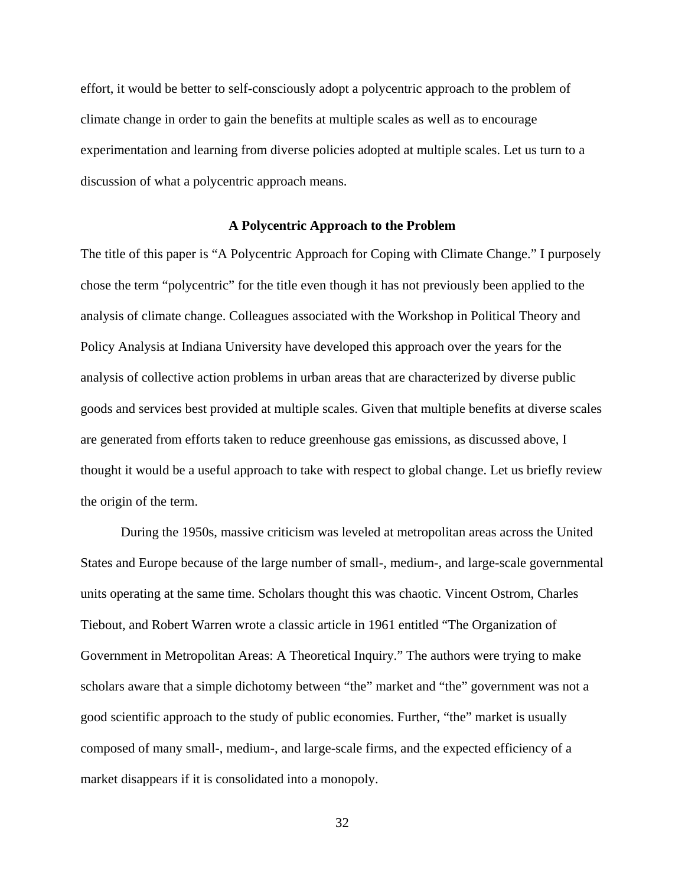effort, it would be better to self-consciously adopt a polycentric approach to the problem of climate change in order to gain the benefits at multiple scales as well as to encourage experimentation and learning from diverse policies adopted at multiple scales. Let us turn to a discussion of what a polycentric approach means.

## A Polycentric Approach to the Problem

The title of this paper is "A Polycentric Approach for Coping with Climate Change." I purposely chose the term "polycentric" for the title even though it has not previously been applied to the analysis of climate change. Colleagues associated with the Workshop in Political Theory and Policy Analysis at Indiana University have developed this approach over the years for the analysis of collective action problems in urban areas that are characterized by diverse public goods and services best provided at multiple scales. Given that multiple benefits at diverse scales are generated from efforts taken to reduce greenhouse gas emissions, as discussed above, I thought it would be a useful approach to take with respect to global change. Let us briefly review the origin of the term.

During the 1950s, massive criticism was leveled at metropolitan areas across the United States and Europe because of the large number of small-, medium-, and large-scale governmental units operating at the same time. Scholars thought this was chaotic. Vincent Ostrom, Charles Tiebout, and Robert Warren wrote a classic article in 1961 entitled "The Organization of Government in Metropolitan Areas: A Theoretical Inquiry." The authors were trying to make scholars aware that a simple dichotomy between "the" market and "the" government was not a good scientific approach to the study of public economies. Further, "the" market is usually composed of many small-, medium-, and large-scale firms, and the expected efficiency of a market disappears if it is consolidated into a monopoly.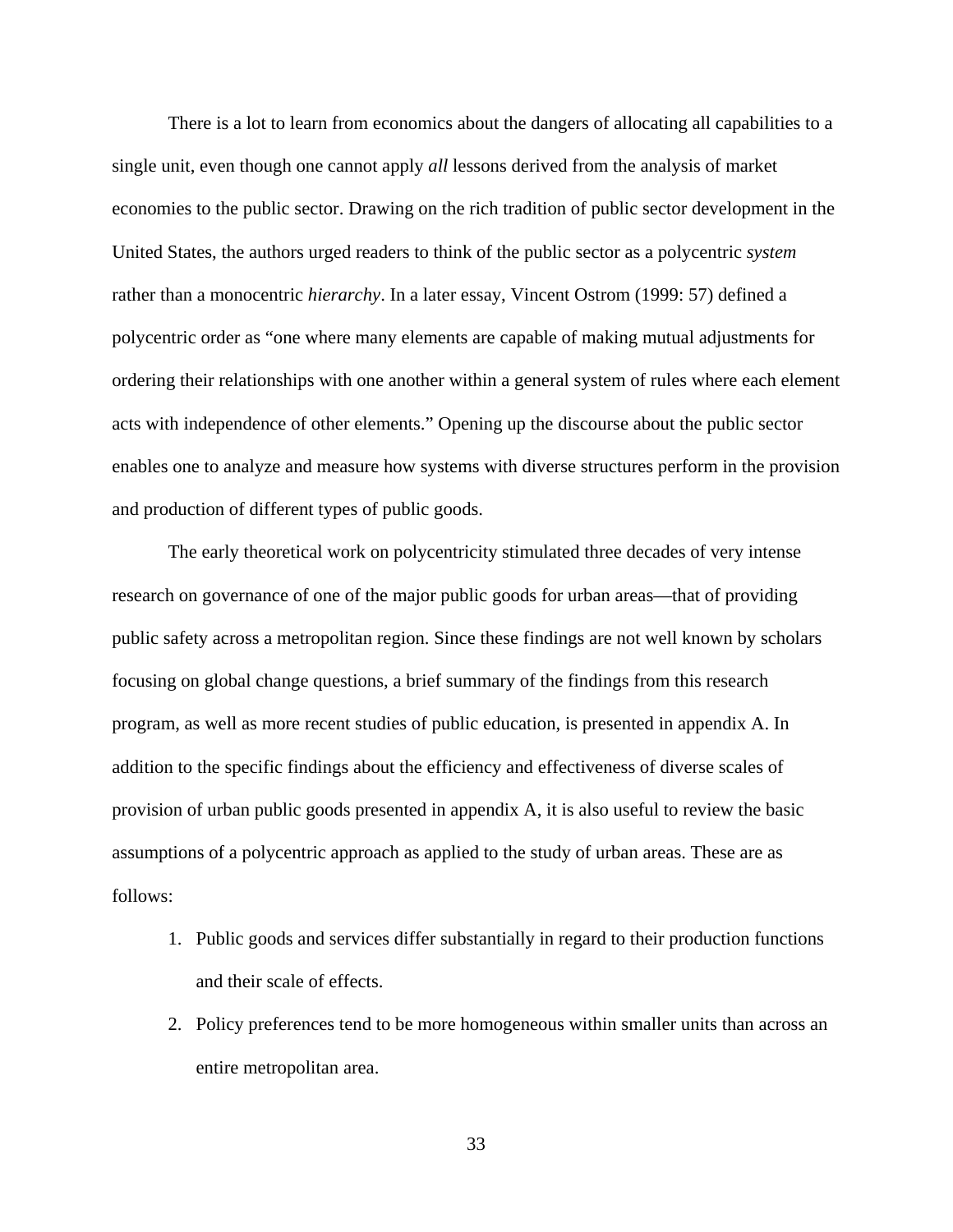There is a lot to learn from economics about the dangers of allocating all capabilities to a single unit, even though one cannot apply *all* lessons derived from the analysis of market economies to the public sector. Drawing on the rich tradition of public sector development in the United States, the authors urged readers to think of the public sector as a polycentric *system* rather than a monocentric *hierarchy*. In a later essay, Vincent Ostrom (1999: 57) defined a polycentric order as "one where many elements are capable of making mutual adjustments for ordering their relationships with one another within a general system of rules where each element acts with independence of other elements." Opening up the discourse about the public sector enables one to analyze and measure how systems with diverse structures perform in the provision and production of different types of public goods.

The early theoretical work on polycentricity stimulated three decades of very intense research on governance of one of the major public goods for urban areas—that of providing public safety across a metropolitan region. Since these findings are not well known by scholars focusing on global change questions, a brief summary of the findings from this research program, as well as more recent studies of public education, is presented in appendix A. In addition to the specific findings about the efficiency and effectiveness of diverse scales of provision of urban public goods presented in appendix A, it is also useful to review the basic assumptions of a polycentric approach as applied to the study of urban areas. These are as follows:

1. Public goods and services differ substantially in regard to their production functions and their scale of effects.
2. Policy preferences tend to be more homogeneous within smaller units than across an entire metropolitan area.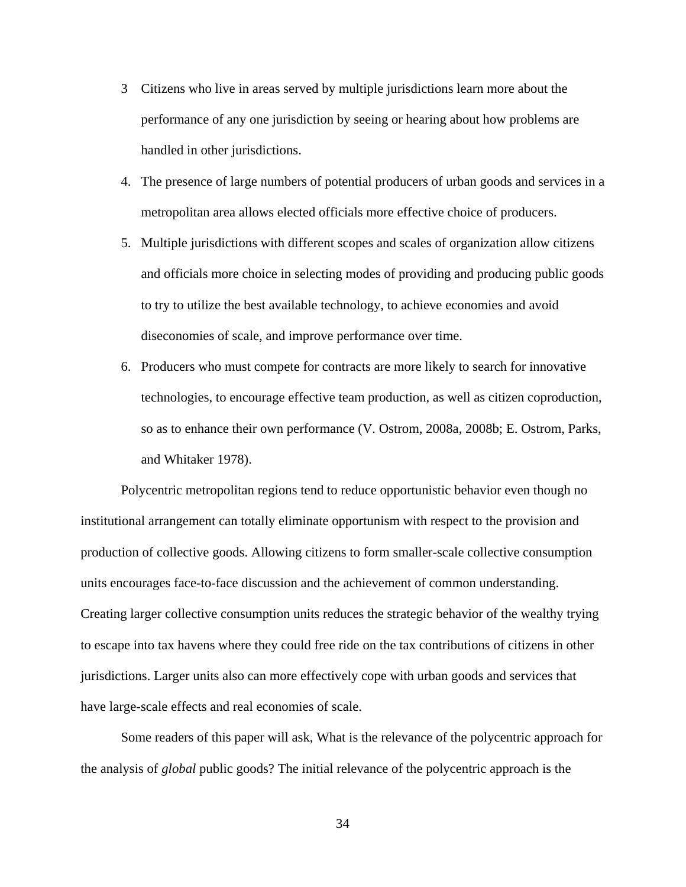3 Citizens who live in areas served by multiple jurisdictions learn more about the performance of any one jurisdiction by seeing or hearing about how problems are handled in other jurisdictions.

4. The presence of large numbers of potential producers of urban goods and services in a metropolitan area allows elected officials more effective choice of producers.

5. Multiple jurisdictions with different scopes and scales of organization allow citizens and officials more choice in selecting modes of providing and producing public goods to try to utilize the best available technology, to achieve economies and avoid diseconomies of scale, and improve performance over time.

6. Producers who must compete for contracts are more likely to search for innovative technologies, to encourage effective team production, as well as citizen coproduction, so as to enhance their own performance (V. Ostrom, 2008a, 2008b; E. Ostrom, Parks, and Whitaker 1978).

Polycentric metropolitan regions tend to reduce opportunistic behavior even though no institutional arrangement can totally eliminate opportunism with respect to the provision and production of collective goods. Allowing citizens to form smaller-scale collective consumption units encourages face-to-face discussion and the achievement of common understanding. Creating larger collective consumption units reduces the strategic behavior of the wealthy trying to escape into tax havens where they could free ride on the tax contributions of citizens in other jurisdictions. Larger units also can more effectively cope with urban goods and services that have large-scale effects and real economies of scale.

Some readers of this paper will ask, What is the relevance of the polycentric approach for the analysis of *global* public goods? The initial relevance of the polycentric approach is the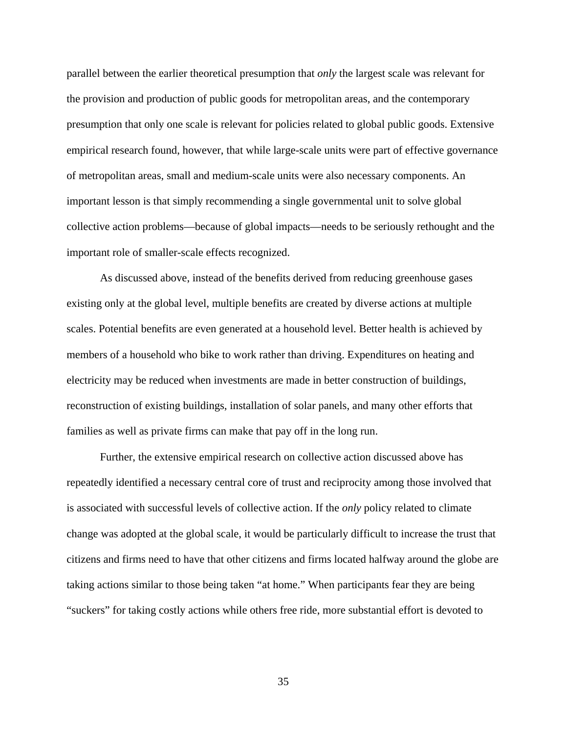parallel between the earlier theoretical presumption that *only* the largest scale was relevant for the provision and production of public goods for metropolitan areas, and the contemporary presumption that only one scale is relevant for policies related to global public goods. Extensive empirical research found, however, that while large-scale units were part of effective governance of metropolitan areas, small and medium-scale units were also necessary components. An important lesson is that simply recommending a single governmental unit to solve global collective action problems—because of global impacts—needs to be seriously rethought and the important role of smaller-scale effects recognized.

As discussed above, instead of the benefits derived from reducing greenhouse gases existing only at the global level, multiple benefits are created by diverse actions at multiple scales. Potential benefits are even generated at a household level. Better health is achieved by members of a household who bike to work rather than driving. Expenditures on heating and electricity may be reduced when investments are made in better construction of buildings, reconstruction of existing buildings, installation of solar panels, and many other efforts that families as well as private firms can make that pay off in the long run.

Further, the extensive empirical research on collective action discussed above has repeatedly identified a necessary central core of trust and reciprocity among those involved that is associated with successful levels of collective action. If the *only* policy related to climate change was adopted at the global scale, it would be particularly difficult to increase the trust that citizens and firms need to have that other citizens and firms located halfway around the globe are taking actions similar to those being taken "at home." When participants fear they are being "suckers" for taking costly actions while others free ride, more substantial effort is devoted to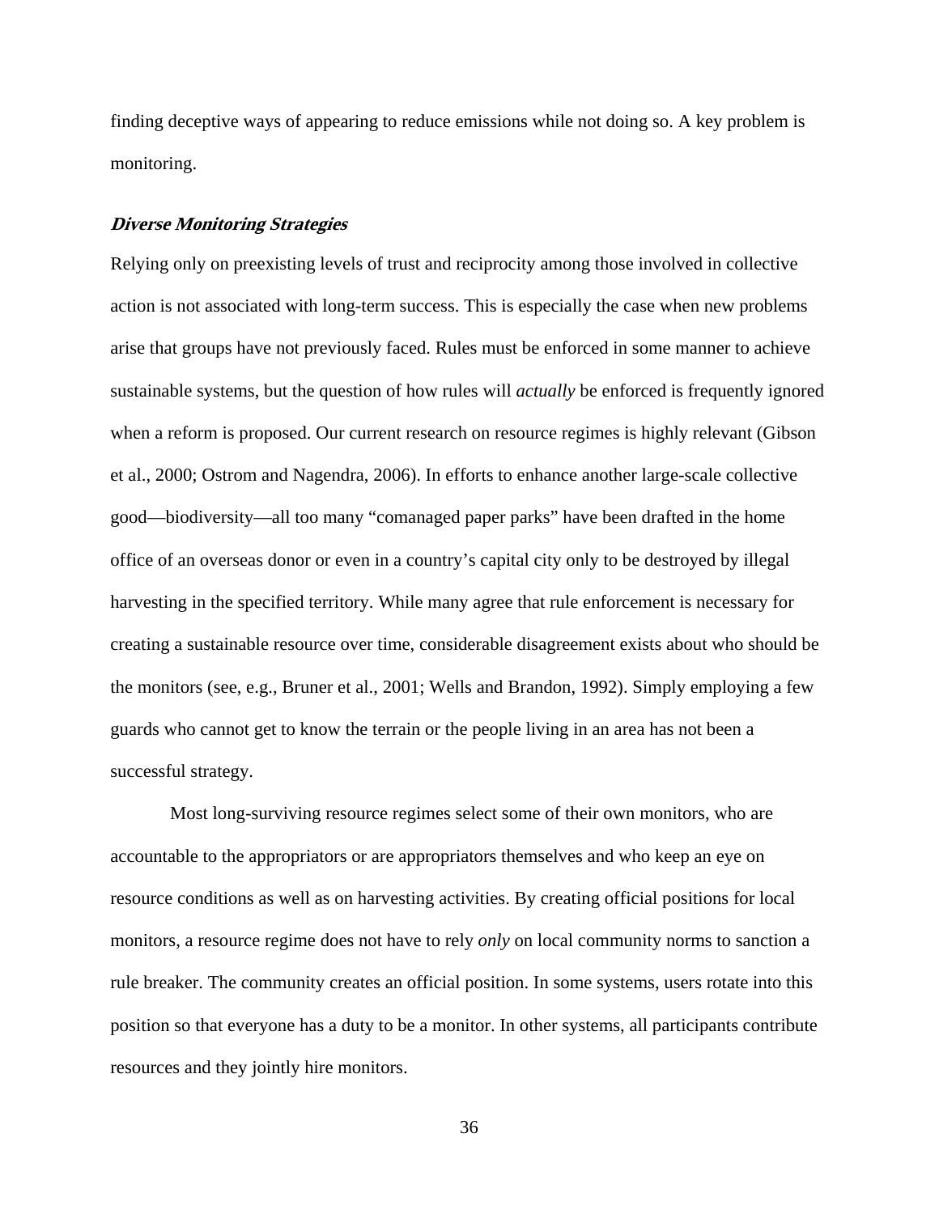finding deceptive ways of appearing to reduce emissions while not doing so. A key problem is monitoring.

### *Diverse Monitoring Strategies*

Relying only on preexisting levels of trust and reciprocity among those involved in collective action is not associated with long-term success. This is especially the case when new problems arise that groups have not previously faced. Rules must be enforced in some manner to achieve sustainable systems, but the question of how rules will *actually* be enforced is frequently ignored when a reform is proposed. Our current research on resource regimes is highly relevant (Gibson et al., 2000; Ostrom and Nagendra, 2006). In efforts to enhance another large-scale collective good—biodiversity—all too many "comanaged paper parks" have been drafted in the home office of an overseas donor or even in a country's capital city only to be destroyed by illegal harvesting in the specified territory. While many agree that rule enforcement is necessary for creating a sustainable resource over time, considerable disagreement exists about who should be the monitors (see, e.g., Bruner et al., 2001; Wells and Brandon, 1992). Simply employing a few guards who cannot get to know the terrain or the people living in an area has not been a successful strategy.

Most long-surviving resource regimes select some of their own monitors, who are accountable to the appropriators or are appropriators themselves and who keep an eye on resource conditions as well as on harvesting activities. By creating official positions for local monitors, a resource regime does not have to rely *only* on local community norms to sanction a rule breaker. The community creates an official position. In some systems, users rotate into this position so that everyone has a duty to be a monitor. In other systems, all participants contribute resources and they jointly hire monitors.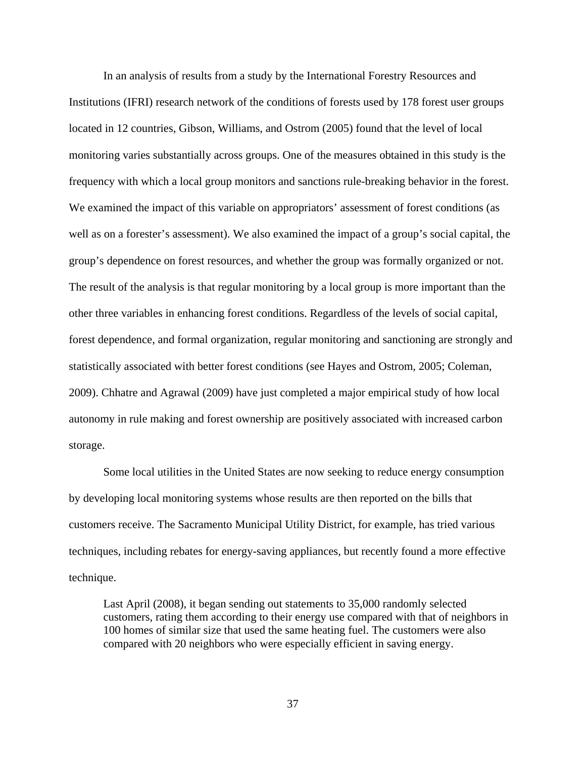In an analysis of results from a study by the International Forestry Resources and Institutions (IFRI) research network of the conditions of forests used by 178 forest user groups located in 12 countries, Gibson, Williams, and Ostrom (2005) found that the level of local monitoring varies substantially across groups. One of the measures obtained in this study is the frequency with which a local group monitors and sanctions rule-breaking behavior in the forest. We examined the impact of this variable on appropriators' assessment of forest conditions (as well as on a forester's assessment). We also examined the impact of a group's social capital, the group's dependence on forest resources, and whether the group was formally organized or not. The result of the analysis is that regular monitoring by a local group is more important than the other three variables in enhancing forest conditions. Regardless of the levels of social capital, forest dependence, and formal organization, regular monitoring and sanctioning are strongly and statistically associated with better forest conditions (see Hayes and Ostrom, 2005; Coleman, 2009). Chhatre and Agrawal (2009) have just completed a major empirical study of how local autonomy in rule making and forest ownership are positively associated with increased carbon storage.

Some local utilities in the United States are now seeking to reduce energy consumption by developing local monitoring systems whose results are then reported on the bills that customers receive. The Sacramento Municipal Utility District, for example, has tried various techniques, including rebates for energy-saving appliances, but recently found a more effective technique.

> Last April (2008), it began sending out statements to 35,000 randomly selected customers, rating them according to their energy use compared with that of neighbors in 100 homes of similar size that used the same heating fuel. The customers were also compared with 20 neighbors who were especially efficient in saving energy.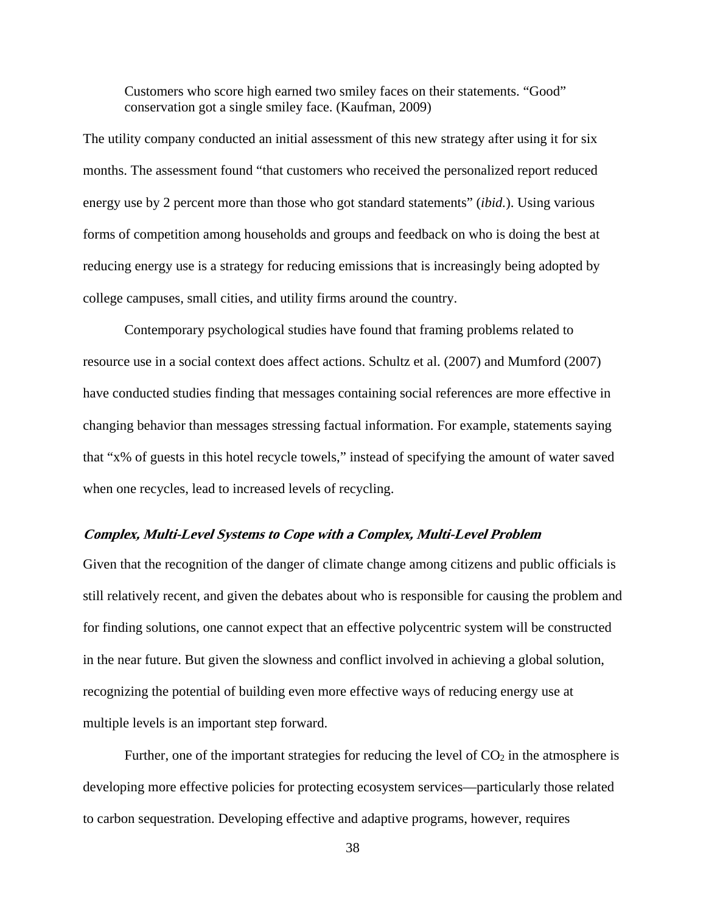> Customers who score high earned two smiley faces on their statements. "Good" conservation got a single smiley face. (Kaufman, 2009)

The utility company conducted an initial assessment of this new strategy after using it for six months. The assessment found "that customers who received the personalized report reduced energy use by 2 percent more than those who got standard statements" (*ibid.*). Using various forms of competition among households and groups and feedback on who is doing the best at reducing energy use is a strategy for reducing emissions that is increasingly being adopted by college campuses, small cities, and utility firms around the country.

Contemporary psychological studies have found that framing problems related to resource use in a social context does affect actions. Schultz et al. (2007) and Mumford (2007) have conducted studies finding that messages containing social references are more effective in changing behavior than messages stressing factual information. For example, statements saying that "x% of guests in this hotel recycle towels," instead of specifying the amount of water saved when one recycles, lead to increased levels of recycling.

### ***Complex, Multi-Level Systems to Cope with a Complex, Multi-Level Problem***

Given that the recognition of the danger of climate change among citizens and public officials is still relatively recent, and given the debates about who is responsible for causing the problem and for finding solutions, one cannot expect that an effective polycentric system will be constructed in the near future. But given the slowness and conflict involved in achieving a global solution, recognizing the potential of building even more effective ways of reducing energy use at multiple levels is an important step forward.

Further, one of the important strategies for reducing the level of $CO_2$ in the atmosphere is developing more effective policies for protecting ecosystem services—particularly those related to carbon sequestration. Developing effective and adaptive programs, however, requires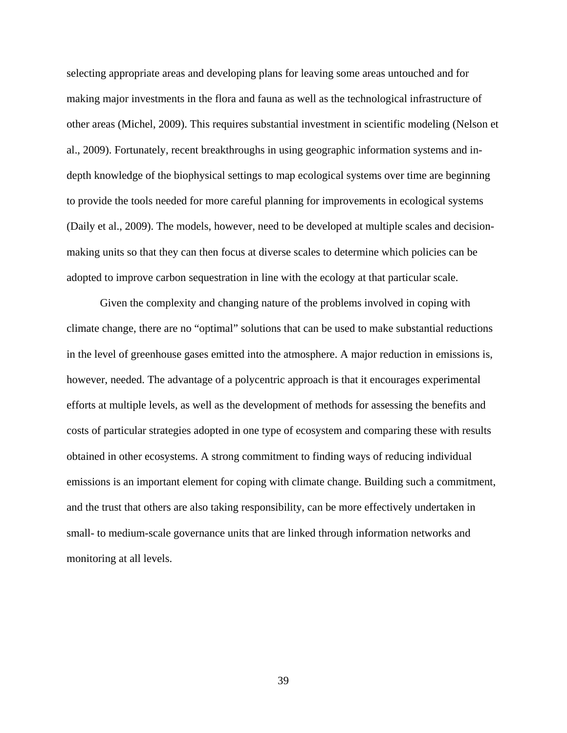selecting appropriate areas and developing plans for leaving some areas untouched and for making major investments in the flora and fauna as well as the technological infrastructure of other areas (Michel, 2009). This requires substantial investment in scientific modeling (Nelson et al., 2009). Fortunately, recent breakthroughs in using geographic information systems and in-depth knowledge of the biophysical settings to map ecological systems over time are beginning to provide the tools needed for more careful planning for improvements in ecological systems (Daily et al., 2009). The models, however, need to be developed at multiple scales and decision-making units so that they can then focus at diverse scales to determine which policies can be adopted to improve carbon sequestration in line with the ecology at that particular scale.

Given the complexity and changing nature of the problems involved in coping with climate change, there are no "optimal" solutions that can be used to make substantial reductions in the level of greenhouse gases emitted into the atmosphere. A major reduction in emissions is, however, needed. The advantage of a polycentric approach is that it encourages experimental efforts at multiple levels, as well as the development of methods for assessing the benefits and costs of particular strategies adopted in one type of ecosystem and comparing these with results obtained in other ecosystems. A strong commitment to finding ways of reducing individual emissions is an important element for coping with climate change. Building such a commitment, and the trust that others are also taking responsibility, can be more effectively undertaken in small- to medium-scale governance units that are linked through information networks and monitoring at all levels.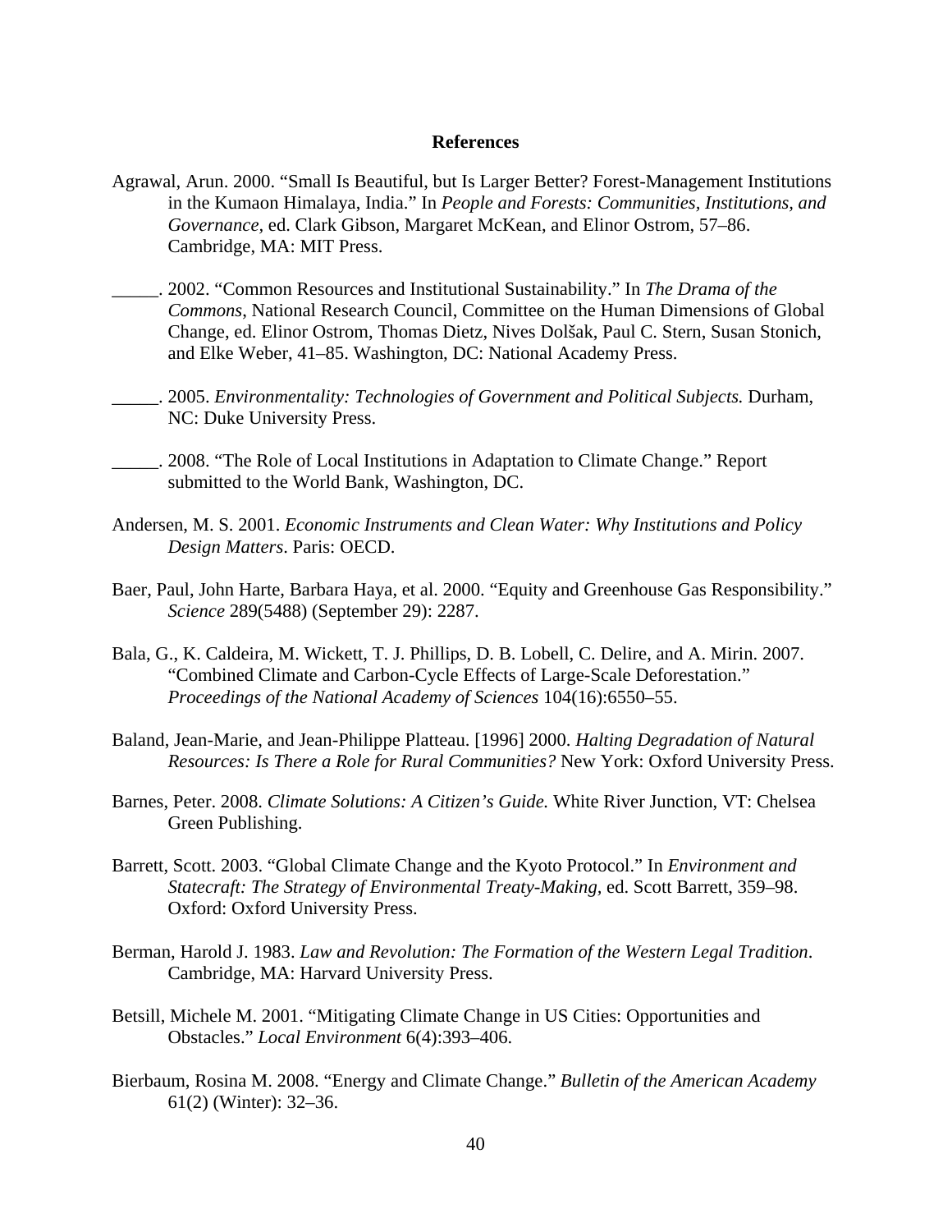## References

Agrawal, Arun. 2000. "Small Is Beautiful, but Is Larger Better? Forest-Management Institutions in the Kumaon Himalaya, India." In *People and Forests: Communities, Institutions, and Governance*, ed. Clark Gibson, Margaret McKean, and Elinor Ostrom, 57–86. Cambridge, MA: MIT Press.

_____. 2002. "Common Resources and Institutional Sustainability." In *The Drama of the Commons*, National Research Council, Committee on the Human Dimensions of Global Change, ed. Elinor Ostrom, Thomas Dietz, Nives Dolšak, Paul C. Stern, Susan Stonich, and Elke Weber, 41–85. Washington, DC: National Academy Press.

_____. 2005. *Environmentality: Technologies of Government and Political Subjects.* Durham, NC: Duke University Press.

_____. 2008. "The Role of Local Institutions in Adaptation to Climate Change." Report submitted to the World Bank, Washington, DC.

Andersen, M. S. 2001. *Economic Instruments and Clean Water: Why Institutions and Policy Design Matters*. Paris: OECD.

Baer, Paul, John Harte, Barbara Haya, et al. 2000. "Equity and Greenhouse Gas Responsibility." *Science* 289(5488) (September 29): 2287.

Bala, G., K. Caldeira, M. Wickett, T. J. Phillips, D. B. Lobell, C. Delire, and A. Mirin. 2007. "Combined Climate and Carbon-Cycle Effects of Large-Scale Deforestation." *Proceedings of the National Academy of Sciences* 104(16):6550–55.

Baland, Jean-Marie, and Jean-Philippe Platteau. [1996] 2000. *Halting Degradation of Natural Resources: Is There a Role for Rural Communities?* New York: Oxford University Press.

Barnes, Peter. 2008. *Climate Solutions: A Citizen's Guide.* White River Junction, VT: Chelsea Green Publishing.

Barrett, Scott. 2003. "Global Climate Change and the Kyoto Protocol." In *Environment and Statecraft: The Strategy of Environmental Treaty-Making,* ed. Scott Barrett, 359–98. Oxford: Oxford University Press.

Berman, Harold J. 1983. *Law and Revolution: The Formation of the Western Legal Tradition*. Cambridge, MA: Harvard University Press.

Betsill, Michele M. 2001. "Mitigating Climate Change in US Cities: Opportunities and Obstacles." *Local Environment* 6(4):393–406.

Bierbaum, Rosina M. 2008. "Energy and Climate Change." *Bulletin of the American Academy* 61(2) (Winter): 32–36.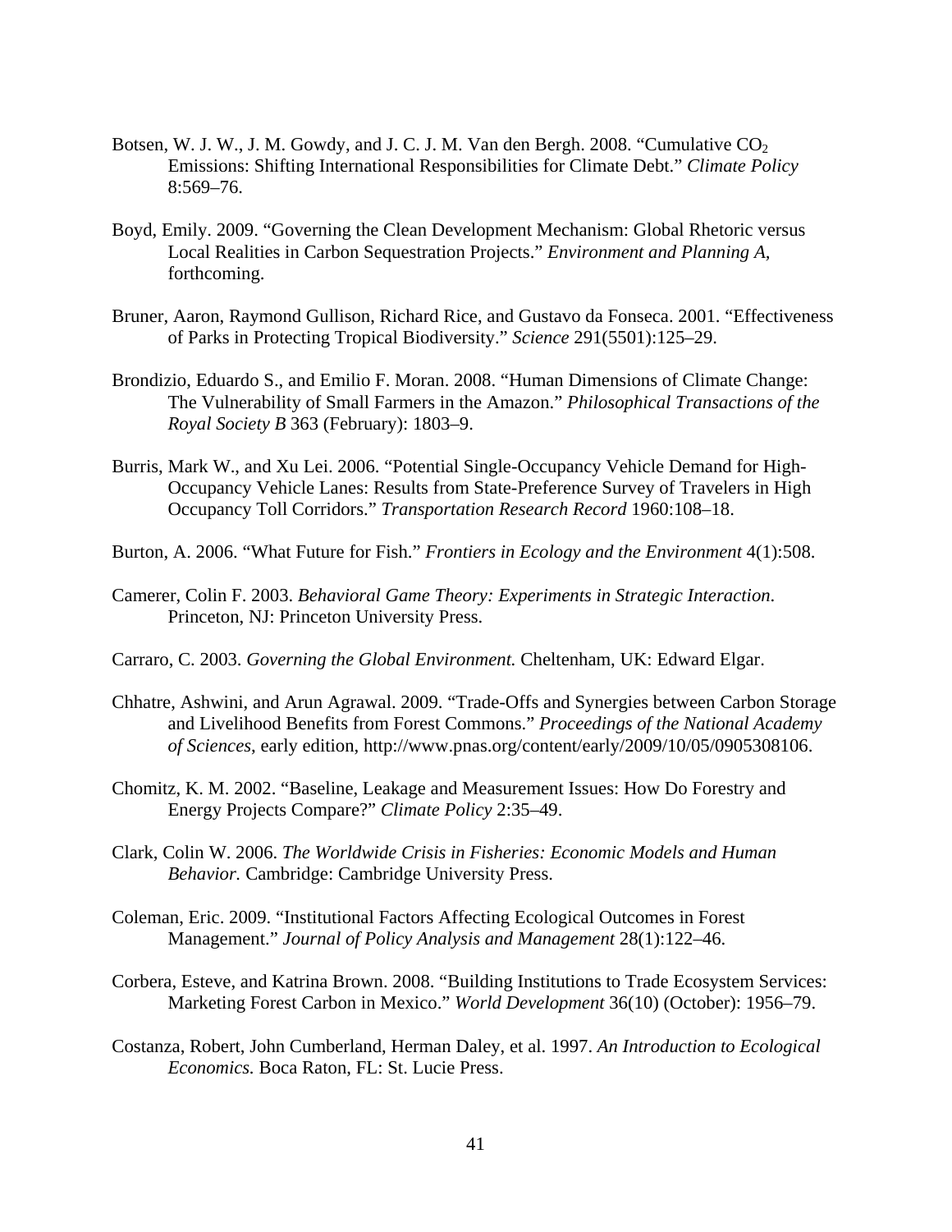Botsen, W. J. W., J. M. Gowdy, and J. C. J. M. Van den Bergh. 2008. “Cumulative $CO_2$ Emissions: Shifting International Responsibilities for Climate Debt.” *Climate Policy* 8:569–76.

Boyd, Emily. 2009. “Governing the Clean Development Mechanism: Global Rhetoric versus Local Realities in Carbon Sequestration Projects.” *Environment and Planning A*, forthcoming.

Bruner, Aaron, Raymond Gullison, Richard Rice, and Gustavo da Fonseca. 2001. “Effectiveness of Parks in Protecting Tropical Biodiversity.” *Science* 291(5501):125–29.

Brondizio, Eduardo S., and Emilio F. Moran. 2008. “Human Dimensions of Climate Change: The Vulnerability of Small Farmers in the Amazon.” *Philosophical Transactions of the Royal Society B* 363 (February): 1803–9.

Burris, Mark W., and Xu Lei. 2006. “Potential Single-Occupancy Vehicle Demand for High-Occupancy Vehicle Lanes: Results from State-Preference Survey of Travelers in High Occupancy Toll Corridors.” *Transportation Research Record* 1960:108–18.

Burton, A. 2006. “What Future for Fish.” *Frontiers in Ecology and the Environment* 4(1):508.

Camerer, Colin F. 2003. *Behavioral Game Theory: Experiments in Strategic Interaction*. Princeton, NJ: Princeton University Press.

Carraro, C. 2003. *Governing the Global Environment.* Cheltenham, UK: Edward Elgar.

Chhatre, Ashwini, and Arun Agrawal. 2009. “Trade-Offs and Synergies between Carbon Storage and Livelihood Benefits from Forest Commons.” *Proceedings of the National Academy of Sciences*, early edition, http://www.pnas.org/content/early/2009/10/05/0905308106.

Chomitz, K. M. 2002. “Baseline, Leakage and Measurement Issues: How Do Forestry and Energy Projects Compare?” *Climate Policy* 2:35–49.

Clark, Colin W. 2006. *The Worldwide Crisis in Fisheries: Economic Models and Human Behavior.* Cambridge: Cambridge University Press.

Coleman, Eric. 2009. “Institutional Factors Affecting Ecological Outcomes in Forest Management.” *Journal of Policy Analysis and Management* 28(1):122–46.

Corbera, Esteve, and Katrina Brown. 2008. “Building Institutions to Trade Ecosystem Services: Marketing Forest Carbon in Mexico.” *World Development* 36(10) (October): 1956–79.

Costanza, Robert, John Cumberland, Herman Daley, et al. 1997. *An Introduction to Ecological Economics.* Boca Raton, FL: St. Lucie Press.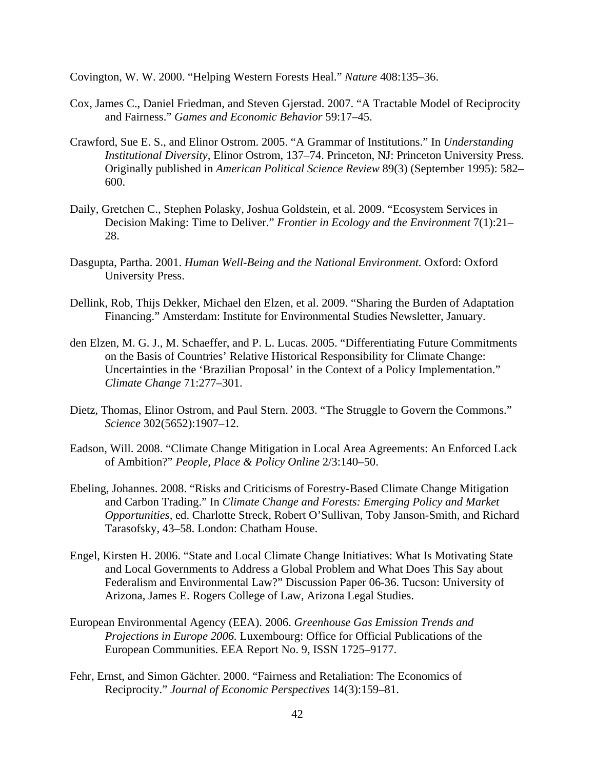Covington, W. W. 2000. "Helping Western Forests Heal." *Nature* 408:135–36.

Cox, James C., Daniel Friedman, and Steven Gjerstad. 2007. "A Tractable Model of Reciprocity and Fairness." *Games and Economic Behavior* 59:17–45.

Crawford, Sue E. S., and Elinor Ostrom. 2005. "A Grammar of Institutions." In *Understanding Institutional Diversity*, Elinor Ostrom, 137–74. Princeton, NJ: Princeton University Press. Originally published in *American Political Science Review* 89(3) (September 1995): 582–600.

Daily, Gretchen C., Stephen Polasky, Joshua Goldstein, et al. 2009. "Ecosystem Services in Decision Making: Time to Deliver." *Frontier in Ecology and the Environment* 7(1):21–28.

Dasgupta, Partha. 2001. *Human Well-Being and the National Environment.* Oxford: Oxford University Press.

Dellink, Rob, Thijs Dekker, Michael den Elzen, et al. 2009. "Sharing the Burden of Adaptation Financing." Amsterdam: Institute for Environmental Studies Newsletter, January.

den Elzen, M. G. J., M. Schaeffer, and P. L. Lucas. 2005. "Differentiating Future Commitments on the Basis of Countries' Relative Historical Responsibility for Climate Change: Uncertainties in the 'Brazilian Proposal' in the Context of a Policy Implementation." *Climate Change* 71:277–301.

Dietz, Thomas, Elinor Ostrom, and Paul Stern. 2003. "The Struggle to Govern the Commons." *Science* 302(5652):1907–12.

Eadson, Will. 2008. "Climate Change Mitigation in Local Area Agreements: An Enforced Lack of Ambition?" *People, Place & Policy Online* 2/3:140–50.

Ebeling, Johannes. 2008. "Risks and Criticisms of Forestry-Based Climate Change Mitigation and Carbon Trading." In *Climate Change and Forests: Emerging Policy and Market Opportunities*, ed. Charlotte Streck, Robert O'Sullivan, Toby Janson-Smith, and Richard Tarasofsky, 43–58. London: Chatham House.

Engel, Kirsten H. 2006. "State and Local Climate Change Initiatives: What Is Motivating State and Local Governments to Address a Global Problem and What Does This Say about Federalism and Environmental Law?" Discussion Paper 06-36. Tucson: University of Arizona, James E. Rogers College of Law, Arizona Legal Studies.

European Environmental Agency (EEA). 2006. *Greenhouse Gas Emission Trends and Projections in Europe 2006.* Luxembourg: Office for Official Publications of the European Communities. EEA Report No. 9, ISSN 1725–9177.

Fehr, Ernst, and Simon Gächter. 2000. "Fairness and Retaliation: The Economics of Reciprocity." *Journal of Economic Perspectives* 14(3):159–81.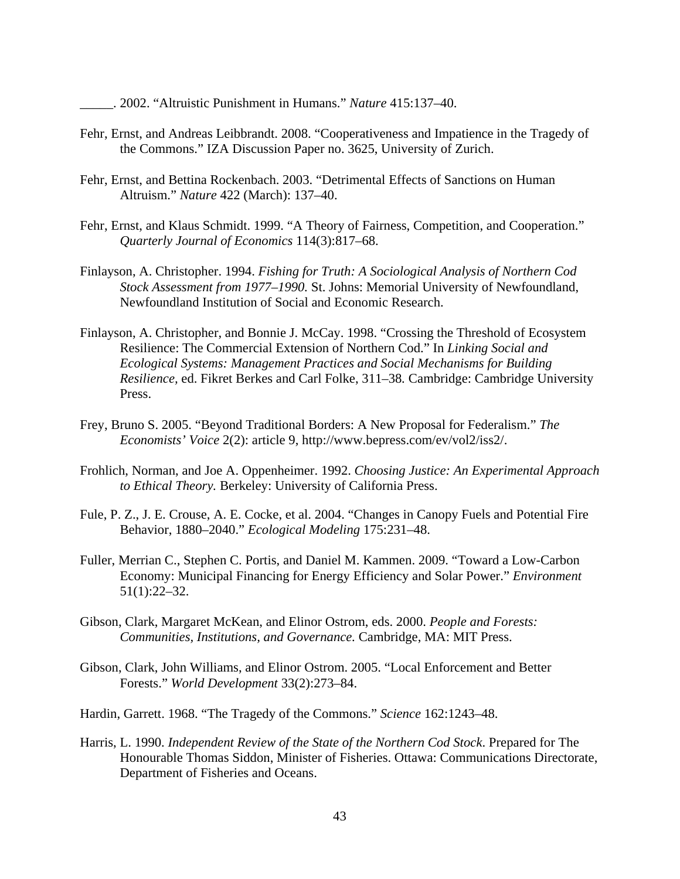_____. 2002. “Altruistic Punishment in Humans.” *Nature* 415:137–40.

Fehr, Ernst, and Andreas Leibbrandt. 2008. “Cooperativeness and Impatience in the Tragedy of the Commons.” IZA Discussion Paper no. 3625, University of Zurich.

Fehr, Ernst, and Bettina Rockenbach. 2003. “Detrimental Effects of Sanctions on Human Altruism.” *Nature* 422 (March): 137–40.

Fehr, Ernst, and Klaus Schmidt. 1999. “A Theory of Fairness, Competition, and Cooperation.” *Quarterly Journal of Economics* 114(3):817–68.

Finlayson, A. Christopher. 1994. *Fishing for Truth: A Sociological Analysis of Northern Cod Stock Assessment from 1977–1990.* St. Johns: Memorial University of Newfoundland, Newfoundland Institution of Social and Economic Research.

Finlayson, A. Christopher, and Bonnie J. McCay. 1998. “Crossing the Threshold of Ecosystem Resilience: The Commercial Extension of Northern Cod.” In *Linking Social and Ecological Systems: Management Practices and Social Mechanisms for Building Resilience,* ed. Fikret Berkes and Carl Folke, 311–38. Cambridge: Cambridge University Press.

Frey, Bruno S. 2005. “Beyond Traditional Borders: A New Proposal for Federalism.” *The Economists’ Voice* 2(2): article 9, http://www.bepress.com/ev/vol2/iss2/.

Frohlich, Norman, and Joe A. Oppenheimer. 1992. *Choosing Justice: An Experimental Approach to Ethical Theory.* Berkeley: University of California Press.

Fule, P. Z., J. E. Crouse, A. E. Cocke, et al. 2004. “Changes in Canopy Fuels and Potential Fire Behavior, 1880–2040.” *Ecological Modeling* 175:231–48.

Fuller, Merrian C., Stephen C. Portis, and Daniel M. Kammen. 2009. “Toward a Low-Carbon Economy: Municipal Financing for Energy Efficiency and Solar Power.” *Environment* 51(1):22–32.

Gibson, Clark, Margaret McKean, and Elinor Ostrom, eds. 2000. *People and Forests: Communities, Institutions, and Governance.* Cambridge, MA: MIT Press.

Gibson, Clark, John Williams, and Elinor Ostrom. 2005. “Local Enforcement and Better Forests.” *World Development* 33(2):273–84.

Hardin, Garrett. 1968. “The Tragedy of the Commons.” *Science* 162:1243–48.

Harris, L. 1990. *Independent Review of the State of the Northern Cod Stock*. Prepared for The Honourable Thomas Siddon, Minister of Fisheries. Ottawa: Communications Directorate, Department of Fisheries and Oceans.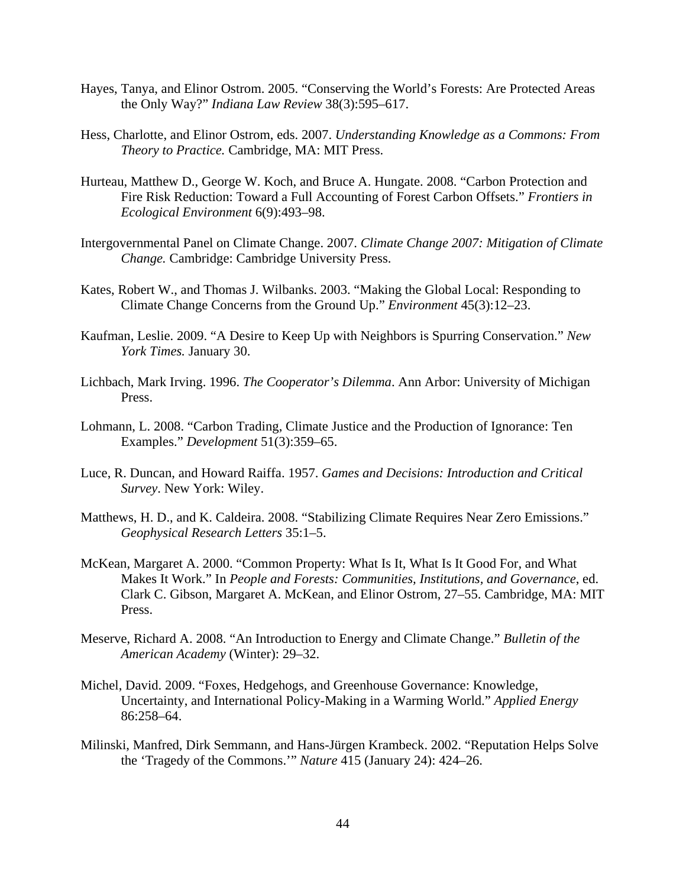Hayes, Tanya, and Elinor Ostrom. 2005. "Conserving the World's Forests: Are Protected Areas the Only Way?" *Indiana Law Review* 38(3):595–617.

Hess, Charlotte, and Elinor Ostrom, eds. 2007. *Understanding Knowledge as a Commons: From Theory to Practice.* Cambridge, MA: MIT Press.

Hurteau, Matthew D., George W. Koch, and Bruce A. Hungate. 2008. "Carbon Protection and Fire Risk Reduction: Toward a Full Accounting of Forest Carbon Offsets." *Frontiers in Ecological Environment* 6(9):493–98.

Intergovernmental Panel on Climate Change. 2007. *Climate Change 2007: Mitigation of Climate Change.* Cambridge: Cambridge University Press.

Kates, Robert W., and Thomas J. Wilbanks. 2003. "Making the Global Local: Responding to Climate Change Concerns from the Ground Up." *Environment* 45(3):12–23.

Kaufman, Leslie. 2009. "A Desire to Keep Up with Neighbors is Spurring Conservation." *New York Times.* January 30.

Lichbach, Mark Irving. 1996. *The Cooperator's Dilemma*. Ann Arbor: University of Michigan Press.

Lohmann, L. 2008. "Carbon Trading, Climate Justice and the Production of Ignorance: Ten Examples." *Development* 51(3):359–65.

Luce, R. Duncan, and Howard Raiffa. 1957. *Games and Decisions: Introduction and Critical Survey*. New York: Wiley.

Matthews, H. D., and K. Caldeira. 2008. "Stabilizing Climate Requires Near Zero Emissions." *Geophysical Research Letters* 35:1–5.

McKean, Margaret A. 2000. "Common Property: What Is It, What Is It Good For, and What Makes It Work." In *People and Forests: Communities, Institutions, and Governance*, ed. Clark C. Gibson, Margaret A. McKean, and Elinor Ostrom, 27–55. Cambridge, MA: MIT Press.

Meserve, Richard A. 2008. "An Introduction to Energy and Climate Change." *Bulletin of the American Academy* (Winter): 29–32.

Michel, David. 2009. "Foxes, Hedgehogs, and Greenhouse Governance: Knowledge, Uncertainty, and International Policy-Making in a Warming World." *Applied Energy* 86:258–64.

Milinski, Manfred, Dirk Semmann, and Hans-Jürgen Krambeck. 2002. "Reputation Helps Solve the 'Tragedy of the Commons.'" *Nature* 415 (January 24): 424–26.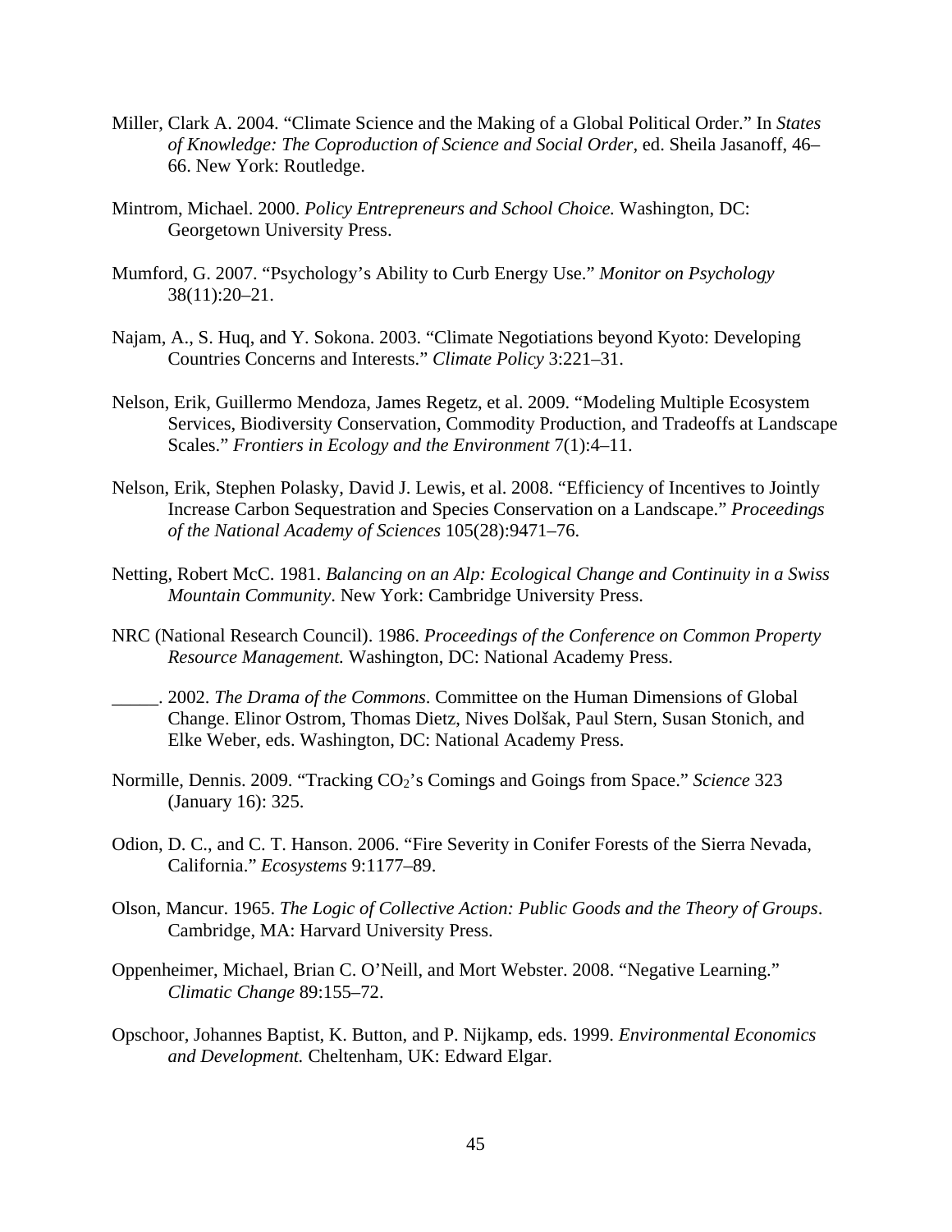Miller, Clark A. 2004. "Climate Science and the Making of a Global Political Order." In *States of Knowledge: The Coproduction of Science and Social Order*, ed. Sheila Jasanoff, 46–66. New York: Routledge.

Mintrom, Michael. 2000. *Policy Entrepreneurs and School Choice.* Washington, DC: Georgetown University Press.

Mumford, G. 2007. "Psychology's Ability to Curb Energy Use." *Monitor on Psychology* 38(11):20–21.

Najam, A., S. Huq, and Y. Sokona. 2003. "Climate Negotiations beyond Kyoto: Developing Countries Concerns and Interests." *Climate Policy* 3:221–31.

Nelson, Erik, Guillermo Mendoza, James Regetz, et al. 2009. "Modeling Multiple Ecosystem Services, Biodiversity Conservation, Commodity Production, and Tradeoffs at Landscape Scales." *Frontiers in Ecology and the Environment* 7(1):4–11.

Nelson, Erik, Stephen Polasky, David J. Lewis, et al. 2008. "Efficiency of Incentives to Jointly Increase Carbon Sequestration and Species Conservation on a Landscape." *Proceedings of the National Academy of Sciences* 105(28):9471–76.

Netting, Robert McC. 1981. *Balancing on an Alp: Ecological Change and Continuity in a Swiss Mountain Community*. New York: Cambridge University Press.

NRC (National Research Council). 1986. *Proceedings of the Conference on Common Property Resource Management.* Washington, DC: National Academy Press.

_____. 2002. *The Drama of the Commons*. Committee on the Human Dimensions of Global Change. Elinor Ostrom, Thomas Dietz, Nives Dolšak, Paul Stern, Susan Stonich, and Elke Weber, eds. Washington, DC: National Academy Press.

Normille, Dennis. 2009. "Tracking $CO_2$'s Comings and Goings from Space." *Science* 323 (January 16): 325.

Odion, D. C., and C. T. Hanson. 2006. "Fire Severity in Conifer Forests of the Sierra Nevada, California." *Ecosystems* 9:1177–89.

Olson, Mancur. 1965. *The Logic of Collective Action: Public Goods and the Theory of Groups*. Cambridge, MA: Harvard University Press.

Oppenheimer, Michael, Brian C. O'Neill, and Mort Webster. 2008. "Negative Learning." *Climatic Change* 89:155–72.

Opschoor, Johannes Baptist, K. Button, and P. Nijkamp, eds. 1999. *Environmental Economics and Development.* Cheltenham, UK: Edward Elgar.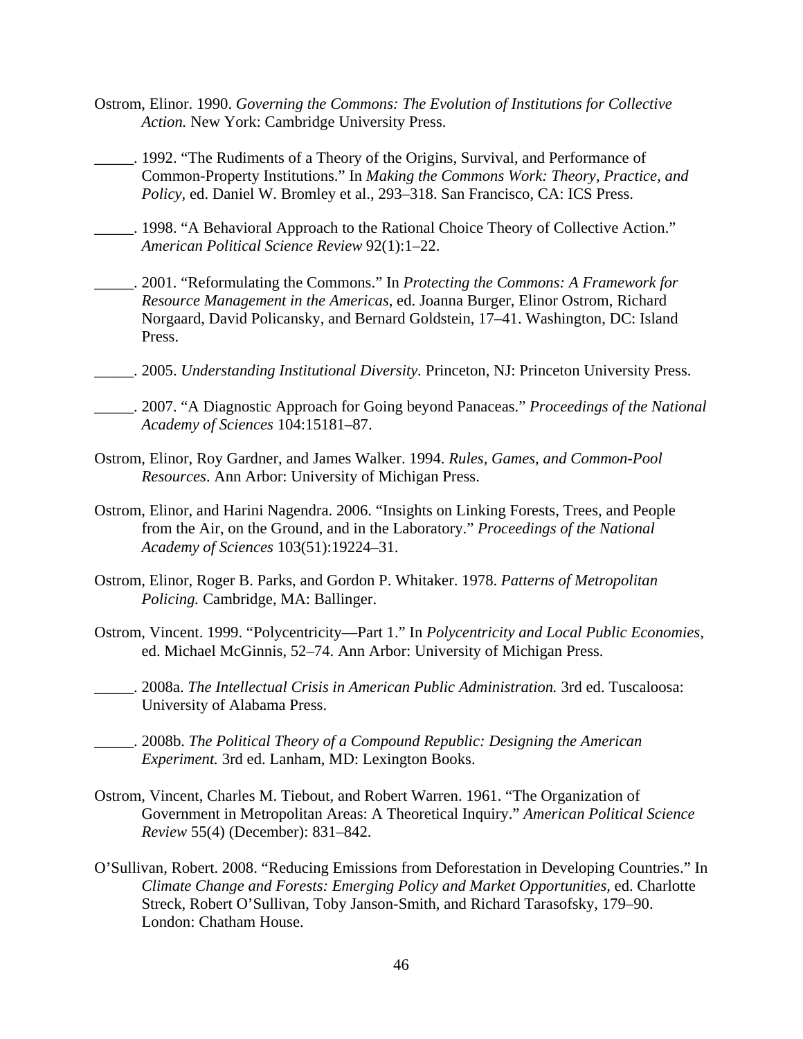Ostrom, Elinor. 1990. *Governing the Commons: The Evolution of Institutions for Collective Action.* New York: Cambridge University Press.

_____. 1992. "The Rudiments of a Theory of the Origins, Survival, and Performance of Common-Property Institutions." In *Making the Commons Work: Theory, Practice, and Policy*, ed. Daniel W. Bromley et al., 293–318. San Francisco, CA: ICS Press.

_____. 1998. "A Behavioral Approach to the Rational Choice Theory of Collective Action." *American Political Science Review* 92(1):1–22.

_____. 2001. "Reformulating the Commons." In *Protecting the Commons: A Framework for Resource Management in the Americas*, ed. Joanna Burger, Elinor Ostrom, Richard Norgaard, David Policansky, and Bernard Goldstein, 17–41. Washington, DC: Island Press.

_____. 2005. *Understanding Institutional Diversity.* Princeton, NJ: Princeton University Press.

_____. 2007. "A Diagnostic Approach for Going beyond Panaceas." *Proceedings of the National Academy of Sciences* 104:15181–87.

Ostrom, Elinor, Roy Gardner, and James Walker. 1994. *Rules, Games, and Common-Pool Resources*. Ann Arbor: University of Michigan Press.

Ostrom, Elinor, and Harini Nagendra. 2006. "Insights on Linking Forests, Trees, and People from the Air, on the Ground, and in the Laboratory." *Proceedings of the National Academy of Sciences* 103(51):19224–31.

Ostrom, Elinor, Roger B. Parks, and Gordon P. Whitaker. 1978. *Patterns of Metropolitan Policing.* Cambridge, MA: Ballinger.

Ostrom, Vincent. 1999. "Polycentricity—Part 1." In *Polycentricity and Local Public Economies*, ed. Michael McGinnis, 52–74. Ann Arbor: University of Michigan Press.

_____. 2008a. *The Intellectual Crisis in American Public Administration.* 3rd ed. Tuscaloosa: University of Alabama Press.

_____. 2008b. *The Political Theory of a Compound Republic: Designing the American Experiment.* 3rd ed. Lanham, MD: Lexington Books.

Ostrom, Vincent, Charles M. Tiebout, and Robert Warren. 1961. "The Organization of Government in Metropolitan Areas: A Theoretical Inquiry." *American Political Science Review* 55(4) (December): 831–842.

O'Sullivan, Robert. 2008. "Reducing Emissions from Deforestation in Developing Countries." In *Climate Change and Forests: Emerging Policy and Market Opportunities*, ed. Charlotte Streck, Robert O'Sullivan, Toby Janson-Smith, and Richard Tarasofsky, 179–90. London: Chatham House.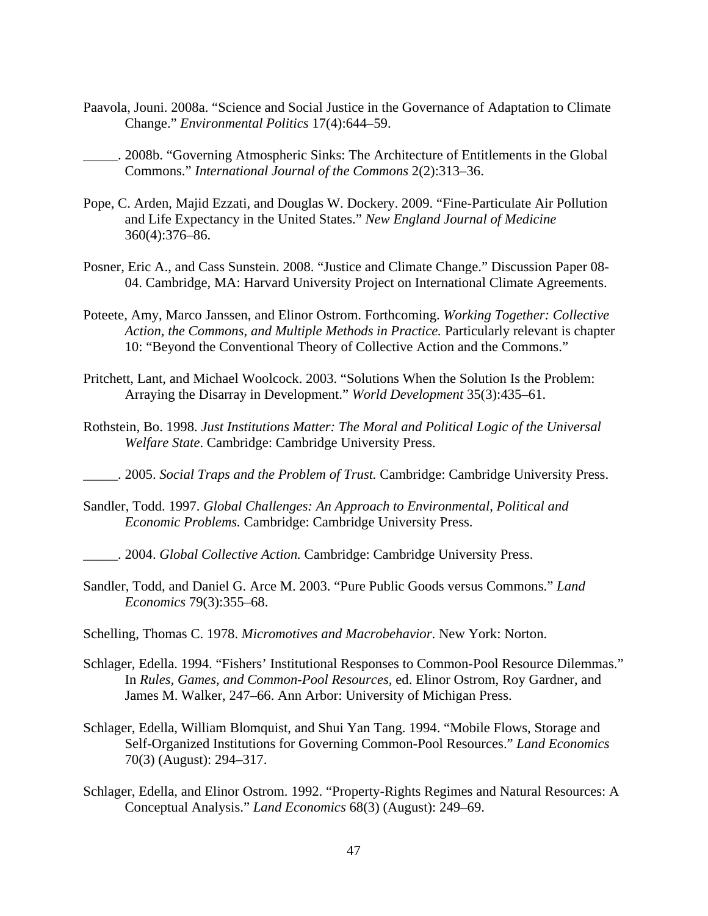Paavola, Jouni. 2008a. "Science and Social Justice in the Governance of Adaptation to Climate Change." *Environmental Politics* 17(4):644–59.

_____. 2008b. "Governing Atmospheric Sinks: The Architecture of Entitlements in the Global Commons." *International Journal of the Commons* 2(2):313–36.

Pope, C. Arden, Majid Ezzati, and Douglas W. Dockery. 2009. "Fine-Particulate Air Pollution and Life Expectancy in the United States." *New England Journal of Medicine* 360(4):376–86.

Posner, Eric A., and Cass Sunstein. 2008. "Justice and Climate Change." Discussion Paper 08-04. Cambridge, MA: Harvard University Project on International Climate Agreements.

Poteete, Amy, Marco Janssen, and Elinor Ostrom. Forthcoming. *Working Together: Collective Action, the Commons, and Multiple Methods in Practice.* Particularly relevant is chapter 10: "Beyond the Conventional Theory of Collective Action and the Commons."

Pritchett, Lant, and Michael Woolcock. 2003. "Solutions When the Solution Is the Problem: Arraying the Disarray in Development." *World Development* 35(3):435–61.

Rothstein, Bo. 1998. *Just Institutions Matter: The Moral and Political Logic of the Universal Welfare State*. Cambridge: Cambridge University Press.

_____. 2005. *Social Traps and the Problem of Trust.* Cambridge: Cambridge University Press.

Sandler, Todd. 1997. *Global Challenges: An Approach to Environmental, Political and Economic Problems.* Cambridge: Cambridge University Press.

_____. 2004. *Global Collective Action.* Cambridge: Cambridge University Press.

Sandler, Todd, and Daniel G. Arce M. 2003. "Pure Public Goods versus Commons." *Land Economics* 79(3):355–68.

Schelling, Thomas C. 1978. *Micromotives and Macrobehavior*. New York: Norton.

Schlager, Edella. 1994. "Fishers' Institutional Responses to Common-Pool Resource Dilemmas." In *Rules, Games, and Common-Pool Resources,* ed. Elinor Ostrom, Roy Gardner, and James M. Walker, 247–66. Ann Arbor: University of Michigan Press.

Schlager, Edella, William Blomquist, and Shui Yan Tang. 1994. "Mobile Flows, Storage and Self-Organized Institutions for Governing Common-Pool Resources." *Land Economics* 70(3) (August): 294–317.

Schlager, Edella, and Elinor Ostrom. 1992. "Property-Rights Regimes and Natural Resources: A Conceptual Analysis." *Land Economics* 68(3) (August): 249–69.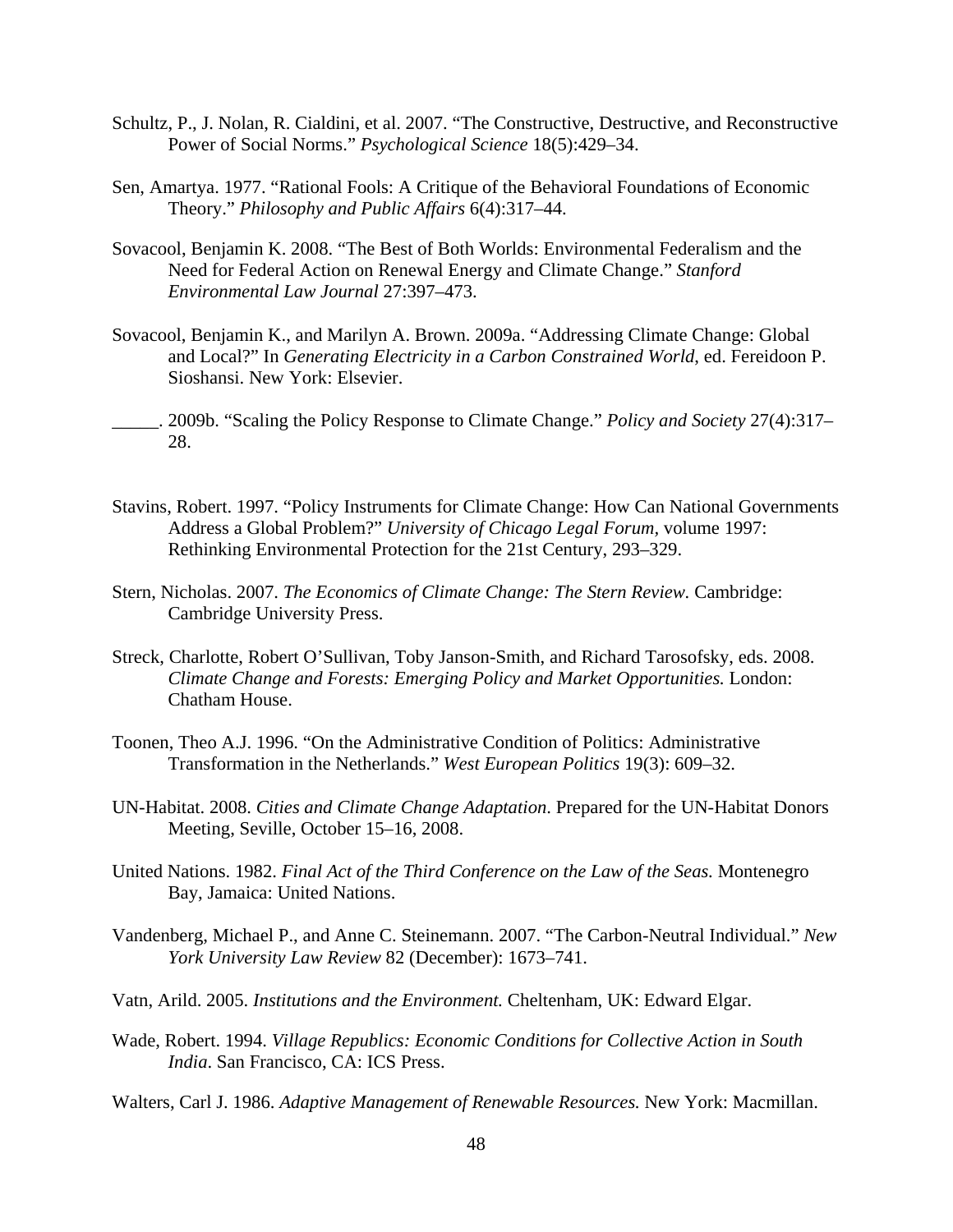Schultz, P., J. Nolan, R. Cialdini, et al. 2007. "The Constructive, Destructive, and Reconstructive Power of Social Norms." *Psychological Science* 18(5):429–34.

Sen, Amartya. 1977. "Rational Fools: A Critique of the Behavioral Foundations of Economic Theory." *Philosophy and Public Affairs* 6(4):317–44.

Sovacool, Benjamin K. 2008. "The Best of Both Worlds: Environmental Federalism and the Need for Federal Action on Renewal Energy and Climate Change." *Stanford Environmental Law Journal* 27:397–473.

Sovacool, Benjamin K., and Marilyn A. Brown. 2009a. "Addressing Climate Change: Global and Local?" In *Generating Electricity in a Carbon Constrained World*, ed. Fereidoon P. Sioshansi. New York: Elsevier.

_____. 2009b. "Scaling the Policy Response to Climate Change." *Policy and Society* 27(4):317–28.

Stavins, Robert. 1997. "Policy Instruments for Climate Change: How Can National Governments Address a Global Problem?" *University of Chicago Legal Forum,* volume 1997: Rethinking Environmental Protection for the 21st Century, 293–329.

Stern, Nicholas. 2007. *The Economics of Climate Change: The Stern Review.* Cambridge: Cambridge University Press.

Streck, Charlotte, Robert O'Sullivan, Toby Janson-Smith, and Richard Tarosofsky, eds. 2008. *Climate Change and Forests: Emerging Policy and Market Opportunities.* London: Chatham House.

Toonen, Theo A.J. 1996. "On the Administrative Condition of Politics: Administrative Transformation in the Netherlands." *West European Politics* 19(3): 609–32.

UN-Habitat. 2008. *Cities and Climate Change Adaptation*. Prepared for the UN-Habitat Donors Meeting, Seville, October 15–16, 2008.

United Nations. 1982. *Final Act of the Third Conference on the Law of the Seas.* Montenegro Bay, Jamaica: United Nations.

Vandenberg, Michael P., and Anne C. Steinemann. 2007. "The Carbon-Neutral Individual." *New York University Law Review* 82 (December): 1673–741.

Vatn, Arild. 2005. *Institutions and the Environment.* Cheltenham, UK: Edward Elgar.

Wade, Robert. 1994. *Village Republics: Economic Conditions for Collective Action in South India*. San Francisco, CA: ICS Press.

Walters, Carl J. 1986. *Adaptive Management of Renewable Resources.* New York: Macmillan.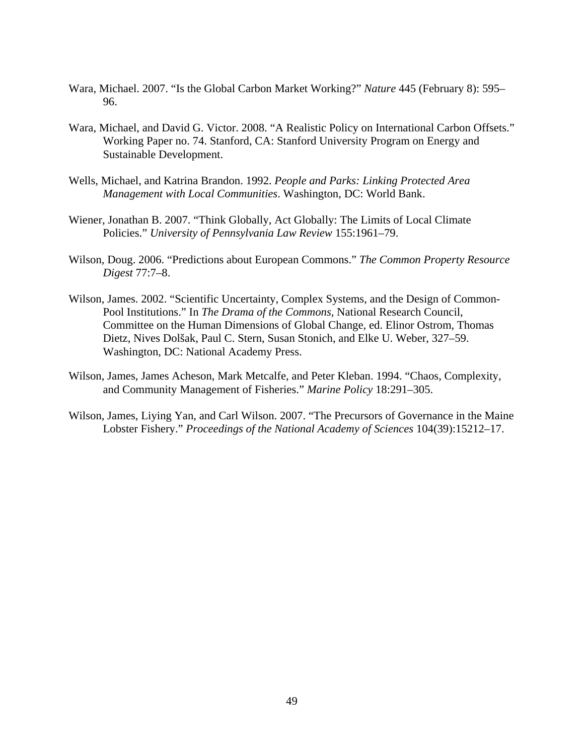Wara, Michael. 2007. "Is the Global Carbon Market Working?" *Nature* 445 (February 8): 595–96.

Wara, Michael, and David G. Victor. 2008. "A Realistic Policy on International Carbon Offsets." Working Paper no. 74. Stanford, CA: Stanford University Program on Energy and Sustainable Development.

Wells, Michael, and Katrina Brandon. 1992. *People and Parks: Linking Protected Area Management with Local Communities*. Washington, DC: World Bank.

Wiener, Jonathan B. 2007. "Think Globally, Act Globally: The Limits of Local Climate Policies." *University of Pennsylvania Law Review* 155:1961–79.

Wilson, Doug. 2006. "Predictions about European Commons." *The Common Property Resource Digest* 77:7–8.

Wilson, James. 2002. "Scientific Uncertainty, Complex Systems, and the Design of Common-Pool Institutions." In *The Drama of the Commons*, National Research Council, Committee on the Human Dimensions of Global Change, ed. Elinor Ostrom, Thomas Dietz, Nives Dolšak, Paul C. Stern, Susan Stonich, and Elke U. Weber, 327–59. Washington, DC: National Academy Press.

Wilson, James, James Acheson, Mark Metcalfe, and Peter Kleban. 1994. "Chaos, Complexity, and Community Management of Fisheries." *Marine Policy* 18:291–305.

Wilson, James, Liying Yan, and Carl Wilson. 2007. "The Precursors of Governance in the Maine Lobster Fishery." *Proceedings of the National Academy of Sciences* 104(39):15212–17.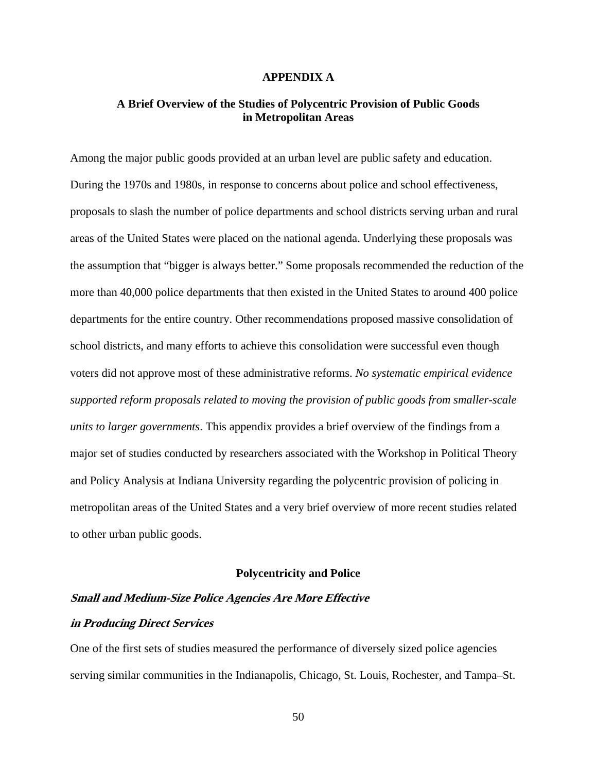# APPENDIX A

## A Brief Overview of the Studies of Polycentric Provision of Public Goods in Metropolitan Areas

Among the major public goods provided at an urban level are public safety and education. During the 1970s and 1980s, in response to concerns about police and school effectiveness, proposals to slash the number of police departments and school districts serving urban and rural areas of the United States were placed on the national agenda. Underlying these proposals was the assumption that "bigger is always better." Some proposals recommended the reduction of the more than 40,000 police departments that then existed in the United States to around 400 police departments for the entire country. Other recommendations proposed massive consolidation of school districts, and many efforts to achieve this consolidation were successful even though voters did not approve most of these administrative reforms. *No systematic empirical evidence supported reform proposals related to moving the provision of public goods from smaller-scale units to larger governments*. This appendix provides a brief overview of the findings from a major set of studies conducted by researchers associated with the Workshop in Political Theory and Policy Analysis at Indiana University regarding the polycentric provision of policing in metropolitan areas of the United States and a very brief overview of more recent studies related to other urban public goods.

### Polycentricity and Police

#### *Small and Medium-Size Police Agencies Are More Effective in Producing Direct Services*

One of the first sets of studies measured the performance of diversely sized police agencies serving similar communities in the Indianapolis, Chicago, St. Louis, Rochester, and Tampa–St.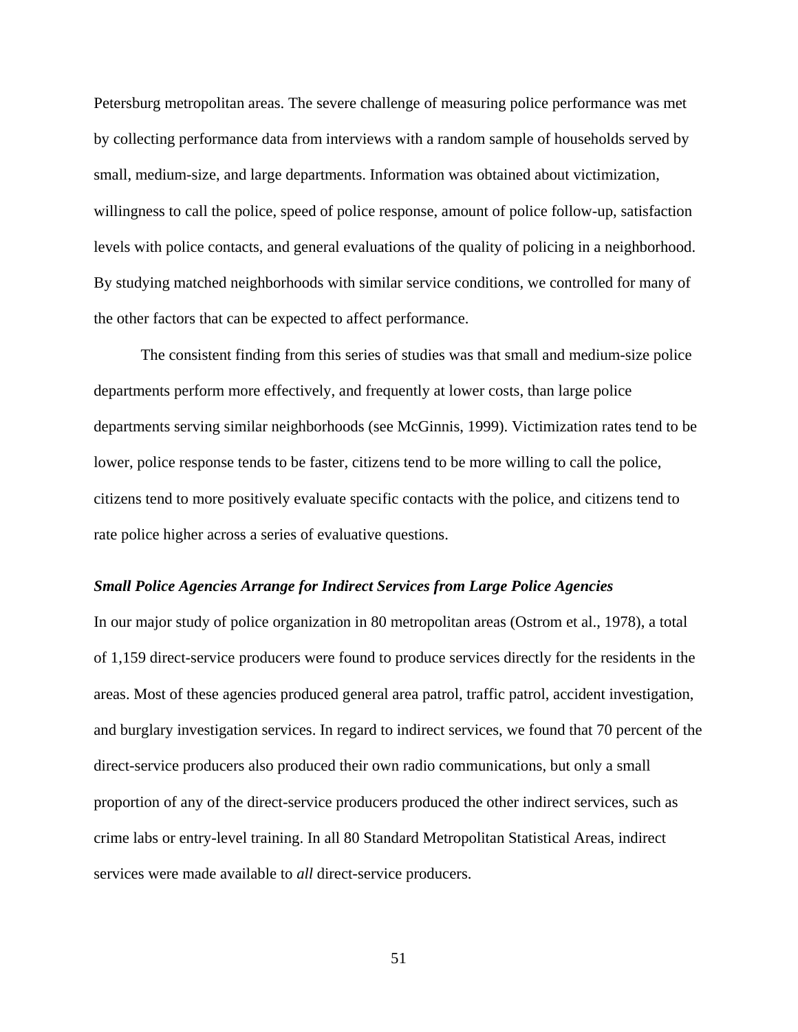Petersburg metropolitan areas. The severe challenge of measuring police performance was met by collecting performance data from interviews with a random sample of households served by small, medium-size, and large departments. Information was obtained about victimization, willingness to call the police, speed of police response, amount of police follow-up, satisfaction levels with police contacts, and general evaluations of the quality of policing in a neighborhood. By studying matched neighborhoods with similar service conditions, we controlled for many of the other factors that can be expected to affect performance.

The consistent finding from this series of studies was that small and medium-size police departments perform more effectively, and frequently at lower costs, than large police departments serving similar neighborhoods (see McGinnis, 1999). Victimization rates tend to be lower, police response tends to be faster, citizens tend to be more willing to call the police, citizens tend to more positively evaluate specific contacts with the police, and citizens tend to rate police higher across a series of evaluative questions.

### *Small Police Agencies Arrange for Indirect Services from Large Police Agencies*

In our major study of police organization in 80 metropolitan areas (Ostrom et al., 1978), a total of 1,159 direct-service producers were found to produce services directly for the residents in the areas. Most of these agencies produced general area patrol, traffic patrol, accident investigation, and burglary investigation services. In regard to indirect services, we found that 70 percent of the direct-service producers also produced their own radio communications, but only a small proportion of any of the direct-service producers produced the other indirect services, such as crime labs or entry-level training. In all 80 Standard Metropolitan Statistical Areas, indirect services were made available to *all* direct-service producers.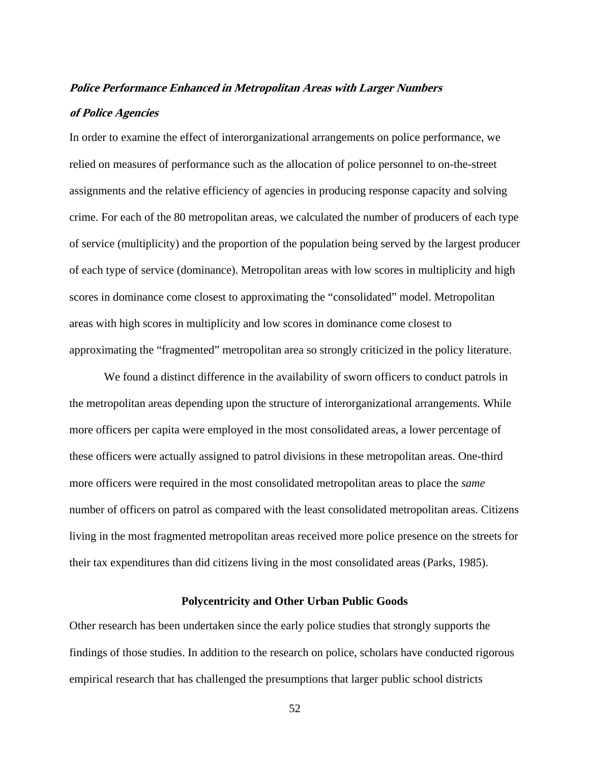### *Police Performance Enhanced in Metropolitan Areas with Larger Numbers of Police Agencies*

In order to examine the effect of interorganizational arrangements on police performance, we relied on measures of performance such as the allocation of police personnel to on-the-street assignments and the relative efficiency of agencies in producing response capacity and solving crime. For each of the 80 metropolitan areas, we calculated the number of producers of each type of service (multiplicity) and the proportion of the population being served by the largest producer of each type of service (dominance). Metropolitan areas with low scores in multiplicity and high scores in dominance come closest to approximating the "consolidated" model. Metropolitan areas with high scores in multiplicity and low scores in dominance come closest to approximating the "fragmented" metropolitan area so strongly criticized in the policy literature.

We found a distinct difference in the availability of sworn officers to conduct patrols in the metropolitan areas depending upon the structure of interorganizational arrangements. While more officers per capita were employed in the most consolidated areas, a lower percentage of these officers were actually assigned to patrol divisions in these metropolitan areas. One-third more officers were required in the most consolidated metropolitan areas to place the *same* number of officers on patrol as compared with the least consolidated metropolitan areas. Citizens living in the most fragmented metropolitan areas received more police presence on the streets for their tax expenditures than did citizens living in the most consolidated areas (Parks, 1985).

## Polycentricity and Other Urban Public Goods

Other research has been undertaken since the early police studies that strongly supports the findings of those studies. In addition to the research on police, scholars have conducted rigorous empirical research that has challenged the presumptions that larger public school districts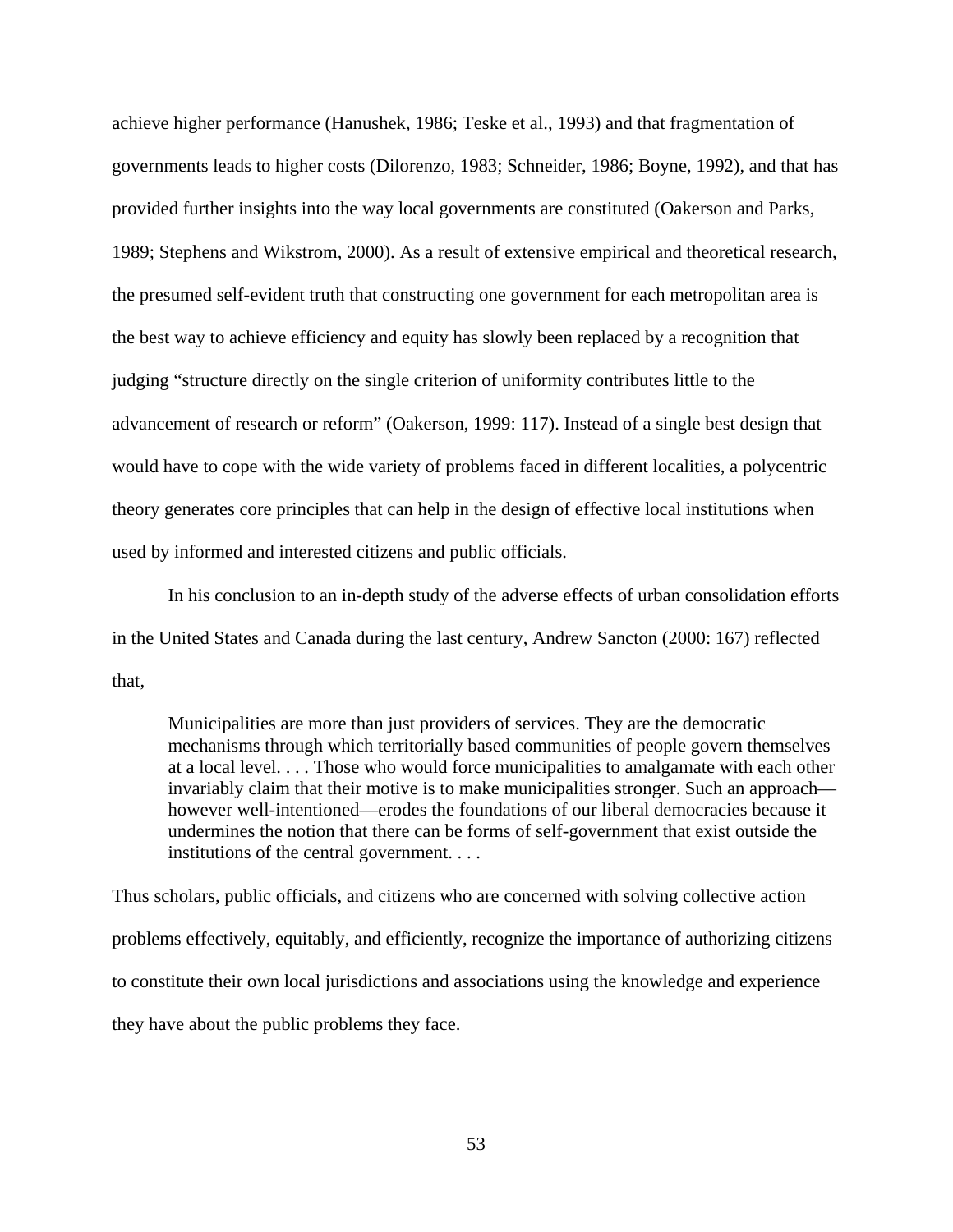achieve higher performance (Hanushek, 1986; Teske et al., 1993) and that fragmentation of governments leads to higher costs (Dilorenzo, 1983; Schneider, 1986; Boyne, 1992), and that has provided further insights into the way local governments are constituted (Oakerson and Parks, 1989; Stephens and Wikstrom, 2000). As a result of extensive empirical and theoretical research, the presumed self-evident truth that constructing one government for each metropolitan area is the best way to achieve efficiency and equity has slowly been replaced by a recognition that judging "structure directly on the single criterion of uniformity contributes little to the advancement of research or reform" (Oakerson, 1999: 117). Instead of a single best design that would have to cope with the wide variety of problems faced in different localities, a polycentric theory generates core principles that can help in the design of effective local institutions when used by informed and interested citizens and public officials.

In his conclusion to an in-depth study of the adverse effects of urban consolidation efforts in the United States and Canada during the last century, Andrew Sancton (2000: 167) reflected that,

> Municipalities are more than just providers of services. They are the democratic mechanisms through which territorially based communities of people govern themselves at a local level. . . . Those who would force municipalities to amalgamate with each other invariably claim that their motive is to make municipalities stronger. Such an approach—however well-intentioned—erodes the foundations of our liberal democracies because it undermines the notion that there can be forms of self-government that exist outside the institutions of the central government. . . .

Thus scholars, public officials, and citizens who are concerned with solving collective action problems effectively, equitably, and efficiently, recognize the importance of authorizing citizens to constitute their own local jurisdictions and associations using the knowledge and experience they have about the public problems they face.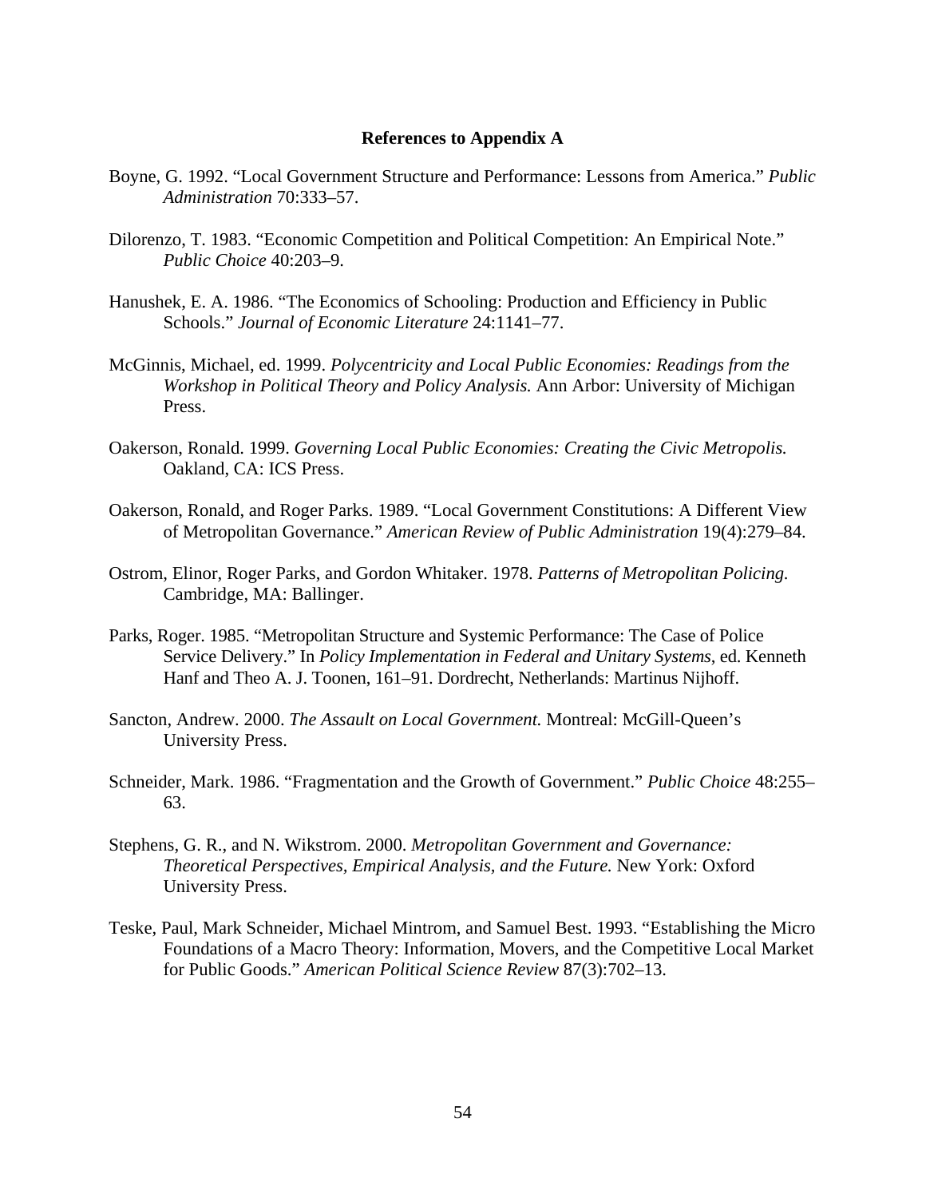**References to Appendix A**

Boyne, G. 1992. "Local Government Structure and Performance: Lessons from America." *Public Administration* 70:333–57.

Dilorenzo, T. 1983. "Economic Competition and Political Competition: An Empirical Note." *Public Choice* 40:203–9.

Hanushek, E. A. 1986. "The Economics of Schooling: Production and Efficiency in Public Schools." *Journal of Economic Literature* 24:1141–77.

McGinnis, Michael, ed. 1999. *Polycentricity and Local Public Economies: Readings from the Workshop in Political Theory and Policy Analysis.* Ann Arbor: University of Michigan Press.

Oakerson, Ronald. 1999. *Governing Local Public Economies: Creating the Civic Metropolis.* Oakland, CA: ICS Press.

Oakerson, Ronald, and Roger Parks. 1989. "Local Government Constitutions: A Different View of Metropolitan Governance." *American Review of Public Administration* 19(4):279–84.

Ostrom, Elinor, Roger Parks, and Gordon Whitaker. 1978. *Patterns of Metropolitan Policing.* Cambridge, MA: Ballinger.

Parks, Roger. 1985. "Metropolitan Structure and Systemic Performance: The Case of Police Service Delivery." In *Policy Implementation in Federal and Unitary Systems*, ed. Kenneth Hanf and Theo A. J. Toonen, 161–91. Dordrecht, Netherlands: Martinus Nijhoff.

Sancton, Andrew. 2000. *The Assault on Local Government.* Montreal: McGill-Queen's University Press.

Schneider, Mark. 1986. "Fragmentation and the Growth of Government." *Public Choice* 48:255–63.

Stephens, G. R., and N. Wikstrom. 2000. *Metropolitan Government and Governance: Theoretical Perspectives, Empirical Analysis, and the Future.* New York: Oxford University Press.

Teske, Paul, Mark Schneider, Michael Mintrom, and Samuel Best. 1993. "Establishing the Micro Foundations of a Macro Theory: Information, Movers, and the Competitive Local Market for Public Goods." *American Political Science Review* 87(3):702–13.